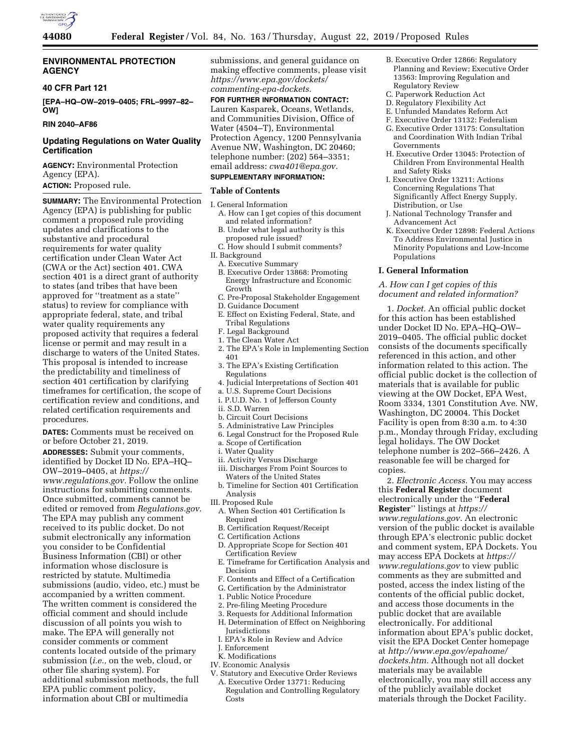## ENVIRONMENTAL PROTECTION AGENCY

### 40 CFR Part 121

**[EPA–HQ–OW–2019–0405; FRL–9997–82–OW]**

**RIN 2040–AF86**

### Updating Regulations on Water Quality Certification

**AGENCY:** Environmental Protection Agency (EPA).

**ACTION:** Proposed rule.

**SUMMARY:** The Environmental Protection Agency (EPA) is publishing for public comment a proposed rule providing updates and clarifications to the substantive and procedural requirements for water quality certification under Clean Water Act (CWA or the Act) section 401. CWA section 401 is a direct grant of authority to states (and tribes that have been approved for "treatment as a state" status) to review for compliance with appropriate federal, state, and tribal water quality requirements any proposed activity that requires a federal license or permit and may result in a discharge to waters of the United States. This proposal is intended to increase the predictability and timeliness of section 401 certification by clarifying timeframes for certification, the scope of certification review and conditions, and related certification requirements and procedures.

**DATES:** Comments must be received on or before October 21, 2019.

**ADDRESSES:** Submit your comments, identified by Docket ID No. EPA–HQ–OW–2019–0405, at *https://www.regulations.gov.* Follow the online instructions for submitting comments. Once submitted, comments cannot be edited or removed from *Regulations.gov*. The EPA may publish any comment received to its public docket. Do not submit electronically any information you consider to be Confidential Business Information (CBI) or other information whose disclosure is restricted by statute. Multimedia submissions (audio, video, etc.) must be accompanied by a written comment. The written comment is considered the official comment and should include discussion of all points you wish to make. The EPA will generally not consider comments or comment contents located outside of the primary submission (*i.e.,* on the web, cloud, or other file sharing system). For additional submission methods, the full EPA public comment policy, information about CBI or multimedia submissions, and general guidance on making effective comments, please visit *https://www.epa.gov/dockets/commenting-epa-dockets.*

**FOR FURTHER INFORMATION CONTACT:** Lauren Kasparek, Oceans, Wetlands, and Communities Division, Office of Water (4504–T), Environmental Protection Agency, 1200 Pennsylvania Avenue NW, Washington, DC 20460; telephone number: (202) 564–3351; email address: *cwa401@epa.gov.*

**SUPPLEMENTARY INFORMATION:**

### Table of Contents

- I. General Information
  - A. How can I get copies of this document and related information?
  - B. Under what legal authority is this proposed rule issued?
  - C. How should I submit comments?
- II. Background
  - A. Executive Summary
  - B. Executive Order 13868: Promoting Energy Infrastructure and Economic Growth
  - C. Pre-Proposal Stakeholder Engagement
  - D. Guidance Document
  - E. Effect on Existing Federal, State, and Tribal Regulations
  - F. Legal Background
    - 1. The Clean Water Act
    - 2. The EPA's Role in Implementing Section 401
    - 3. The EPA's Existing Certification Regulations
    - 4. Judicial Interpretations of Section 401
      - a. U.S. Supreme Court Decisions
        - i. P.U.D. No. 1 of Jefferson County
        - ii. S.D. Warren
      - b. Circuit Court Decisions
    - 5. Administrative Law Principles
    - 6. Legal Construct for the Proposed Rule
      - a. Scope of Certification
        - i. Water Quality
        - ii. Activity Versus Discharge
        - iii. Discharges From Point Sources to Waters of the United States
      - b. Timeline for Section 401 Certification Analysis
- III. Proposed Rule
  - A. When Section 401 Certification Is Required
  - B. Certification Request/Receipt
  - C. Certification Actions
  - D. Appropriate Scope for Section 401 Certification Review
  - E. Timeframe for Certification Analysis and Decision
  - F. Contents and Effect of a Certification
  - G. Certification by the Administrator
    - 1. Public Notice Procedure
    - 2. Pre-filing Meeting Procedure
    - 3. Requests for Additional Information
  - H. Determination of Effect on Neighboring Jurisdictions
  - I. EPA's Role in Review and Advice
  - J. Enforcement
  - K. Modifications
- IV. Economic Analysis
- V. Statutory and Executive Order Reviews
  - A. Executive Order 13771: Reducing Regulation and Controlling Regulatory Costs
  - B. Executive Order 12866: Regulatory Planning and Review; Executive Order 13563: Improving Regulation and Regulatory Review
  - C. Paperwork Reduction Act
  - D. Regulatory Flexibility Act
  - E. Unfunded Mandates Reform Act
  - F. Executive Order 13132: Federalism
  - G. Executive Order 13175: Consultation and Coordination With Indian Tribal Governments
  - H. Executive Order 13045: Protection of Children From Environmental Health and Safety Risks
  - I. Executive Order 13211: Actions Concerning Regulations That Significantly Affect Energy Supply, Distribution, or Use
  - J. National Technology Transfer and Advancement Act
  - K. Executive Order 12898: Federal Actions To Address Environmental Justice in Minority Populations and Low-Income Populations

## I. General Information

### *A. How can I get copies of this document and related information?*

1. *Docket.* An official public docket for this action has been established under Docket ID No. EPA–HQ–OW–2019–0405. The official public docket consists of the documents specifically referenced in this action, and other information related to this action. The official public docket is the collection of materials that is available for public viewing at the OW Docket, EPA West, Room 3334, 1301 Constitution Ave. NW, Washington, DC 20004. This Docket Facility is open from 8:30 a.m. to 4:30 p.m., Monday through Friday, excluding legal holidays. The OW Docket telephone number is 202–566–2426. A reasonable fee will be charged for copies.

2. *Electronic Access.* You may access this **Federal Register** document electronically under the "**Federal Register**" listings at *https://www.regulations.gov.* An electronic version of the public docket is available through EPA's electronic public docket and comment system, EPA Dockets. You may access EPA Dockets at *https://www.regulations.gov* to view public comments as they are submitted and posted, access the index listing of the contents of the official public docket, and access those documents in the public docket that are available electronically. For additional information about EPA's public docket, visit the EPA Docket Center homepage at *http://www.epa.gov/epahome/dockets.htm.* Although not all docket materials may be available electronically, you may still access any of the publicly available docket materials through the Docket Facility.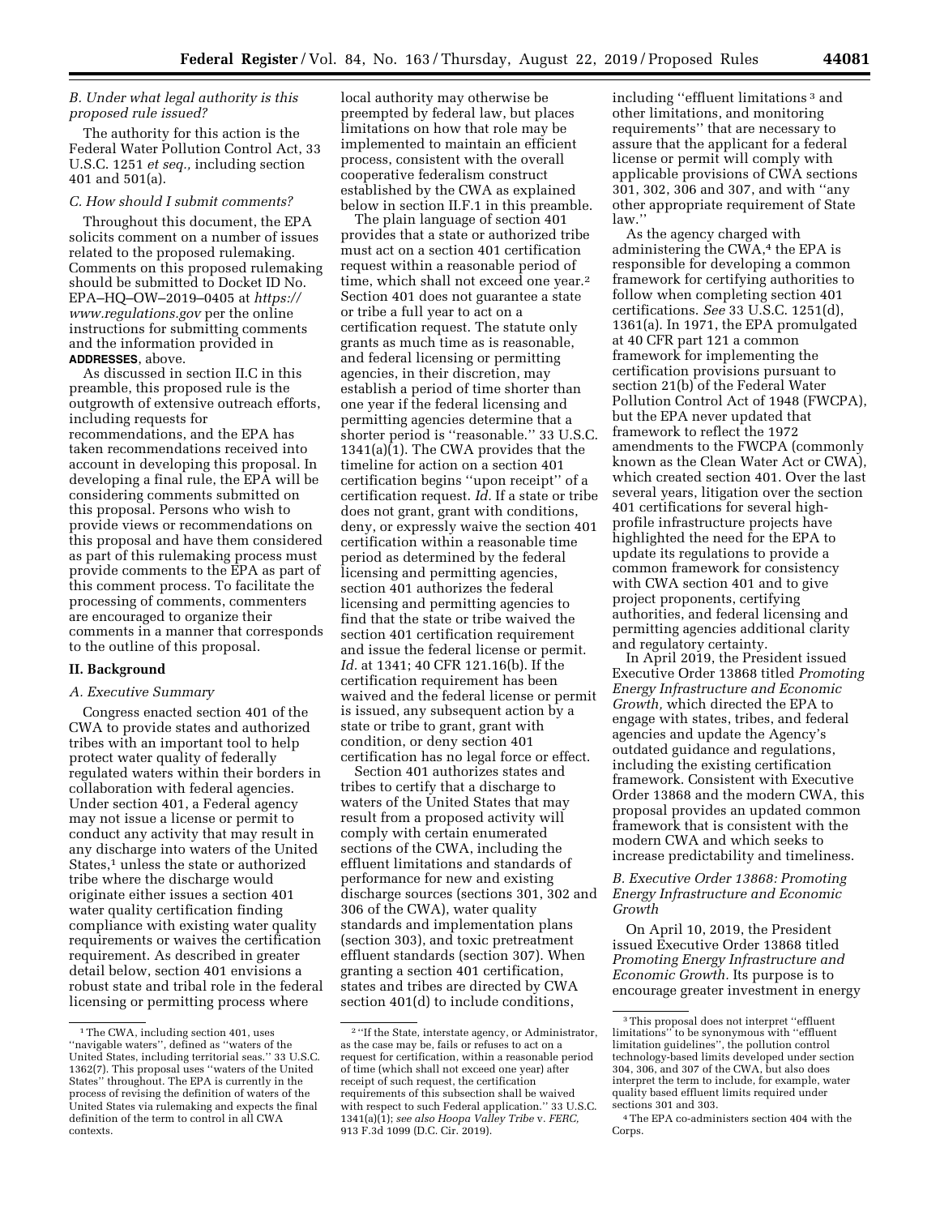### B. Under what legal authority is this proposed rule issued?

The authority for this action is the Federal Water Pollution Control Act, 33 U.S.C. 1251 *et seq.,* including section 401 and 501(a).

### C. How should I submit comments?

Throughout this document, the EPA solicits comment on a number of issues related to the proposed rulemaking. Comments on this proposed rulemaking should be submitted to Docket ID No. EPA–HQ–OW–2019–0405 at *https://www.regulations.gov* per the online instructions for submitting comments and the information provided in **ADDRESSES**, above.

As discussed in section II.C in this preamble, this proposed rule is the outgrowth of extensive outreach efforts, including requests for recommendations, and the EPA has taken recommendations received into account in developing this proposal. In developing a final rule, the EPA will be considering comments submitted on this proposal. Persons who wish to provide views or recommendations on this proposal and have them considered as part of this rulemaking process must provide comments to the EPA as part of this comment process. To facilitate the processing of comments, commenters are encouraged to organize their comments in a manner that corresponds to the outline of this proposal.

## II. Background

### A. Executive Summary

Congress enacted section 401 of the CWA to provide states and authorized tribes with an important tool to help protect water quality of federally regulated waters within their borders in collaboration with federal agencies. Under section 401, a Federal agency may not issue a license or permit to conduct any activity that may result in any discharge into waters of the United States,[1] unless the state or authorized tribe where the discharge would originate either issues a section 401 water quality certification finding compliance with existing water quality requirements or waives the certification requirement. As described in greater detail below, section 401 envisions a robust state and tribal role in the federal licensing or permitting process where local authority may otherwise be preempted by federal law, but places limitations on how that role may be implemented to maintain an efficient process, consistent with the overall cooperative federalism construct established by the CWA as explained below in section II.F.1 in this preamble.

The plain language of section 401 provides that a state or authorized tribe must act on a section 401 certification request within a reasonable period of time, which shall not exceed one year.[2] Section 401 does not guarantee a state or tribe a full year to act on a certification request. The statute only grants as much time as is reasonable, and federal licensing or permitting agencies, in their discretion, may establish a period of time shorter than one year if the federal licensing and permitting agencies determine that a shorter period is ''reasonable.'' 33 U.S.C. 1341(a)(1). The CWA provides that the timeline for action on a section 401 certification begins ''upon receipt'' of a certification request. *Id.* If a state or tribe does not grant, grant with conditions, deny, or expressly waive the section 401 certification within a reasonable time period as determined by the federal licensing and permitting agencies, section 401 authorizes the federal licensing and permitting agencies to find that the state or tribe waived the section 401 certification requirement and issue the federal license or permit. *Id.* at 1341; 40 CFR 121.16(b). If the certification requirement has been waived and the federal license or permit is issued, any subsequent action by a state or tribe to grant, grant with condition, or deny section 401 certification has no legal force or effect.

Section 401 authorizes states and tribes to certify that a discharge to waters of the United States that may result from a proposed activity will comply with certain enumerated sections of the CWA, including the effluent limitations and standards of performance for new and existing discharge sources (sections 301, 302 and 306 of the CWA), water quality standards and implementation plans (section 303), and toxic pretreatment effluent standards (section 307). When granting a section 401 certification, states and tribes are directed by CWA section 401(d) to include conditions, including ''effluent limitations [3] and other limitations, and monitoring requirements'' that are necessary to assure that the applicant for a federal license or permit will comply with applicable provisions of CWA sections 301, 302, 306 and 307, and with ''any other appropriate requirement of State law.''

As the agency charged with administering the CWA,[4] the EPA is responsible for developing a common framework for certifying authorities to follow when completing section 401 certifications. *See* 33 U.S.C. 1251(d), 1361(a). In 1971, the EPA promulgated at 40 CFR part 121 a common framework for implementing the certification provisions pursuant to section 21(b) of the Federal Water Pollution Control Act of 1948 (FWCPA), but the EPA never updated that framework to reflect the 1972 amendments to the FWCPA (commonly known as the Clean Water Act or CWA), which created section 401. Over the last several years, litigation over the section 401 certifications for several high-profile infrastructure projects have highlighted the need for the EPA to update its regulations to provide a common framework for consistency with CWA section 401 and to give project proponents, certifying authorities, and federal licensing and permitting agencies additional clarity and regulatory certainty.

In April 2019, the President issued Executive Order 13868 titled *Promoting Energy Infrastructure and Economic Growth,* which directed the EPA to engage with states, tribes, and federal agencies and update the Agency's outdated guidance and regulations, including the existing certification framework. Consistent with Executive Order 13868 and the modern CWA, this proposal provides an updated common framework that is consistent with the modern CWA and which seeks to increase predictability and timeliness.

### B. Executive Order 13868: Promoting Energy Infrastructure and Economic Growth

On April 10, 2019, the President issued Executive Order 13868 titled *Promoting Energy Infrastructure and Economic Growth.* Its purpose is to encourage greater investment in energy

---

[1] The CWA, including section 401, uses ''navigable waters'', defined as ''waters of the United States, including territorial seas.'' 33 U.S.C. 1362(7). This proposal uses ''waters of the United States'' throughout. The EPA is currently in the process of revising the definition of waters of the United States via rulemaking and expects the final definition of the term to control in all CWA contexts.

[2] ''If the State, interstate agency, or Administrator, as the case may be, fails or refuses to act on a request for certification, within a reasonable period of time (which shall not exceed one year) after receipt of such request, the certification requirements of this subsection shall be waived with respect to such Federal application.'' 33 U.S.C. 1341(a)(1); *see also Hoopa Valley Tribe* v. *FERC,* 913 F.3d 1099 (D.C. Cir. 2019).

[3] This proposal does not interpret ''effluent limitations'' to be synonymous with ''effluent limitation guidelines'', the pollution control technology-based limits developed under section 304, 306, and 307 of the CWA, but also does interpret the term to include, for example, water quality based effluent limits required under sections 301 and 303.

[4] The EPA co-administers section 404 with the Corps.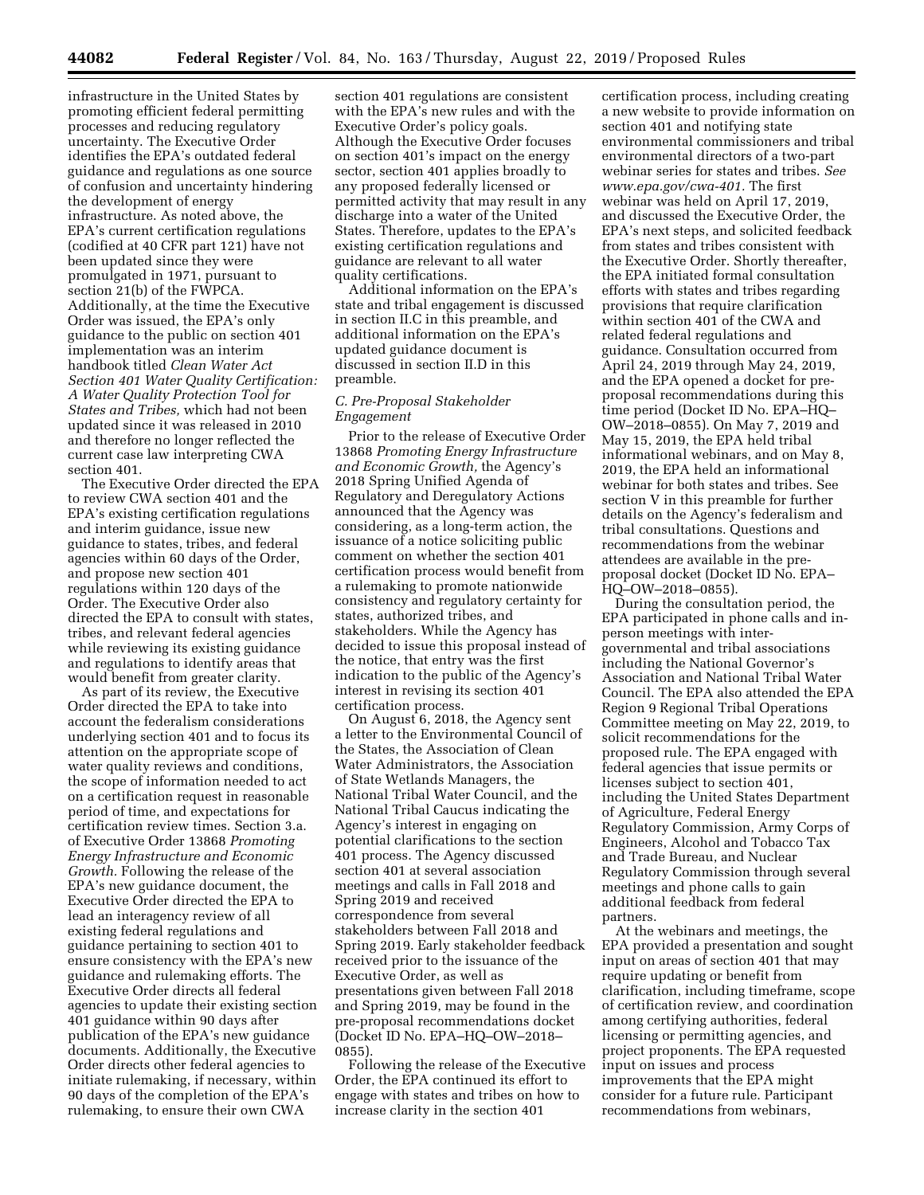infrastructure in the United States by promoting efficient federal permitting processes and reducing regulatory uncertainty. The Executive Order identifies the EPA's outdated federal guidance and regulations as one source of confusion and uncertainty hindering the development of energy infrastructure. As noted above, the EPA's current certification regulations (codified at 40 CFR part 121) have not been updated since they were promulgated in 1971, pursuant to section 21(b) of the FWPCA. Additionally, at the time the Executive Order was issued, the EPA's only guidance to the public on section 401 implementation was an interim handbook titled *Clean Water Act Section 401 Water Quality Certification: A Water Quality Protection Tool for States and Tribes,* which had not been updated since it was released in 2010 and therefore no longer reflected the current case law interpreting CWA section 401.

The Executive Order directed the EPA to review CWA section 401 and the EPA's existing certification regulations and interim guidance, issue new guidance to states, tribes, and federal agencies within 60 days of the Order, and propose new section 401 regulations within 120 days of the Order. The Executive Order also directed the EPA to consult with states, tribes, and relevant federal agencies while reviewing its existing guidance and regulations to identify areas that would benefit from greater clarity.

As part of its review, the Executive Order directed the EPA to take into account the federalism considerations underlying section 401 and to focus its attention on the appropriate scope of water quality reviews and conditions, the scope of information needed to act on a certification request in reasonable period of time, and expectations for certification review times. Section 3.a. of Executive Order 13868 *Promoting Energy Infrastructure and Economic Growth.* Following the release of the EPA's new guidance document, the Executive Order directed the EPA to lead an interagency review of all existing federal regulations and guidance pertaining to section 401 to ensure consistency with the EPA's new guidance and rulemaking efforts. The Executive Order directs all federal agencies to update their existing section 401 guidance within 90 days after publication of the EPA's new guidance documents. Additionally, the Executive Order directs other federal agencies to initiate rulemaking, if necessary, within 90 days of the completion of the EPA's rulemaking, to ensure their own CWA section 401 regulations are consistent with the EPA's new rules and with the Executive Order's policy goals. Although the Executive Order focuses on section 401's impact on the energy sector, section 401 applies broadly to any proposed federally licensed or permitted activity that may result in any discharge into a water of the United States. Therefore, updates to the EPA's existing certification regulations and guidance are relevant to all water quality certifications.

Additional information on the EPA's state and tribal engagement is discussed in section II.C in this preamble, and additional information on the EPA's updated guidance document is discussed in section II.D in this preamble.

### *C. Pre-Proposal Stakeholder Engagement*

Prior to the release of Executive Order 13868 *Promoting Energy Infrastructure and Economic Growth,* the Agency's 2018 Spring Unified Agenda of Regulatory and Deregulatory Actions announced that the Agency was considering, as a long-term action, the issuance of a notice soliciting public comment on whether the section 401 certification process would benefit from a rulemaking to promote nationwide consistency and regulatory certainty for states, authorized tribes, and stakeholders. While the Agency has decided to issue this proposal instead of the notice, that entry was the first indication to the public of the Agency's interest in revising its section 401 certification process.

On August 6, 2018, the Agency sent a letter to the Environmental Council of the States, the Association of Clean Water Administrators, the Association of State Wetlands Managers, the National Tribal Water Council, and the National Tribal Caucus indicating the Agency's interest in engaging on potential clarifications to the section 401 process. The Agency discussed section 401 at several association meetings and calls in Fall 2018 and Spring 2019 and received correspondence from several stakeholders between Fall 2018 and Spring 2019. Early stakeholder feedback received prior to the issuance of the Executive Order, as well as presentations given between Fall 2018 and Spring 2019, may be found in the pre-proposal recommendations docket (Docket ID No. EPA–HQ–OW–2018–0855).

Following the release of the Executive Order, the EPA continued its effort to engage with states and tribes on how to increase clarity in the section 401 certification process, including creating a new website to provide information on section 401 and notifying state environmental commissioners and tribal environmental directors of a two-part webinar series for states and tribes. *See www.epa.gov/cwa-401.* The first webinar was held on April 17, 2019, and discussed the Executive Order, the EPA's next steps, and solicited feedback from states and tribes consistent with the Executive Order. Shortly thereafter, the EPA initiated formal consultation efforts with states and tribes regarding provisions that require clarification within section 401 of the CWA and related federal regulations and guidance. Consultation occurred from April 24, 2019 through May 24, 2019, and the EPA opened a docket for pre-proposal recommendations during this time period (Docket ID No. EPA–HQ–OW–2018–0855). On May 7, 2019 and May 15, 2019, the EPA held tribal informational webinars, and on May 8, 2019, the EPA held an informational webinar for both states and tribes. See section V in this preamble for further details on the Agency's federalism and tribal consultations. Questions and recommendations from the webinar attendees are available in the pre-proposal docket (Docket ID No. EPA–HQ–OW–2018–0855).

During the consultation period, the EPA participated in phone calls and in-person meetings with inter-governmental and tribal associations including the National Governor's Association and National Tribal Water Council. The EPA also attended the EPA Region 9 Regional Tribal Operations Committee meeting on May 22, 2019, to solicit recommendations for the proposed rule. The EPA engaged with federal agencies that issue permits or licenses subject to section 401, including the United States Department of Agriculture, Federal Energy Regulatory Commission, Army Corps of Engineers, Alcohol and Tobacco Tax and Trade Bureau, and Nuclear Regulatory Commission through several meetings and phone calls to gain additional feedback from federal partners.

At the webinars and meetings, the EPA provided a presentation and sought input on areas of section 401 that may require updating or benefit from clarification, including timeframe, scope of certification review, and coordination among certifying authorities, federal licensing or permitting agencies, and project proponents. The EPA requested input on issues and process improvements that the EPA might consider for a future rule. Participant recommendations from webinars,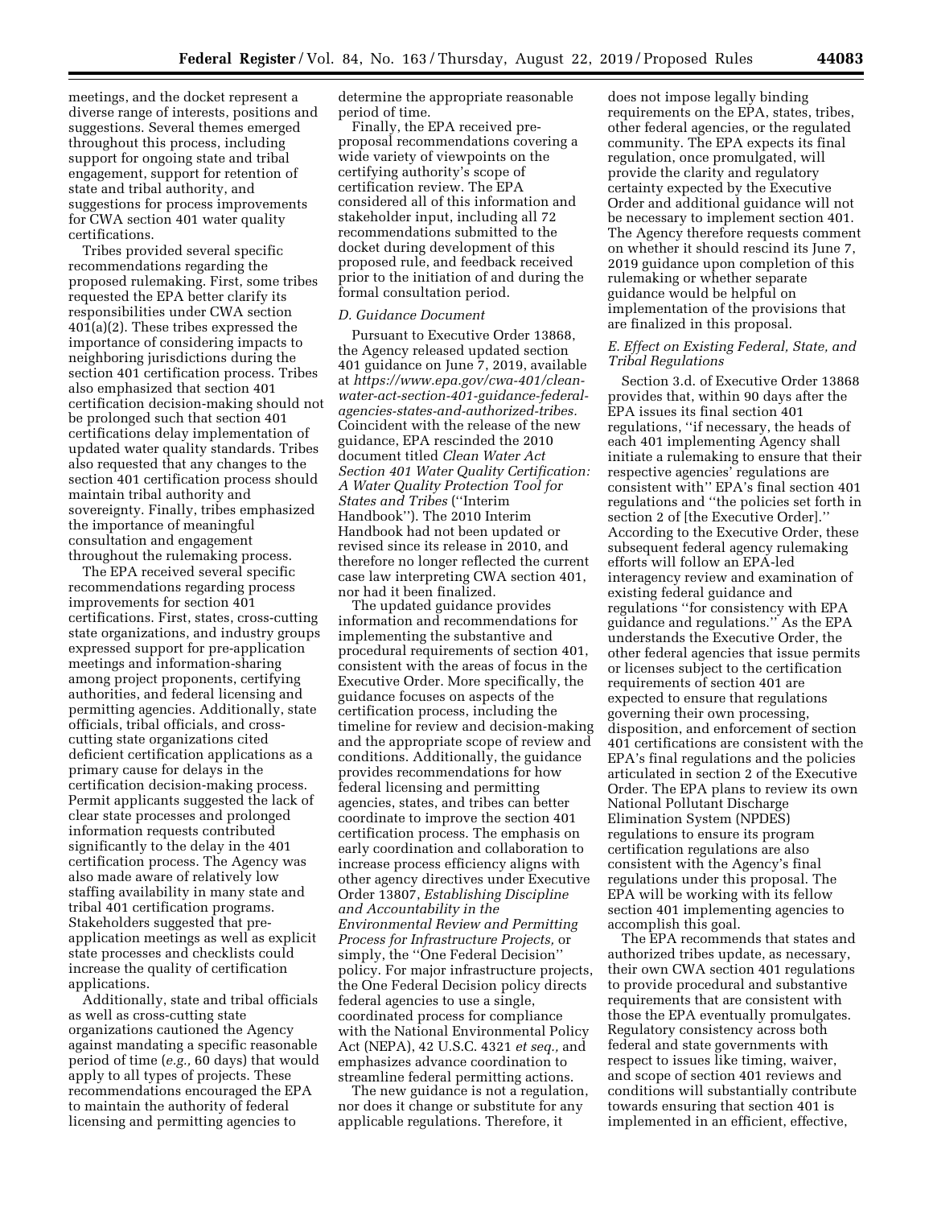meetings, and the docket represent a diverse range of interests, positions and suggestions. Several themes emerged throughout this process, including support for ongoing state and tribal engagement, support for retention of state and tribal authority, and suggestions for process improvements for CWA section 401 water quality certifications.

Tribes provided several specific recommendations regarding the proposed rulemaking. First, some tribes requested the EPA better clarify its responsibilities under CWA section 401(a)(2). These tribes expressed the importance of considering impacts to neighboring jurisdictions during the section 401 certification process. Tribes also emphasized that section 401 certification decision-making should not be prolonged such that section 401 certifications delay implementation of updated water quality standards. Tribes also requested that any changes to the section 401 certification process should maintain tribal authority and sovereignty. Finally, tribes emphasized the importance of meaningful consultation and engagement throughout the rulemaking process.

The EPA received several specific recommendations regarding process improvements for section 401 certifications. First, states, cross-cutting state organizations, and industry groups expressed support for pre-application meetings and information-sharing among project proponents, certifying authorities, and federal licensing and permitting agencies. Additionally, state officials, tribal officials, and cross-cutting state organizations cited deficient certification applications as a primary cause for delays in the certification decision-making process. Permit applicants suggested the lack of clear state processes and prolonged information requests contributed significantly to the delay in the 401 certification process. The Agency was also made aware of relatively low staffing availability in many state and tribal 401 certification programs. Stakeholders suggested that pre-application meetings as well as explicit state processes and checklists could increase the quality of certification applications.

Additionally, state and tribal officials as well as cross-cutting state organizations cautioned the Agency against mandating a specific reasonable period of time (*e.g.,* 60 days) that would apply to all types of projects. These recommendations encouraged the EPA to maintain the authority of federal licensing and permitting agencies to determine the appropriate reasonable period of time.

Finally, the EPA received pre-proposal recommendations covering a wide variety of viewpoints on the certifying authority's scope of certification review. The EPA considered all of this information and stakeholder input, including all 72 recommendations submitted to the docket during development of this proposed rule, and feedback received prior to the initiation of and during the formal consultation period.

### *D. Guidance Document*

Pursuant to Executive Order 13868, the Agency released updated section 401 guidance on June 7, 2019, available at *https://www.epa.gov/cwa-401/clean-water-act-section-401-guidance-federal-agencies-states-and-authorized-tribes.* Coincident with the release of the new guidance, EPA rescinded the 2010 document titled *Clean Water Act Section 401 Water Quality Certification: A Water Quality Protection Tool for States and Tribes* (''Interim Handbook''). The 2010 Interim Handbook had not been updated or revised since its release in 2010, and therefore no longer reflected the current case law interpreting CWA section 401, nor had it been finalized.

The updated guidance provides information and recommendations for implementing the substantive and procedural requirements of section 401, consistent with the areas of focus in the Executive Order. More specifically, the guidance focuses on aspects of the certification process, including the timeline for review and decision-making and the appropriate scope of review and conditions. Additionally, the guidance provides recommendations for how federal licensing and permitting agencies, states, and tribes can better coordinate to improve the section 401 certification process. The emphasis on early coordination and collaboration to increase process efficiency aligns with other agency directives under Executive Order 13807, *Establishing Discipline and Accountability in the Environmental Review and Permitting Process for Infrastructure Projects,* or simply, the ''One Federal Decision'' policy. For major infrastructure projects, the One Federal Decision policy directs federal agencies to use a single, coordinated process for compliance with the National Environmental Policy Act (NEPA), 42 U.S.C. 4321 *et seq.,* and emphasizes advance coordination to streamline federal permitting actions.

The new guidance is not a regulation, nor does it change or substitute for any applicable regulations. Therefore, it does not impose legally binding requirements on the EPA, states, tribes, other federal agencies, or the regulated community. The EPA expects its final regulation, once promulgated, will provide the clarity and regulatory certainty expected by the Executive Order and additional guidance will not be necessary to implement section 401. The Agency therefore requests comment on whether it should rescind its June 7, 2019 guidance upon completion of this rulemaking or whether separate guidance would be helpful on implementation of the provisions that are finalized in this proposal.

### *E. Effect on Existing Federal, State, and Tribal Regulations*

Section 3.d. of Executive Order 13868 provides that, within 90 days after the EPA issues its final section 401 regulations, ''if necessary, the heads of each 401 implementing Agency shall initiate a rulemaking to ensure that their respective agencies' regulations are consistent with'' EPA's final section 401 regulations and ''the policies set forth in section 2 of [the Executive Order].'' According to the Executive Order, these subsequent federal agency rulemaking efforts will follow an EPA-led interagency review and examination of existing federal guidance and regulations ''for consistency with EPA guidance and regulations.'' As the EPA understands the Executive Order, the other federal agencies that issue permits or licenses subject to the certification requirements of section 401 are expected to ensure that regulations governing their own processing, disposition, and enforcement of section 401 certifications are consistent with the EPA's final regulations and the policies articulated in section 2 of the Executive Order. The EPA plans to review its own National Pollutant Discharge Elimination System (NPDES) regulations to ensure its program certification regulations are also consistent with the Agency's final regulations under this proposal. The EPA will be working with its fellow section 401 implementing agencies to accomplish this goal.

The EPA recommends that states and authorized tribes update, as necessary, their own CWA section 401 regulations to provide procedural and substantive requirements that are consistent with those the EPA eventually promulgates. Regulatory consistency across both federal and state governments with respect to issues like timing, waiver, and scope of section 401 reviews and conditions will substantially contribute towards ensuring that section 401 is implemented in an efficient, effective,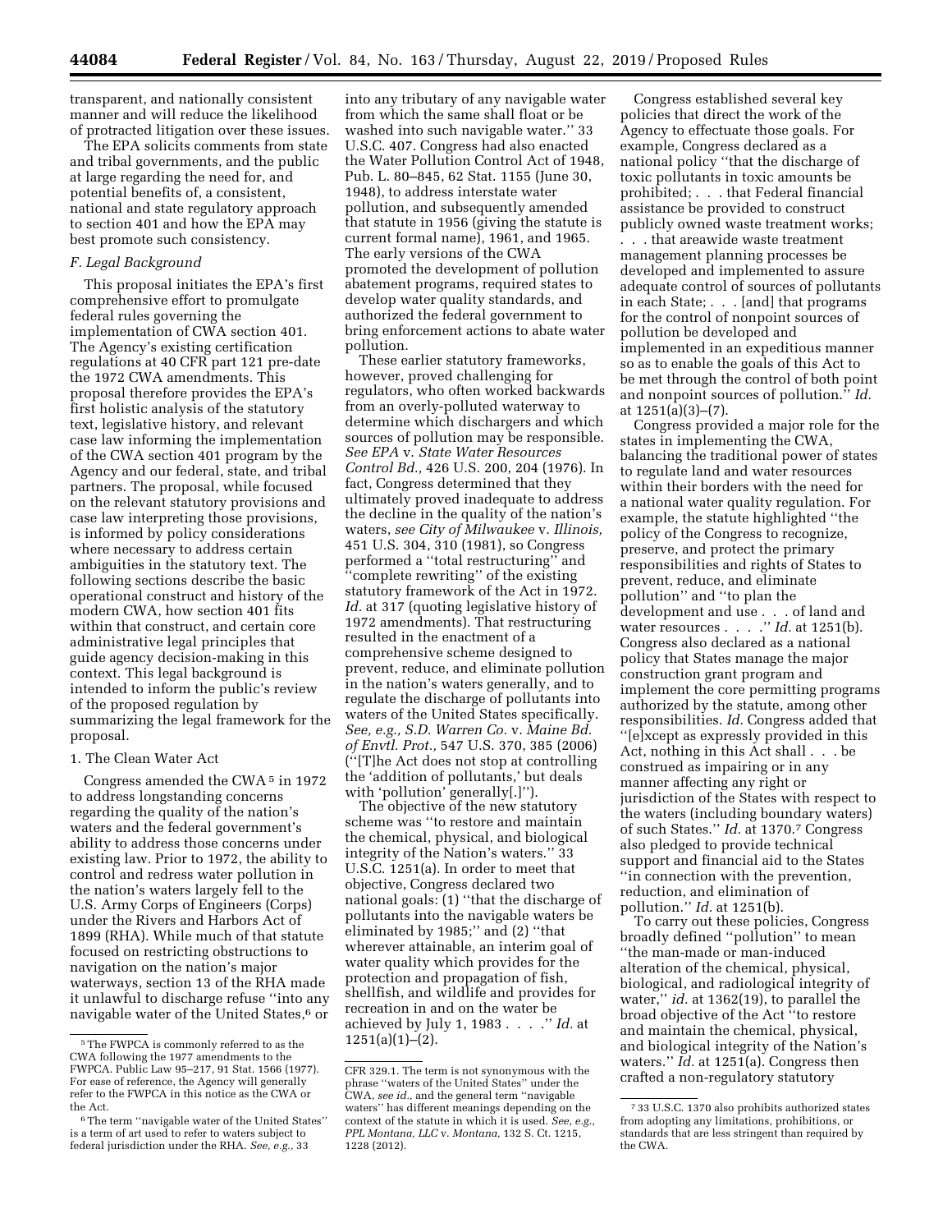transparent, and nationally consistent manner and will reduce the likelihood of protracted litigation over these issues.

The EPA solicits comments from state and tribal governments, and the public at large regarding the need for, and potential benefits of, a consistent, national and state regulatory approach to section 401 and how the EPA may best promote such consistency.

### *F. Legal Background*

This proposal initiates the EPA's first comprehensive effort to promulgate federal rules governing the implementation of CWA section 401. The Agency's existing certification regulations at 40 CFR part 121 pre-date the 1972 CWA amendments. This proposal therefore provides the EPA's first holistic analysis of the statutory text, legislative history, and relevant case law informing the implementation of the CWA section 401 program by the Agency and our federal, state, and tribal partners. The proposal, while focused on the relevant statutory provisions and case law interpreting those provisions, is informed by policy considerations where necessary to address certain ambiguities in the statutory text. The following sections describe the basic operational construct and history of the modern CWA, how section 401 fits within that construct, and certain core administrative legal principles that guide agency decision-making in this context. This legal background is intended to inform the public's review of the proposed regulation by summarizing the legal framework for the proposal.

#### 1. The Clean Water Act

Congress amended the CWA [5] in 1972 to address longstanding concerns regarding the quality of the nation's waters and the federal government's ability to address those concerns under existing law. Prior to 1972, the ability to control and redress water pollution in the nation's waters largely fell to the U.S. Army Corps of Engineers (Corps) under the Rivers and Harbors Act of 1899 (RHA). While much of that statute focused on restricting obstructions to navigation on the nation's major waterways, section 13 of the RHA made it unlawful to discharge refuse ''into any navigable water of the United States,[6] or into any tributary of any navigable water from which the same shall float or be washed into such navigable water.'' 33 U.S.C. 407. Congress had also enacted the Water Pollution Control Act of 1948, Pub. L. 80–845, 62 Stat. 1155 (June 30, 1948), to address interstate water pollution, and subsequently amended that statute in 1956 (giving the statute is current formal name), 1961, and 1965. The early versions of the CWA promoted the development of pollution abatement programs, required states to develop water quality standards, and authorized the federal government to bring enforcement actions to abate water pollution.

These earlier statutory frameworks, however, proved challenging for regulators, who often worked backwards from an overly-polluted waterway to determine which dischargers and which sources of pollution may be responsible. *See EPA* v. *State Water Resources Control Bd.,* 426 U.S. 200, 204 (1976). In fact, Congress determined that they ultimately proved inadequate to address the decline in the quality of the nation's waters, *see City of Milwaukee* v. *Illinois,* 451 U.S. 304, 310 (1981), so Congress performed a ''total restructuring'' and ''complete rewriting'' of the existing statutory framework of the Act in 1972. *Id.* at 317 (quoting legislative history of 1972 amendments). That restructuring resulted in the enactment of a comprehensive scheme designed to prevent, reduce, and eliminate pollution in the nation's waters generally, and to regulate the discharge of pollutants into waters of the United States specifically. *See, e.g., S.D. Warren Co.* v. *Maine Bd. of Envtl. Prot.,* 547 U.S. 370, 385 (2006) (''[T]he Act does not stop at controlling the 'addition of pollutants,' but deals with 'pollution' generally[.]'').

The objective of the new statutory scheme was ''to restore and maintain the chemical, physical, and biological integrity of the Nation's waters.'' 33 U.S.C. 1251(a). In order to meet that objective, Congress declared two national goals: (1) ''that the discharge of pollutants into the navigable waters be eliminated by 1985;'' and (2) ''that wherever attainable, an interim goal of water quality which provides for the protection and propagation of fish, shellfish, and wildlife and provides for recreation in and on the water be achieved by July 1, 1983 . . . .'' *Id.* at 1251(a)(1)–(2).

Congress established several key policies that direct the work of the Agency to effectuate those goals. For example, Congress declared as a national policy ''that the discharge of toxic pollutants in toxic amounts be prohibited; . . . that Federal financial assistance be provided to construct publicly owned waste treatment works; . . . that areawide waste treatment management planning processes be developed and implemented to assure adequate control of sources of pollutants in each State; . . . [and] that programs for the control of nonpoint sources of pollution be developed and implemented in an expeditious manner so as to enable the goals of this Act to be met through the control of both point and nonpoint sources of pollution.'' *Id.* at 1251(a)(3)–(7).

Congress provided a major role for the states in implementing the CWA, balancing the traditional power of states to regulate land and water resources within their borders with the need for a national water quality regulation. For example, the statute highlighted ''the policy of the Congress to recognize, preserve, and protect the primary responsibilities and rights of States to prevent, reduce, and eliminate pollution'' and ''to plan the development and use . . . of land and water resources . . . .'' *Id.* at 1251(b). Congress also declared as a national policy that States manage the major construction grant program and implement the core permitting programs authorized by the statute, among other responsibilities. *Id.* Congress added that ''[e]xcept as expressly provided in this Act, nothing in this Act shall . . . be construed as impairing or in any manner affecting any right or jurisdiction of the States with respect to the waters (including boundary waters) of such States.'' *Id.* at 1370.[7] Congress also pledged to provide technical support and financial aid to the States ''in connection with the prevention, reduction, and elimination of pollution.'' *Id.* at 1251(b).

To carry out these policies, Congress broadly defined ''pollution'' to mean ''the man-made or man-induced alteration of the chemical, physical, biological, and radiological integrity of water,'' *id.* at 1362(19), to parallel the broad objective of the Act ''to restore and maintain the chemical, physical, and biological integrity of the Nation's waters.'' *Id.* at 1251(a). Congress then crafted a non-regulatory statutory

---

[5] The FWPCA is commonly referred to as the CWA following the 1977 amendments to the FWPCA. Public Law 95–217, 91 Stat. 1566 (1977). For ease of reference, the Agency will generally refer to the FWPCA in this notice as the CWA or the Act.

[6] The term ''navigable water of the United States'' is a term of art used to refer to waters subject to federal jurisdiction under the RHA. *See, e.g.,* 33 CFR 329.1. The term is not synonymous with the phrase ''waters of the United States'' under the CWA, *see id.,* and the general term ''navigable waters'' has different meanings depending on the context of the statute in which it is used. *See, e.g., PPL Montana, LLC* v. *Montana,* 132 S. Ct. 1215, 1228 (2012).

[7] 33 U.S.C. 1370 also prohibits authorized states from adopting any limitations, prohibitions, or standards that are less stringent than required by the CWA.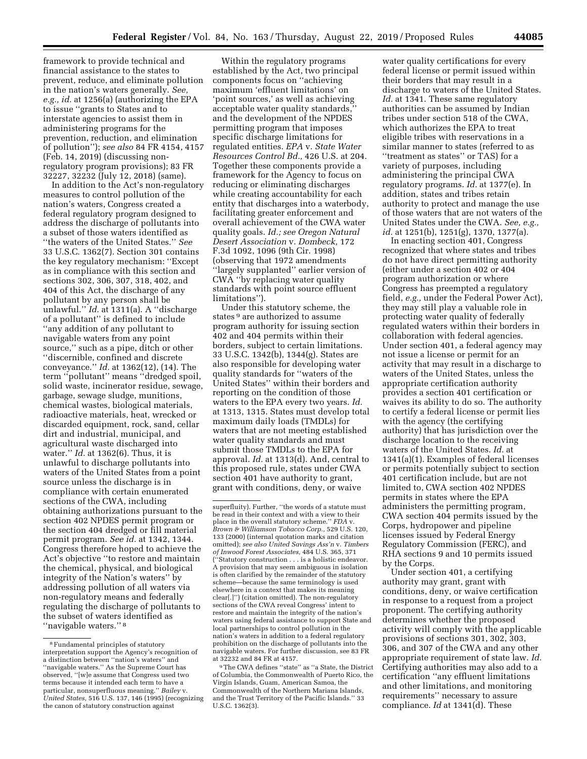framework to provide technical and financial assistance to the states to prevent, reduce, and eliminate pollution in the nation's waters generally. *See, e.g., id.* at 1256(a) (authorizing the EPA to issue ''grants to States and to interstate agencies to assist them in administering programs for the prevention, reduction, and elimination of pollution''); *see also* 84 FR 4154, 4157 (Feb. 14, 2019) (discussing non-regulatory program provisions); 83 FR 32227, 32232 (July 12, 2018) (same).

In addition to the Act's non-regulatory measures to control pollution of the nation's waters, Congress created a federal regulatory program designed to address the discharge of pollutants into a subset of those waters identified as ''the waters of the United States.'' *See* 33 U.S.C. 1362(7). Section 301 contains the key regulatory mechanism: ''Except as in compliance with this section and sections 302, 306, 307, 318, 402, and 404 of this Act, the discharge of any pollutant by any person shall be unlawful.'' *Id.* at 1311(a). A ''discharge of a pollutant'' is defined to include ''any addition of any pollutant to navigable waters from any point source,'' such as a pipe, ditch or other ''discernible, confined and discrete conveyance.'' *Id.* at 1362(12), (14). The term ''pollutant'' means ''dredged spoil, solid waste, incinerator residue, sewage, garbage, sewage sludge, munitions, chemical wastes, biological materials, radioactive materials, heat, wrecked or discarded equipment, rock, sand, cellar dirt and industrial, municipal, and agricultural waste discharged into water.'' *Id.* at 1362(6). Thus, it is unlawful to discharge pollutants into waters of the United States from a point source unless the discharge is in compliance with certain enumerated sections of the CWA, including obtaining authorizations pursuant to the section 402 NPDES permit program or the section 404 dredged or fill material permit program. *See id.* at 1342, 1344. Congress therefore hoped to achieve the Act's objective ''to restore and maintain the chemical, physical, and biological integrity of the Nation's waters'' by addressing pollution of all waters via non-regulatory means and federally regulating the discharge of pollutants to the subset of waters identified as ''navigable waters.'' [8]

Within the regulatory programs established by the Act, two principal components focus on ''achieving maximum 'effluent limitations' on 'point sources,' as well as achieving acceptable water quality standards,'' and the development of the NPDES permitting program that imposes specific discharge limitations for regulated entities. *EPA* v. *State Water Resources Control Bd.,* 426 U.S. at 204. Together these components provide a framework for the Agency to focus on reducing or eliminating discharges while creating accountability for each entity that discharges into a waterbody, facilitating greater enforcement and overall achievement of the CWA water quality goals. *Id.; see Oregon Natural Desert Association* v. *Dombeck,* 172 F.3d 1092, 1096 (9th Cir. 1998) (observing that 1972 amendments ''largely supplanted'' earlier version of CWA ''by replacing water quality standards with point source effluent limitations'').

Under this statutory scheme, the states [9] are authorized to assume program authority for issuing section 402 and 404 permits within their borders, subject to certain limitations. 33 U.S.C. 1342(b), 1344(g). States are also responsible for developing water quality standards for ''waters of the United States'' within their borders and reporting on the condition of those waters to the EPA every two years. *Id.* at 1313, 1315. States must develop total maximum daily loads (TMDLs) for waters that are not meeting established water quality standards and must submit those TMDLs to the EPA for approval. *Id.* at 1313(d). And, central to this proposed rule, states under CWA section 401 have authority to grant, grant with conditions, deny, or waive water quality certifications for every federal license or permit issued within their borders that may result in a discharge to waters of the United States. *Id.* at 1341. These same regulatory authorities can be assumed by Indian tribes under section 518 of the CWA, which authorizes the EPA to treat eligible tribes with reservations in a similar manner to states (referred to as ''treatment as states'' or TAS) for a variety of purposes, including administering the principal CWA regulatory programs. *Id.* at 1377(e). In addition, states and tribes retain authority to protect and manage the use of those waters that are not waters of the United States under the CWA. *See, e.g., id.* at 1251(b), 1251(g), 1370, 1377(a).

In enacting section 401, Congress recognized that where states and tribes do not have direct permitting authority (either under a section 402 or 404 program authorization or where Congress has preempted a regulatory field, *e.g.,* under the Federal Power Act), they may still play a valuable role in protecting water quality of federally regulated waters within their borders in collaboration with federal agencies. Under section 401, a federal agency may not issue a license or permit for an activity that may result in a discharge to waters of the United States, unless the appropriate certification authority provides a section 401 certification or waives its ability to do so. The authority to certify a federal license or permit lies with the agency (the certifying authority) that has jurisdiction over the discharge location to the receiving waters of the United States. *Id.* at 1341(a)(1). Examples of federal licenses or permits potentially subject to section 401 certification include, but are not limited to, CWA section 402 NPDES permits in states where the EPA administers the permitting program, CWA section 404 permits issued by the Corps, hydropower and pipeline licenses issued by Federal Energy Regulatory Commission (FERC), and RHA sections 9 and 10 permits issued by the Corps.

Under section 401, a certifying authority may grant, grant with conditions, deny, or waive certification in response to a request from a project proponent. The certifying authority determines whether the proposed activity will comply with the applicable provisions of sections 301, 302, 303, 306, and 307 of the CWA and any other appropriate requirement of state law. *Id.* Certifying authorities may also add to a certification ''any effluent limitations and other limitations, and monitoring requirements'' necessary to assure compliance. *Id* at 1341(d). These

---

[8] Fundamental principles of statutory interpretation support the Agency's recognition of a distinction between ''nation's waters'' and ''navigable waters.'' As the Supreme Court has observed, ''[w]e assume that Congress used two terms because it intended each term to have a particular, nonsuperfluous meaning.'' *Bailey* v. *United States,* 516 U.S. 137, 146 (1995) (recognizing the canon of statutory construction against superfluity). Further, ''the words of a statute must be read in their context and with a view to their place in the overall statutory scheme.'' *FDA* v. *Brown & Williamson Tobacco Corp.,* 529 U.S. 120, 133 (2000) (internal quotation marks and citation omitted); *see also United Savings Ass'n* v. *Timbers of Inwood Forest Associates,* 484 U.S. 365, 371 (''Statutory construction . . . is a holistic endeavor. A provision that may seem ambiguous in isolation is often clarified by the remainder of the statutory scheme—because the same terminology is used elsewhere in a context that makes its meaning clear[.]'') (citation omitted). The non-regulatory sections of the CWA reveal Congress' intent to restore and maintain the integrity of the nation's waters using federal assistance to support State and local partnerships to control pollution in the nation's waters in addition to a federal regulatory prohibition on the discharge of pollutants into the navigable waters. For further discussion, see 83 FR at 32232 and 84 FR at 4157.

[9] The CWA defines ''state'' as ''a State, the District of Columbia, the Commonwealth of Puerto Rico, the Virgin Islands, Guam, American Samoa, the Commonwealth of the Northern Mariana Islands, and the Trust Territory of the Pacific Islands.'' 33 U.S.C. 1362(3).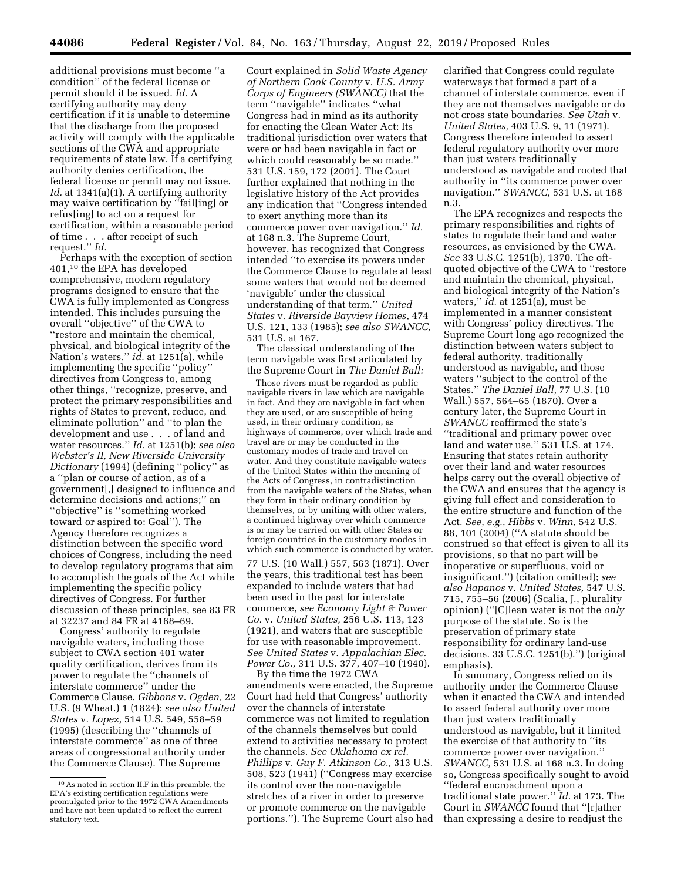additional provisions must become "a condition" of the federal license or permit should it be issued. *Id.* A certifying authority may deny certification if it is unable to determine that the discharge from the proposed activity will comply with the applicable sections of the CWA and appropriate requirements of state law. If a certifying authority denies certification, the federal license or permit may not issue. *Id.* at 1341(a)(1). A certifying authority may waive certification by "fail[ing] or refus[ing] to act on a request for certification, within a reasonable period of time . . . after receipt of such request." *Id.*

Perhaps with the exception of section 401,[10] the EPA has developed comprehensive, modern regulatory programs designed to ensure that the CWA is fully implemented as Congress intended. This includes pursuing the overall "objective" of the CWA to "restore and maintain the chemical, physical, and biological integrity of the Nation's waters," *id.* at 1251(a), while implementing the specific "policy" directives from Congress to, among other things, "recognize, preserve, and protect the primary responsibilities and rights of States to prevent, reduce, and eliminate pollution" and "to plan the development and use . . . of land and water resources." *Id.* at 1251(b); *see also Webster's II, New Riverside University Dictionary* (1994) (defining "policy" as a "plan or course of action, as of a government[,] designed to influence and determine decisions and actions;" an "objective" is "something worked toward or aspired to: Goal"). The Agency therefore recognizes a distinction between the specific word choices of Congress, including the need to develop regulatory programs that aim to accomplish the goals of the Act while implementing the specific policy directives of Congress. For further discussion of these principles, see 83 FR at 32237 and 84 FR at 4168–69.

Congress' authority to regulate navigable waters, including those subject to CWA section 401 water quality certification, derives from its power to regulate the "channels of interstate commerce" under the Commerce Clause. *Gibbons* v. *Ogden,* 22 U.S. (9 Wheat.) 1 (1824); *see also United States* v. *Lopez,* 514 U.S. 549, 558–59 (1995) (describing the "channels of interstate commerce" as one of three areas of congressional authority under the Commerce Clause). The Supreme Court explained in *Solid Waste Agency of Northern Cook County* v. *U.S. Army Corps of Engineers (SWANCC)* that the term "navigable" indicates "what Congress had in mind as its authority for enacting the Clean Water Act: Its traditional jurisdiction over waters that were or had been navigable in fact or which could reasonably be so made." 531 U.S. 159, 172 (2001). The Court further explained that nothing in the legislative history of the Act provides any indication that "Congress intended to exert anything more than its commerce power over navigation." *Id.* at 168 n.3. The Supreme Court, however, has recognized that Congress intended "to exercise its powers under the Commerce Clause to regulate at least some waters that would not be deemed 'navigable' under the classical understanding of that term." *United States* v. *Riverside Bayview Homes,* 474 U.S. 121, 133 (1985); *see also SWANCC,* 531 U.S. at 167.

The classical understanding of the term navigable was first articulated by the Supreme Court in *The Daniel Ball:*

> Those rivers must be regarded as public navigable rivers in law which are navigable in fact. And they are navigable in fact when they are used, or are susceptible of being used, in their ordinary condition, as highways of commerce, over which trade and travel are or may be conducted in the customary modes of trade and travel on water. And they constitute navigable waters of the United States within the meaning of the Acts of Congress, in contradistinction from the navigable waters of the States, when they form in their ordinary condition by themselves, or by uniting with other waters, a continued highway over which commerce is or may be carried on with other States or foreign countries in the customary modes in which such commerce is conducted by water.

77 U.S. (10 Wall.) 557, 563 (1871). Over the years, this traditional test has been expanded to include waters that had been used in the past for interstate commerce, *see Economy Light & Power Co.* v. *United States,* 256 U.S. 113, 123 (1921), and waters that are susceptible for use with reasonable improvement. *See United States* v. *Appalachian Elec. Power Co.,* 311 U.S. 377, 407–10 (1940).

By the time the 1972 CWA amendments were enacted, the Supreme Court had held that Congress' authority over the channels of interstate commerce was not limited to regulation of the channels themselves but could extend to activities necessary to protect the channels. *See Oklahoma ex rel. Phillips* v. *Guy F. Atkinson Co.,* 313 U.S. 508, 523 (1941) ("Congress may exercise its control over the non-navigable stretches of a river in order to preserve or promote commerce on the navigable portions."). The Supreme Court also had clarified that Congress could regulate waterways that formed a part of a channel of interstate commerce, even if they are not themselves navigable or do not cross state boundaries. *See Utah* v. *United States,* 403 U.S. 9, 11 (1971). Congress therefore intended to assert federal regulatory authority over more than just waters traditionally understood as navigable and rooted that authority in "its commerce power over navigation." *SWANCC,* 531 U.S. at 168 n.3.

The EPA recognizes and respects the primary responsibilities and rights of states to regulate their land and water resources, as envisioned by the CWA. *See* 33 U.S.C. 1251(b), 1370. The oft-quoted objective of the CWA to "restore and maintain the chemical, physical, and biological integrity of the Nation's waters," *id.* at 1251(a), must be implemented in a manner consistent with Congress' policy directives. The Supreme Court long ago recognized the distinction between waters subject to federal authority, traditionally understood as navigable, and those waters "subject to the control of the States." *The Daniel Ball,* 77 U.S. (10 Wall.) 557, 564–65 (1870). Over a century later, the Supreme Court in *SWANCC* reaffirmed the state's "traditional and primary power over land and water use." 531 U.S. at 174. Ensuring that states retain authority over their land and water resources helps carry out the overall objective of the CWA and ensures that the agency is giving full effect and consideration to the entire structure and function of the Act. *See, e.g., Hibbs* v. *Winn,* 542 U.S. 88, 101 (2004) ("A statute should be construed so that effect is given to all its provisions, so that no part will be inoperative or superfluous, void or insignificant.") (citation omitted); *see also Rapanos* v. *United States,* 547 U.S. 715, 755–56 (2006) (Scalia, J., plurality opinion) ("[C]lean water is not the *only* purpose of the statute. So is the preservation of primary state responsibility for ordinary land-use decisions. 33 U.S.C. 1251(b).") (original emphasis).

In summary, Congress relied on its authority under the Commerce Clause when it enacted the CWA and intended to assert federal authority over more than just waters traditionally understood as navigable, but it limited the exercise of that authority to "its commerce power over navigation." *SWANCC,* 531 U.S. at 168 n.3. In doing so, Congress specifically sought to avoid "federal encroachment upon a traditional state power." *Id.* at 173. The Court in *SWANCC* found that "[r]ather than expressing a desire to readjust the

---

[10] As noted in section II.F in this preamble, the EPA's existing certification regulations were promulgated prior to the 1972 CWA Amendments and have not been updated to reflect the current statutory text.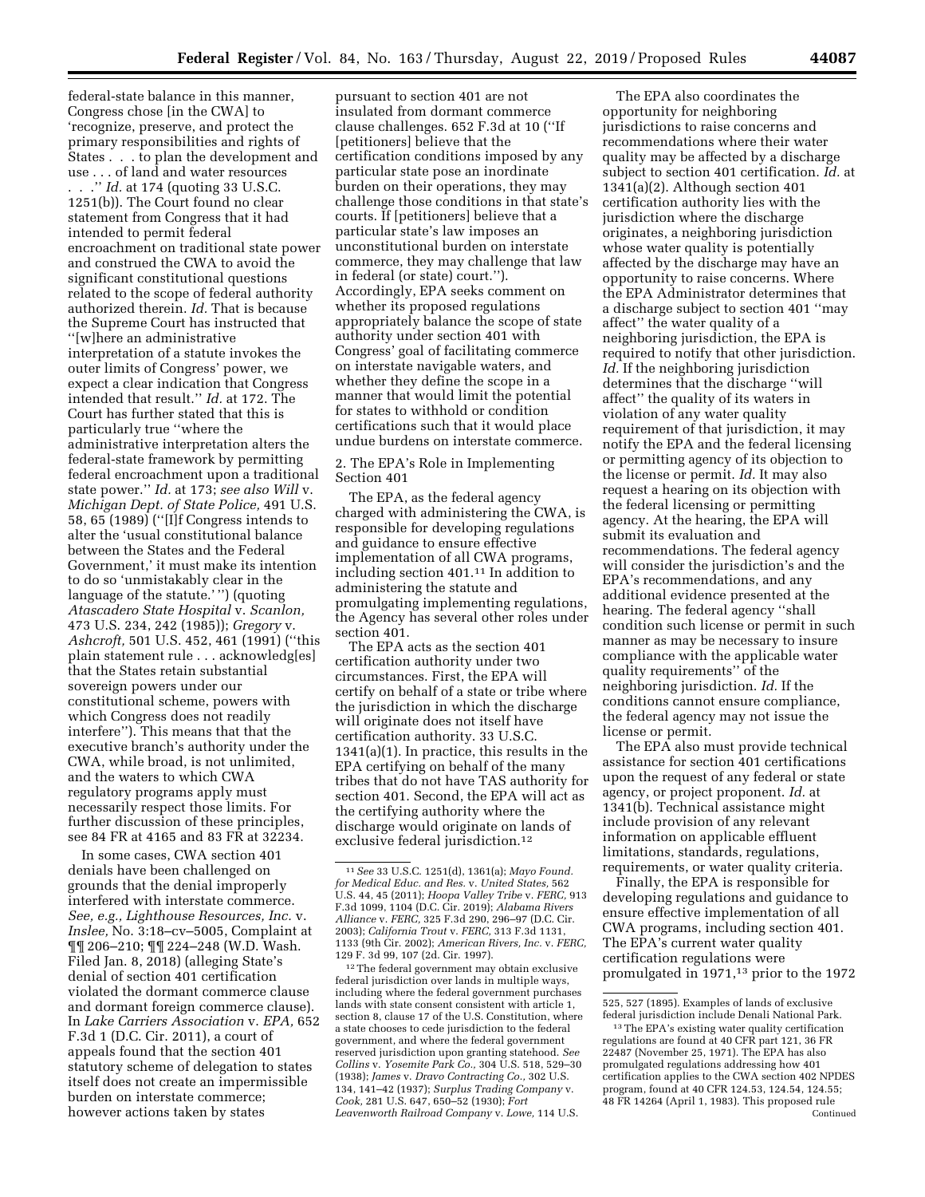federal-state balance in this manner, Congress chose [in the CWA] to 'recognize, preserve, and protect the primary responsibilities and rights of States . . . to plan the development and use . . . of land and water resources . . .'' *Id.* at 174 (quoting 33 U.S.C. 1251(b)). The Court found no clear statement from Congress that it had intended to permit federal encroachment on traditional state power and construed the CWA to avoid the significant constitutional questions related to the scope of federal authority authorized therein. *Id.* That is because the Supreme Court has instructed that ''[w]here an administrative interpretation of a statute invokes the outer limits of Congress' power, we expect a clear indication that Congress intended that result.'' *Id.* at 172. The Court has further stated that this is particularly true ''where the administrative interpretation alters the federal-state framework by permitting federal encroachment upon a traditional state power.'' *Id.* at 173; *see also Will* v. *Michigan Dept. of State Police,* 491 U.S. 58, 65 (1989) (''[I]f Congress intends to alter the 'usual constitutional balance between the States and the Federal Government,' it must make its intention to do so 'unmistakably clear in the language of the statute.' '') (quoting *Atascadero State Hospital* v. *Scanlon,* 473 U.S. 234, 242 (1985)); *Gregory* v. *Ashcroft,* 501 U.S. 452, 461 (1991) (''this plain statement rule . . . acknowledg[es] that the States retain substantial sovereign powers under our constitutional scheme, powers with which Congress does not readily interfere''). This means that that the executive branch's authority under the CWA, while broad, is not unlimited, and the waters to which CWA regulatory programs apply must necessarily respect those limits. For further discussion of these principles, see 84 FR at 4165 and 83 FR at 32234.

In some cases, CWA section 401 denials have been challenged on grounds that the denial improperly interfered with interstate commerce. *See, e.g., Lighthouse Resources, Inc.* v. *Inslee,* No. 3:18–cv–5005, Complaint at ¶¶ 206–210; ¶¶ 224–248 (W.D. Wash. Filed Jan. 8, 2018) (alleging State's denial of section 401 certification violated the dormant commerce clause and dormant foreign commerce clause). In *Lake Carriers Association* v. *EPA,* 652 F.3d 1 (D.C. Cir. 2011), a court of appeals found that the section 401 statutory scheme of delegation to states itself does not create an impermissible burden on interstate commerce; however actions taken by states pursuant to section 401 are not insulated from dormant commerce clause challenges. 652 F.3d at 10 (''If [petitioners] believe that the certification conditions imposed by any particular state pose an inordinate burden on their operations, they may challenge those conditions in that state's courts. If [petitioners] believe that a particular state's law imposes an unconstitutional burden on interstate commerce, they may challenge that law in federal (or state) court.''). Accordingly, EPA seeks comment on whether its proposed regulations appropriately balance the scope of state authority under section 401 with Congress' goal of facilitating commerce on interstate navigable waters, and whether they define the scope in a manner that would limit the potential for states to withhold or condition certifications such that it would place undue burdens on interstate commerce.

### 2. The EPA's Role in Implementing Section 401

The EPA, as the federal agency charged with administering the CWA, is responsible for developing regulations and guidance to ensure effective implementation of all CWA programs, including section 401.[11] In addition to administering the statute and promulgating implementing regulations, the Agency has several other roles under section 401.

The EPA acts as the section 401 certification authority under two circumstances. First, the EPA will certify on behalf of a state or tribe where the jurisdiction in which the discharge will originate does not itself have certification authority. 33 U.S.C. 1341(a)(1). In practice, this results in the EPA certifying on behalf of the many tribes that do not have TAS authority for section 401. Second, the EPA will act as the certifying authority where the discharge would originate on lands of exclusive federal jurisdiction.[12]

The EPA also coordinates the opportunity for neighboring jurisdictions to raise concerns and recommendations where their water quality may be affected by a discharge subject to section 401 certification. *Id.* at 1341(a)(2). Although section 401 certification authority lies with the jurisdiction where the discharge originates, a neighboring jurisdiction whose water quality is potentially affected by the discharge may have an opportunity to raise concerns. Where the EPA Administrator determines that a discharge subject to section 401 ''may affect'' the water quality of a neighboring jurisdiction, the EPA is required to notify that other jurisdiction. *Id.* If the neighboring jurisdiction determines that the discharge ''will affect'' the quality of its waters in violation of any water quality requirement of that jurisdiction, it may notify the EPA and the federal licensing or permitting agency of its objection to the license or permit. *Id.* It may also request a hearing on its objection with the federal licensing or permitting agency. At the hearing, the EPA will submit its evaluation and recommendations. The federal agency will consider the jurisdiction's and the EPA's recommendations, and any additional evidence presented at the hearing. The federal agency ''shall condition such license or permit in such manner as may be necessary to insure compliance with the applicable water quality requirements'' of the neighboring jurisdiction. *Id.* If the conditions cannot ensure compliance, the federal agency may not issue the license or permit.

The EPA also must provide technical assistance for section 401 certifications upon the request of any federal or state agency, or project proponent. *Id.* at 1341(b). Technical assistance might include provision of any relevant information on applicable effluent limitations, standards, regulations, requirements, or water quality criteria.

Finally, the EPA is responsible for developing regulations and guidance to ensure effective implementation of all CWA programs, including section 401. The EPA's current water quality certification regulations were promulgated in 1971,[13] prior to the 1972

---

[11] *See* 33 U.S.C. 1251(d), 1361(a); *Mayo Found. for Medical Educ. and Res.* v. *United States,* 562 U.S. 44, 45 (2011); *Hoopa Valley Tribe* v. *FERC,* 913 F.3d 1099, 1104 (D.C. Cir. 2019); *Alabama Rivers Alliance* v. *FERC,* 325 F.3d 290, 296–97 (D.C. Cir. 2003); *California Trout* v. *FERC,* 313 F.3d 1131, 1133 (9th Cir. 2002); *American Rivers, Inc.* v. *FERC,* 129 F. 3d 99, 107 (2d. Cir. 1997).

[12] The federal government may obtain exclusive federal jurisdiction over lands in multiple ways, including where the federal government purchases lands with state consent consistent with article 1, section 8, clause 17 of the U.S. Constitution, where a state chooses to cede jurisdiction to the federal government, and where the federal government reserved jurisdiction upon granting statehood. *See Collins* v. *Yosemite Park Co.,* 304 U.S. 518, 529–30 (1938); *James* v. *Dravo Contracting Co.,* 302 U.S. 134, 141–42 (1937); *Surplus Trading Company* v. *Cook,* 281 U.S. 647, 650–52 (1930); *Fort Leavenworth Railroad Company* v. *Lowe,* 114 U.S. 525, 527 (1895). Examples of lands of exclusive federal jurisdiction include Denali National Park.

[13] The EPA's existing water quality certification regulations are found at 40 CFR part 121, 36 FR 22487 (November 25, 1971). The EPA has also promulgated regulations addressing how 401 certification applies to the CWA section 402 NPDES program, found at 40 CFR 124.53, 124.54, 124.55; 48 FR 14264 (April 1, 1983). This proposed rule

Continued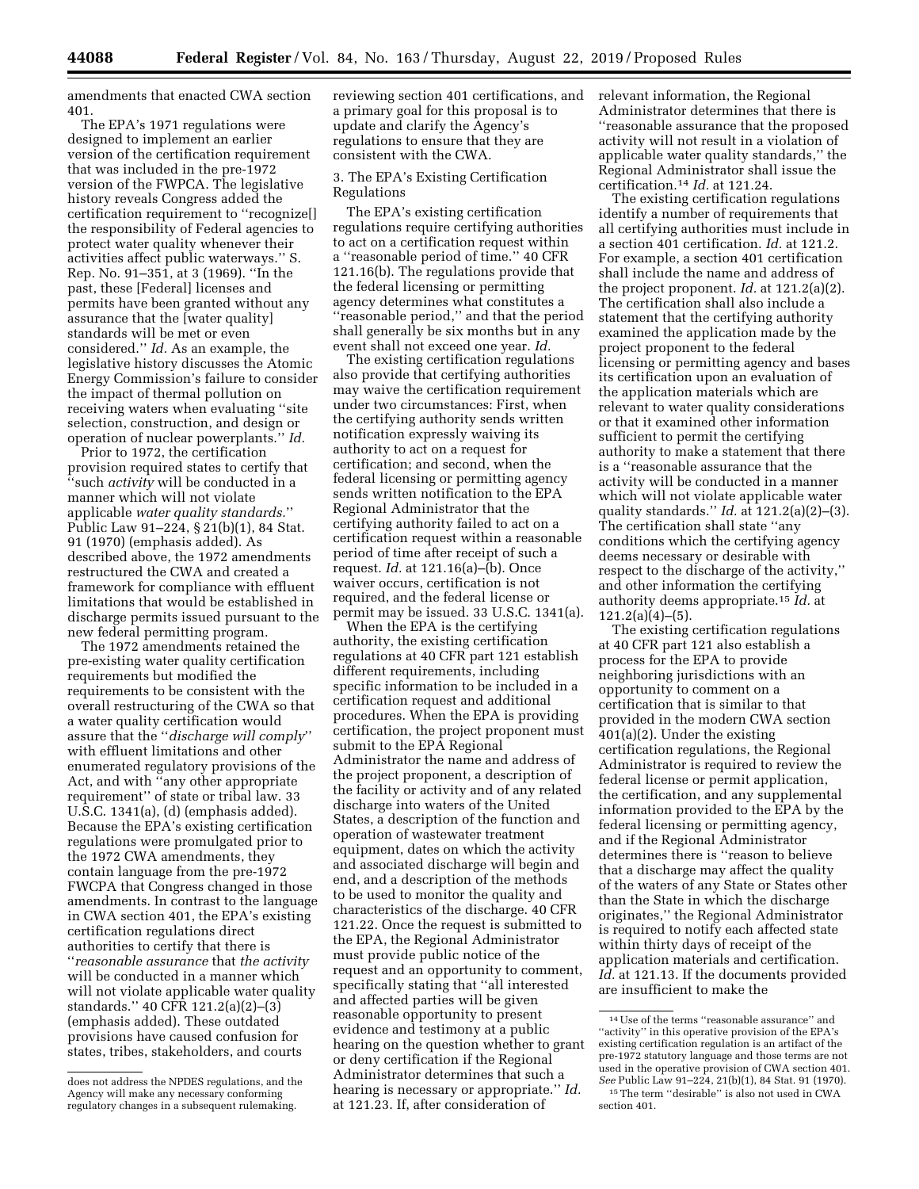amendments that enacted CWA section 401.

The EPA's 1971 regulations were designed to implement an earlier version of the certification requirement that was included in the pre-1972 version of the FWPCA. The legislative history reveals Congress added the certification requirement to ''recognize[] the responsibility of Federal agencies to protect water quality whenever their activities affect public waterways.'' S. Rep. No. 91–351, at 3 (1969). ''In the past, these [Federal] licenses and permits have been granted without any assurance that the [water quality] standards will be met or even considered.'' *Id.* As an example, the legislative history discusses the Atomic Energy Commission's failure to consider the impact of thermal pollution on receiving waters when evaluating ''site selection, construction, and design or operation of nuclear powerplants.'' *Id.*

Prior to 1972, the certification provision required states to certify that ''such *activity* will be conducted in a manner which will not violate applicable *water quality standards.*'' Public Law 91–224, § 21(b)(1), 84 Stat. 91 (1970) (emphasis added). As described above, the 1972 amendments restructured the CWA and created a framework for compliance with effluent limitations that would be established in discharge permits issued pursuant to the new federal permitting program.

The 1972 amendments retained the pre-existing water quality certification requirements but modified the requirements to be consistent with the overall restructuring of the CWA so that a water quality certification would assure that the ''*discharge will comply*'' with effluent limitations and other enumerated regulatory provisions of the Act, and with ''any other appropriate requirement'' of state or tribal law. 33 U.S.C. 1341(a), (d) (emphasis added). Because the EPA's existing certification regulations were promulgated prior to the 1972 CWA amendments, they contain language from the pre-1972 FWCPA that Congress changed in those amendments. In contrast to the language in CWA section 401, the EPA's existing certification regulations direct authorities to certify that there is ''*reasonable assurance* that *the activity* will be conducted in a manner which will not violate applicable water quality standards.'' 40 CFR 121.2(a)(2)–(3) (emphasis added). These outdated provisions have caused confusion for states, tribes, stakeholders, and courts reviewing section 401 certifications, and a primary goal for this proposal is to update and clarify the Agency's regulations to ensure that they are consistent with the CWA.

3. The EPA's Existing Certification Regulations

The EPA's existing certification regulations require certifying authorities to act on a certification request within a ''reasonable period of time.'' 40 CFR 121.16(b). The regulations provide that the federal licensing or permitting agency determines what constitutes a ''reasonable period,'' and that the period shall generally be six months but in any event shall not exceed one year. *Id.*

The existing certification regulations also provide that certifying authorities may waive the certification requirement under two circumstances: First, when the certifying authority sends written notification expressly waiving its authority to act on a request for certification; and second, when the federal licensing or permitting agency sends written notification to the EPA Regional Administrator that the certifying authority failed to act on a certification request within a reasonable period of time after receipt of such a request. *Id.* at 121.16(a)–(b). Once waiver occurs, certification is not required, and the federal license or permit may be issued. 33 U.S.C. 1341(a).

When the EPA is the certifying authority, the existing certification regulations at 40 CFR part 121 establish different requirements, including specific information to be included in a certification request and additional procedures. When the EPA is providing certification, the project proponent must submit to the EPA Regional Administrator the name and address of the project proponent, a description of the facility or activity and of any related discharge into waters of the United States, a description of the function and operation of wastewater treatment equipment, dates on which the activity and associated discharge will begin and end, and a description of the methods to be used to monitor the quality and characteristics of the discharge. 40 CFR 121.22. Once the request is submitted to the EPA, the Regional Administrator must provide public notice of the request and an opportunity to comment, specifically stating that ''all interested and affected parties will be given reasonable opportunity to present evidence and testimony at a public hearing on the question whether to grant or deny certification if the Regional Administrator determines that such a hearing is necessary or appropriate.'' *Id.* at 121.23. If, after consideration of relevant information, the Regional Administrator determines that there is ''reasonable assurance that the proposed activity will not result in a violation of applicable water quality standards,'' the Regional Administrator shall issue the certification.[14] *Id.* at 121.24.

The existing certification regulations identify a number of requirements that all certifying authorities must include in a section 401 certification. *Id.* at 121.2. For example, a section 401 certification shall include the name and address of the project proponent. *Id.* at 121.2(a)(2). The certification shall also include a statement that the certifying authority examined the application made by the project proponent to the federal licensing or permitting agency and bases its certification upon an evaluation of the application materials which are relevant to water quality considerations or that it examined other information sufficient to permit the certifying authority to make a statement that there is a ''reasonable assurance that the activity will be conducted in a manner which will not violate applicable water quality standards.'' *Id.* at 121.2(a)(2)–(3). The certification shall state ''any conditions which the certifying agency deems necessary or desirable with respect to the discharge of the activity,'' and other information the certifying authority deems appropriate.[15] *Id.* at 121.2(a)(4)–(5).

The existing certification regulations at 40 CFR part 121 also establish a process for the EPA to provide neighboring jurisdictions with an opportunity to comment on a certification that is similar to that provided in the modern CWA section 401(a)(2). Under the existing certification regulations, the Regional Administrator is required to review the federal license or permit application, the certification, and any supplemental information provided to the EPA by the federal licensing or permitting agency, and if the Regional Administrator determines there is ''reason to believe that a discharge may affect the quality of the waters of any State or States other than the State in which the discharge originates,'' the Regional Administrator is required to notify each affected state within thirty days of receipt of the application materials and certification. *Id.* at 121.13. If the documents provided are insufficient to make the

---

does not address the NPDES regulations, and the Agency will make any necessary conforming regulatory changes in a subsequent rulemaking.

[14] Use of the terms ''reasonable assurance'' and ''activity'' in this operative provision of the EPA's existing certification regulation is an artifact of the pre-1972 statutory language and those terms are not used in the operative provision of CWA section 401. *See* Public Law 91–224, 21(b)(1), 84 Stat. 91 (1970).

[15] The term ''desirable'' is also not used in CWA section 401.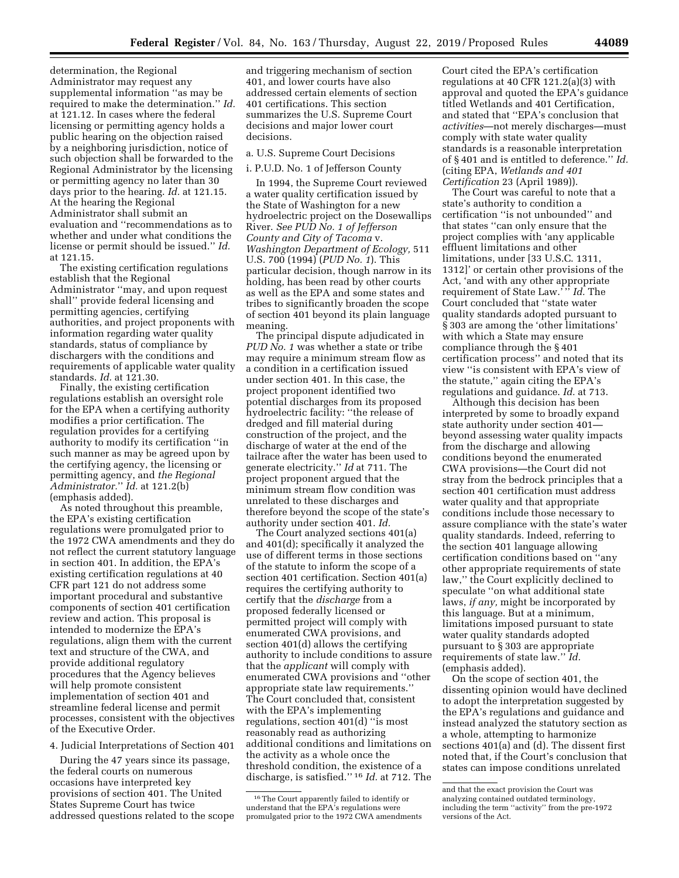determination, the Regional Administrator may request any supplemental information ''as may be required to make the determination.'' *Id.* at 121.12. In cases where the federal licensing or permitting agency holds a public hearing on the objection raised by a neighboring jurisdiction, notice of such objection shall be forwarded to the Regional Administrator by the licensing or permitting agency no later than 30 days prior to the hearing. *Id.* at 121.15. At the hearing the Regional Administrator shall submit an evaluation and ''recommendations as to whether and under what conditions the license or permit should be issued.'' *Id.* at 121.15.

The existing certification regulations establish that the Regional Administrator ''may, and upon request shall'' provide federal licensing and permitting agencies, certifying authorities, and project proponents with information regarding water quality standards, status of compliance by dischargers with the conditions and requirements of applicable water quality standards. *Id.* at 121.30.

Finally, the existing certification regulations establish an oversight role for the EPA when a certifying authority modifies a prior certification. The regulation provides for a certifying authority to modify its certification ''in such manner as may be agreed upon by the certifying agency, the licensing or permitting agency, and *the Regional Administrator.*'' *Id.* at 121.2(b) (emphasis added).

As noted throughout this preamble, the EPA's existing certification regulations were promulgated prior to the 1972 CWA amendments and they do not reflect the current statutory language in section 401. In addition, the EPA's existing certification regulations at 40 CFR part 121 do not address some important procedural and substantive components of section 401 certification review and action. This proposal is intended to modernize the EPA's regulations, align them with the current text and structure of the CWA, and provide additional regulatory procedures that the Agency believes will help promote consistent implementation of section 401 and streamline federal license and permit processes, consistent with the objectives of the Executive Order.

4. Judicial Interpretations of Section 401

During the 47 years since its passage, the federal courts on numerous occasions have interpreted key provisions of section 401. The United States Supreme Court has twice addressed questions related to the scope and triggering mechanism of section 401, and lower courts have also addressed certain elements of section 401 certifications. This section summarizes the U.S. Supreme Court decisions and major lower court decisions.

a. U.S. Supreme Court Decisions

i. P.U.D. No. 1 of Jefferson County

In 1994, the Supreme Court reviewed a water quality certification issued by the State of Washington for a new hydroelectric project on the Dosewallips River. *See PUD No. 1 of Jefferson County and City of Tacoma* v. *Washington Department of Ecology,* 511 U.S. 700 (1994) (*PUD No. 1*). This particular decision, though narrow in its holding, has been read by other courts as well as the EPA and some states and tribes to significantly broaden the scope of section 401 beyond its plain language meaning.

The principal dispute adjudicated in *PUD No. 1* was whether a state or tribe may require a minimum stream flow as a condition in a certification issued under section 401. In this case, the project proponent identified two potential discharges from its proposed hydroelectric facility: ''the release of dredged and fill material during construction of the project, and the discharge of water at the end of the tailrace after the water has been used to generate electricity.'' *Id* at 711. The project proponent argued that the minimum stream flow condition was unrelated to these discharges and therefore beyond the scope of the state's authority under section 401. *Id.*

The Court analyzed sections 401(a) and 401(d); specifically it analyzed the use of different terms in those sections of the statute to inform the scope of a section 401 certification. Section 401(a) requires the certifying authority to certify that the *discharge* from a proposed federally licensed or permitted project will comply with enumerated CWA provisions, and section 401(d) allows the certifying authority to include conditions to assure that the *applicant* will comply with enumerated CWA provisions and ''other appropriate state law requirements.'' The Court concluded that, consistent with the EPA's implementing regulations, section 401(d) ''is most reasonably read as authorizing additional conditions and limitations on the activity as a whole once the threshold condition, the existence of a discharge, is satisfied.''[16] *Id.* at 712. The Court cited the EPA's certification regulations at 40 CFR 121.2(a)(3) with approval and quoted the EPA's guidance titled Wetlands and 401 Certification, and stated that ''EPA's conclusion that *activities*—not merely discharges—must comply with state water quality standards is a reasonable interpretation of § 401 and is entitled to deference.'' *Id.* (citing EPA, *Wetlands and 401 Certification* 23 (April 1989)).

The Court was careful to note that a state's authority to condition a certification ''is not unbounded'' and that states ''can only ensure that the project complies with 'any applicable effluent limitations and other limitations, under [33 U.S.C. 1311, 1312]' or certain other provisions of the Act, 'and with any other appropriate requirement of State Law.' '' *Id.* The Court concluded that ''state water quality standards adopted pursuant to § 303 are among the 'other limitations' with which a State may ensure compliance through the § 401 certification process'' and noted that its view ''is consistent with EPA's view of the statute,'' again citing the EPA's regulations and guidance. *Id.* at 713.

Although this decision has been interpreted by some to broadly expand state authority under section 401—beyond assessing water quality impacts from the discharge and allowing conditions beyond the enumerated CWA provisions—the Court did not stray from the bedrock principles that a section 401 certification must address water quality and that appropriate conditions include those necessary to assure compliance with the state's water quality standards. Indeed, referring to the section 401 language allowing certification conditions based on ''any other appropriate requirements of state law,'' the Court explicitly declined to speculate ''on what additional state laws, *if any,* might be incorporated by this language. But at a minimum, limitations imposed pursuant to state water quality standards adopted pursuant to § 303 are appropriate requirements of state law.'' *Id.* (emphasis added).

On the scope of section 401, the dissenting opinion would have declined to adopt the interpretation suggested by the EPA's regulations and guidance and instead analyzed the statutory section as a whole, attempting to harmonize sections 401(a) and (d). The dissent first noted that, if the Court's conclusion that states can impose conditions unrelated

[16] The Court apparently failed to identify or understand that the EPA's regulations were promulgated prior to the 1972 CWA amendments and that the exact provision the Court was analyzing contained outdated terminology, including the term ''activity'' from the pre-1972 versions of the Act.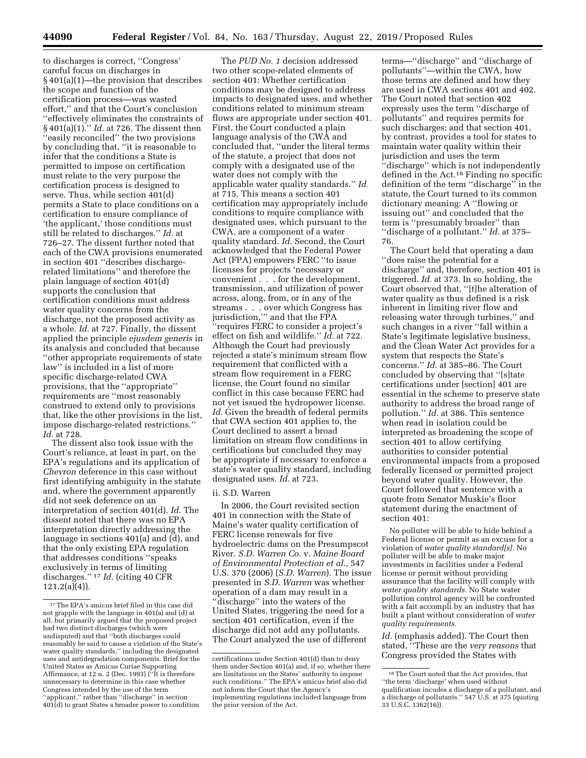to discharges is correct, ''Congress' careful focus on discharges in § 401(a)(1)—the provision that describes the scope and function of the certification process—was wasted effort,'' and that the Court's conclusion ''effectively eliminates the constraints of § 401(a)(1).'' *Id.* at 726. The dissent then ''easily reconciled'' the two provisions by concluding that, ''it is reasonable to infer that the conditions a State is permitted to impose on certification must relate to the very purpose the certification process is designed to serve. Thus, while section 401(d) permits a State to place conditions on a certification to ensure compliance of 'the applicant,' those conditions must still be related to discharges.'' *Id.* at 726–27. The dissent further noted that each of the CWA provisions enumerated in section 401 ''describes discharge-related limitations'' and therefore the plain language of section 401(d) supports the conclusion that certification conditions must address water quality concerns from the discharge, not the proposed activity as a whole. *Id.* at 727. Finally, the dissent applied the principle *ejusdem generis* in its analysis and concluded that because ''other appropriate requirements of state law'' is included in a list of more specific discharge-related CWA provisions, that the ''appropriate'' requirements are ''most reasonably construed to extend only to provisions that, like the other provisions in the list, impose discharge-related restrictions.'' *Id.* at 728.

The dissent also took issue with the Court's reliance, at least in part, on the EPA's regulations and its application of *Chevron* deference in this case without first identifying ambiguity in the statute and, where the government apparently did not seek deference on an interpretation of section 401(d). *Id.* The dissent noted that there was no EPA interpretation directly addressing the language in sections 401(a) and (d), and that the only existing EPA regulation that addresses conditions ''speaks exclusively in terms of limiting discharges.'' [17] *Id.* (citing 40 CFR 121.2(a)(4)).

The *PUD No. 1* decision addressed two other scope-related elements of section 401: Whether certification conditions may be designed to address impacts to designated uses, and whether conditions related to minimum stream flows are appropriate under section 401. First, the Court conducted a plain language analysis of the CWA and concluded that, ''under the literal terms of the statute, a project that does not comply with a designated use of the water does not comply with the applicable water quality standards.'' *Id.* at 715. This means a section 401 certification may appropriately include conditions to require compliance with designated uses, which pursuant to the CWA, are a component of a water quality standard. *Id.* Second, the Court acknowledged that the Federal Power Act (FPA) empowers FERC ''to issue licenses for projects 'necessary or convenient . . . for the development, transmission, and utilization of power across, along, from, or in any of the streams . . . over which Congress has jurisdiction,''' and that the FPA ''requires FERC to consider a project's effect on fish and wildlife.'' *Id.* at 722. Although the Court had previously rejected a state's minimum stream flow requirement that conflicted with a stream flow requirement in a FERC license, the Court found no similar conflict in this case because FERC had not yet issued the hydropower license. *Id.* Given the breadth of federal permits that CWA section 401 applies to, the Court declined to assert a broad limitation on stream flow conditions in certifications but concluded they may be appropriate if necessary to enforce a state's water quality standard, including designated uses. *Id.* at 723.

#### ii. S.D. Warren

In 2006, the Court revisited section 401 in connection with the State of Maine's water quality certification of FERC license renewals for five hydroelectric dams on the Presumpscot River. *S.D. Warren Co.* v. *Maine Board of Environmental Protection et al.,* 547 U.S. 370 (2006) (*S.D. Warren*). The issue presented in *S.D. Warren* was whether operation of a dam may result in a ''discharge'' into the waters of the United States, triggering the need for a section 401 certification, even if the discharge did not add any pollutants. The Court analyzed the use of different terms—''discharge'' and ''discharge of pollutants''—within the CWA, how those terms are defined and how they are used in CWA sections 401 and 402. The Court noted that section 402 expressly uses the term ''discharge of pollutants'' and requires permits for such discharges; and that section 401, by contrast, provides a tool for states to maintain water quality within their jurisdiction and uses the term ''discharge'' which is not independently defined in the Act.[18] Finding no specific definition of the term ''discharge'' in the statute, the Court turned to its common dictionary meaning: A ''flowing or issuing out'' and concluded that the term is ''presumably broader'' than ''discharge of a pollutant.'' *Id.* at 375–76.

The Court held that operating a dam ''does raise the potential for a discharge'' and, therefore, section 401 is triggered. *Id.* at 373. In so holding, the Court observed that, ''[t]he alteration of water quality as thus defined is a risk inherent in limiting river flow and releasing water through turbines,'' and such changes in a river ''fall within a State's legitimate legislative business, and the Clean Water Act provides for a system that respects the State's concerns.'' *Id.* at 385–86. The Court concluded by observing that ''[s]tate certifications under [section] 401 are essential in the scheme to preserve state authority to address the broad range of pollution.'' *Id.* at 386. This sentence when read in isolation could be interpreted as broadening the scope of section 401 to allow certifying authorities to consider potential environmental impacts from a proposed federally licensed or permitted project beyond water quality. However, the Court followed that sentence with a quote from Senator Muskie's floor statement during the enactment of section 401:

> No polluter will be able to hide behind a Federal license or permit as an excuse for a violation of *water quality standard[s]*. No polluter will be able to make major investments in facilities under a Federal license or permit without providing assurance that the facility will comply with *water quality standards.* No State water pollution control agency will be confronted with a fait accompli by an industry that has built a plant without consideration of *water quality requirements.*

*Id.* (emphasis added). The Court then stated, ''These are the *very reasons* that Congress provided the States with

---

[17] The EPA's amicus brief filed in this case did not grapple with the language in 401(a) and (d) at all, but primarily argued that the proposed project had two distinct discharges (which were undisputed) and that ''both discharges could reasonably be said to cause a violation of the State's water quality standards,'' including the designated uses and antidegradation components. Brief for the United States as Amicus Curiae Supporting Affirmance, at 12 n. 2 (Dec. 1993) (''It is therefore unnecessary to determine in this case whether Congress intended by the use of the term ''applicant,'' rather than ''discharge'' in section 401(d) to grant States a broader power to condition certifications under Section 401(d) than to deny them under Section 401(a) and, if so, whether there are limitations on the States' authority to impose such conditions.'' The EPA's amicus brief also did not inform the Court that the Agency's implementing regulations included language from the prior version of the Act.

[18] The Court noted that the Act provides, that ''the term 'discharge' when used without qualification incudes a discharge of a pollutant, and a discharge of pollutants.'' 547 U.S. at 375 (quoting 33 U.S.C. 1362(16)).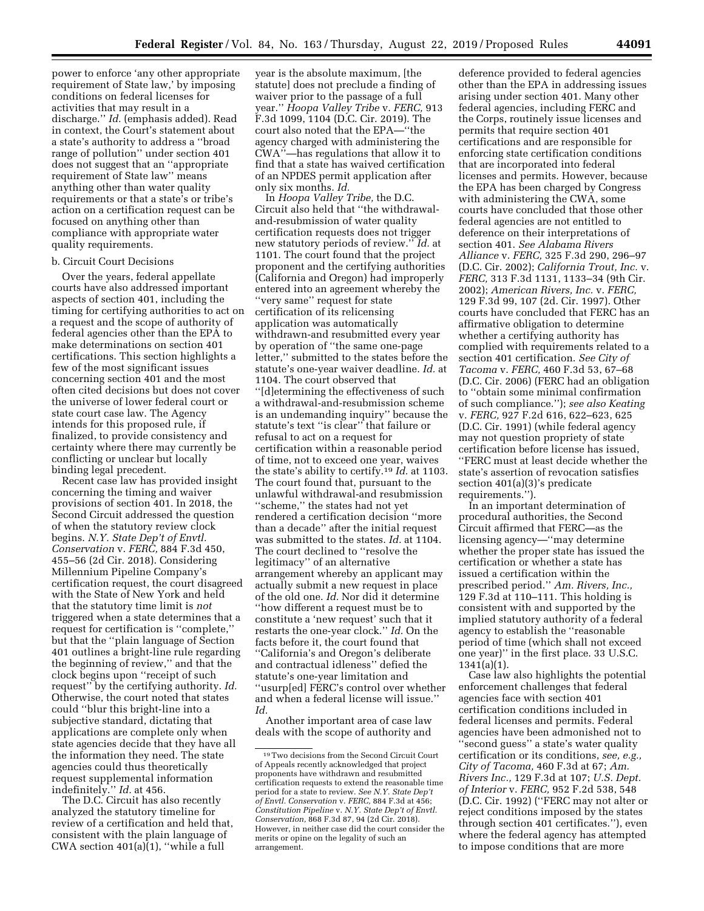power to enforce 'any other appropriate requirement of State law,' by imposing conditions on federal licenses for activities that may result in a discharge.'' *Id.* (emphasis added). Read in context, the Court's statement about a state's authority to address a ''broad range of pollution'' under section 401 does not suggest that an ''appropriate requirement of State law'' means anything other than water quality requirements or that a state's or tribe's action on a certification request can be focused on anything other than compliance with appropriate water quality requirements.

b. Circuit Court Decisions

Over the years, federal appellate courts have also addressed important aspects of section 401, including the timing for certifying authorities to act on a request and the scope of authority of federal agencies other than the EPA to make determinations on section 401 certifications. This section highlights a few of the most significant issues concerning section 401 and the most often cited decisions but does not cover the universe of lower federal court or state court case law. The Agency intends for this proposed rule, if finalized, to provide consistency and certainty where there may currently be conflicting or unclear but locally binding legal precedent.

Recent case law has provided insight concerning the timing and waiver provisions of section 401. In 2018, the Second Circuit addressed the question of when the statutory review clock begins. *N.Y. State Dep't of Envtl. Conservation* v. *FERC,* 884 F.3d 450, 455–56 (2d Cir. 2018). Considering Millennium Pipeline Company's certification request, the court disagreed with the State of New York and held that the statutory time limit is *not* triggered when a state determines that a request for certification is ''complete,'' but that the ''plain language of Section 401 outlines a bright-line rule regarding the beginning of review,'' and that the clock begins upon ''receipt of such request'' by the certifying authority. *Id.* Otherwise, the court noted that states could ''blur this bright-line into a subjective standard, dictating that applications are complete only when state agencies decide that they have all the information they need. The state agencies could thus theoretically request supplemental information indefinitely.'' *Id.* at 456.

The D.C. Circuit has also recently analyzed the statutory timeline for review of a certification and held that, consistent with the plain language of CWA section 401(a)(1), ''while a full year is the absolute maximum, [the statute] does not preclude a finding of waiver prior to the passage of a full year.'' *Hoopa Valley Tribe* v. *FERC,* 913 F.3d 1099, 1104 (D.C. Cir. 2019). The court also noted that the EPA—''the agency charged with administering the CWA''—has regulations that allow it to find that a state has waived certification of an NPDES permit application after only six months. *Id.*

In *Hoopa Valley Tribe,* the D.C. Circuit also held that ''the withdrawal-and-resubmission of water quality certification requests does not trigger new statutory periods of review.'' *Id.* at 1101. The court found that the project proponent and the certifying authorities (California and Oregon) had improperly entered into an agreement whereby the ''very same'' request for state certification of its relicensing application was automatically withdrawn-and resubmitted every year by operation of ''the same one-page letter,'' submitted to the states before the statute's one-year waiver deadline. *Id.* at 1104. The court observed that ''[d]etermining the effectiveness of such a withdrawal-and-resubmission scheme is an undemanding inquiry'' because the statute's text ''is clear'' that failure or refusal to act on a request for certification within a reasonable period of time, not to exceed one year, waives the state's ability to certify.[19] *Id.* at 1103. The court found that, pursuant to the unlawful withdrawal-and resubmission ''scheme,'' the states had not yet rendered a certification decision ''more than a decade'' after the initial request was submitted to the states. *Id.* at 1104. The court declined to ''resolve the legitimacy'' of an alternative arrangement whereby an applicant may actually submit a new request in place of the old one. *Id.* Nor did it determine ''how different a request must be to constitute a 'new request' such that it restarts the one-year clock.'' *Id.* On the facts before it, the court found that ''California's and Oregon's deliberate and contractual idleness'' defied the statute's one-year limitation and ''usurp[ed] FERC's control over whether and when a federal license will issue.'' *Id.*

Another important area of case law deals with the scope of authority and deference provided to federal agencies other than the EPA in addressing issues arising under section 401. Many other federal agencies, including FERC and the Corps, routinely issue licenses and permits that require section 401 certifications and are responsible for enforcing state certification conditions that are incorporated into federal licenses and permits. However, because the EPA has been charged by Congress with administering the CWA, some courts have concluded that those other federal agencies are not entitled to deference on their interpretations of section 401. *See Alabama Rivers Alliance* v. *FERC,* 325 F.3d 290, 296–97 (D.C. Cir. 2002); *California Trout, Inc.* v. *FERC,* 313 F.3d 1131, 1133–34 (9th Cir. 2002); *American Rivers, Inc.* v. *FERC,* 129 F.3d 99, 107 (2d. Cir. 1997). Other courts have concluded that FERC has an affirmative obligation to determine whether a certifying authority has complied with requirements related to a section 401 certification. *See City of Tacoma* v. *FERC,* 460 F.3d 53, 67–68 (D.C. Cir. 2006) (FERC had an obligation to ''obtain some minimal confirmation of such compliance.''); *see also Keating* v. *FERC,* 927 F.2d 616, 622–623, 625 (D.C. Cir. 1991) (while federal agency may not question propriety of state certification before license has issued, ''FERC must at least decide whether the state's assertion of revocation satisfies section 401(a)(3)'s predicate requirements.'').

In an important determination of procedural authorities, the Second Circuit affirmed that FERC—as the licensing agency—''may determine whether the proper state has issued the certification or whether a state has issued a certification within the prescribed period.'' *Am. Rivers, Inc.,* 129 F.3d at 110–111. This holding is consistent with and supported by the implied statutory authority of a federal agency to establish the ''reasonable period of time (which shall not exceed one year)'' in the first place. 33 U.S.C. 1341(a)(1).

Case law also highlights the potential enforcement challenges that federal agencies face with section 401 certification conditions included in federal licenses and permits. Federal agencies have been admonished not to ''second guess'' a state's water quality certification or its conditions, *see, e.g., City of Tacoma,* 460 F.3d at 67; *Am. Rivers Inc.,* 129 F.3d at 107; *U.S. Dept. of Interior* v. *FERC,* 952 F.2d 538, 548 (D.C. Cir. 1992) (''FERC may not alter or reject conditions imposed by the states through section 401 certificates.''), even where the federal agency has attempted to impose conditions that are more

---

[19] Two decisions from the Second Circuit Court of Appeals recently acknowledged that project proponents have withdrawn and resubmitted certification requests to extend the reasonable time period for a state to review. *See N.Y. State Dep't of Envtl. Conservation* v. *FERC,* 884 F.3d at 456; *Constitution Pipeline* v. *N.Y. State Dep't of Envtl. Conservation,* 868 F.3d 87, 94 (2d Cir. 2018). However, in neither case did the court consider the merits or opine on the legality of such an arrangement.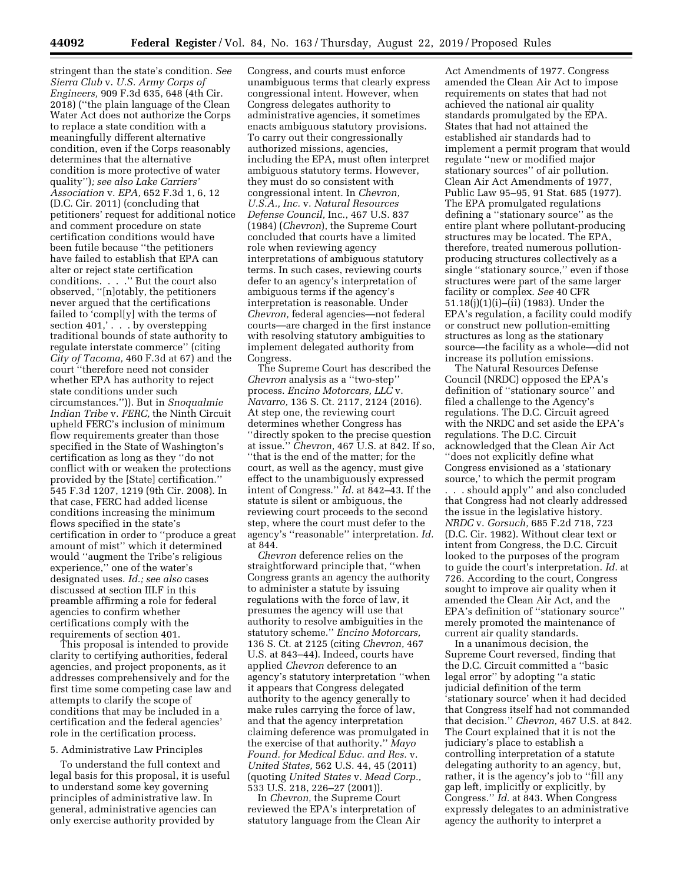stringent than the state's condition. *See Sierra Club* v. *U.S. Army Corps of Engineers,* 909 F.3d 635, 648 (4th Cir. 2018) (''the plain language of the Clean Water Act does not authorize the Corps to replace a state condition with a meaningfully different alternative condition, even if the Corps reasonably determines that the alternative condition is more protective of water quality''); *see also Lake Carriers' Association* v. *EPA,* 652 F.3d 1, 6, 12 (D.C. Cir. 2011) (concluding that petitioners' request for additional notice and comment procedure on state certification conditions would have been futile because ''the petitioners have failed to establish that EPA can alter or reject state certification conditions. . . .'' But the court also observed, ''[n]otably, the petitioners never argued that the certifications failed to 'compl[y] with the terms of section 401,' . . . by overstepping traditional bounds of state authority to regulate interstate commerce'' (citing *City of Tacoma,* 460 F.3d at 67) and the court ''therefore need not consider whether EPA has authority to reject state conditions under such circumstances.'')). But in *Snoqualmie Indian Tribe* v. *FERC,* the Ninth Circuit upheld FERC's inclusion of minimum flow requirements greater than those specified in the State of Washington's certification as long as they ''do not conflict with or weaken the protections provided by the [State] certification.'' 545 F.3d 1207, 1219 (9th Cir. 2008). In that case, FERC had added license conditions increasing the minimum flows specified in the state's certification in order to ''produce a great amount of mist'' which it determined would ''augment the Tribe's religious experience,'' one of the water's designated uses. *Id.; see also* cases discussed at section III.F in this preamble affirming a role for federal agencies to confirm whether certifications comply with the requirements of section 401.

This proposal is intended to provide clarity to certifying authorities, federal agencies, and project proponents, as it addresses comprehensively and for the first time some competing case law and attempts to clarify the scope of conditions that may be included in a certification and the federal agencies' role in the certification process.

5. Administrative Law Principles

To understand the full context and legal basis for this proposal, it is useful to understand some key governing principles of administrative law. In general, administrative agencies can only exercise authority provided by Congress, and courts must enforce unambiguous terms that clearly express congressional intent. However, when Congress delegates authority to administrative agencies, it sometimes enacts ambiguous statutory provisions. To carry out their congressionally authorized missions, agencies, including the EPA, must often interpret ambiguous statutory terms. However, they must do so consistent with congressional intent. In *Chevron, U.S.A., Inc.* v. *Natural Resources Defense Council,* Inc., 467 U.S. 837 (1984) (*Chevron*), the Supreme Court concluded that courts have a limited role when reviewing agency interpretations of ambiguous statutory terms. In such cases, reviewing courts defer to an agency's interpretation of ambiguous terms if the agency's interpretation is reasonable. Under *Chevron,* federal agencies—not federal courts—are charged in the first instance with resolving statutory ambiguities to implement delegated authority from Congress.

The Supreme Court has described the *Chevron* analysis as a ''two-step'' process. *Encino Motorcars, LLC* v. *Navarro,* 136 S. Ct. 2117, 2124 (2016). At step one, the reviewing court determines whether Congress has ''directly spoken to the precise question at issue.'' *Chevron,* 467 U.S. at 842. If so, ''that is the end of the matter; for the court, as well as the agency, must give effect to the unambiguously expressed intent of Congress.'' *Id.* at 842–43. If the statute is silent or ambiguous, the reviewing court proceeds to the second step, where the court must defer to the agency's ''reasonable'' interpretation. *Id.* at 844.

*Chevron* deference relies on the straightforward principle that, ''when Congress grants an agency the authority to administer a statute by issuing regulations with the force of law, it presumes the agency will use that authority to resolve ambiguities in the statutory scheme.'' *Encino Motorcars,* 136 S. Ct. at 2125 (citing *Chevron,* 467 U.S. at 843–44). Indeed, courts have applied *Chevron* deference to an agency's statutory interpretation ''when it appears that Congress delegated authority to the agency generally to make rules carrying the force of law, and that the agency interpretation claiming deference was promulgated in the exercise of that authority.'' *Mayo Found. for Medical Educ. and Res.* v. *United States,* 562 U.S. 44, 45 (2011) (quoting *United States* v. *Mead Corp.,* 533 U.S. 218, 226–27 (2001)).

In *Chevron,* the Supreme Court reviewed the EPA's interpretation of statutory language from the Clean Air Act Amendments of 1977. Congress amended the Clean Air Act to impose requirements on states that had not achieved the national air quality standards promulgated by the EPA. States that had not attained the established air standards had to implement a permit program that would regulate ''new or modified major stationary sources'' of air pollution. Clean Air Act Amendments of 1977, Public Law 95–95, 91 Stat. 685 (1977). The EPA promulgated regulations defining a ''stationary source'' as the entire plant where pollutant-producing structures may be located. The EPA, therefore, treated numerous pollution-producing structures collectively as a single ''stationary source,'' even if those structures were part of the same larger facility or complex. *See* 40 CFR 51.18(j)(1)(i)–(ii) (1983). Under the EPA's regulation, a facility could modify or construct new pollution-emitting structures as long as the stationary source—the facility as a whole—did not increase its pollution emissions.

The Natural Resources Defense Council (NRDC) opposed the EPA's definition of ''stationary source'' and filed a challenge to the Agency's regulations. The D.C. Circuit agreed with the NRDC and set aside the EPA's regulations. The D.C. Circuit acknowledged that the Clean Air Act ''does not explicitly define what Congress envisioned as a 'stationary source,' to which the permit program . . . should apply'' and also concluded that Congress had not clearly addressed the issue in the legislative history. *NRDC* v. *Gorsuch,* 685 F.2d 718, 723 (D.C. Cir. 1982). Without clear text or intent from Congress, the D.C. Circuit looked to the purposes of the program to guide the court's interpretation. *Id.* at 726. According to the court, Congress sought to improve air quality when it amended the Clean Air Act, and the EPA's definition of ''stationary source'' merely promoted the maintenance of current air quality standards.

In a unanimous decision, the Supreme Court reversed, finding that the D.C. Circuit committed a ''basic legal error'' by adopting ''a static judicial definition of the term 'stationary source' when it had decided that Congress itself had not commanded that decision.'' *Chevron,* 467 U.S. at 842. The Court explained that it is not the judiciary's place to establish a controlling interpretation of a statute delegating authority to an agency, but, rather, it is the agency's job to ''fill any gap left, implicitly or explicitly, by Congress.'' *Id.* at 843. When Congress expressly delegates to an administrative agency the authority to interpret a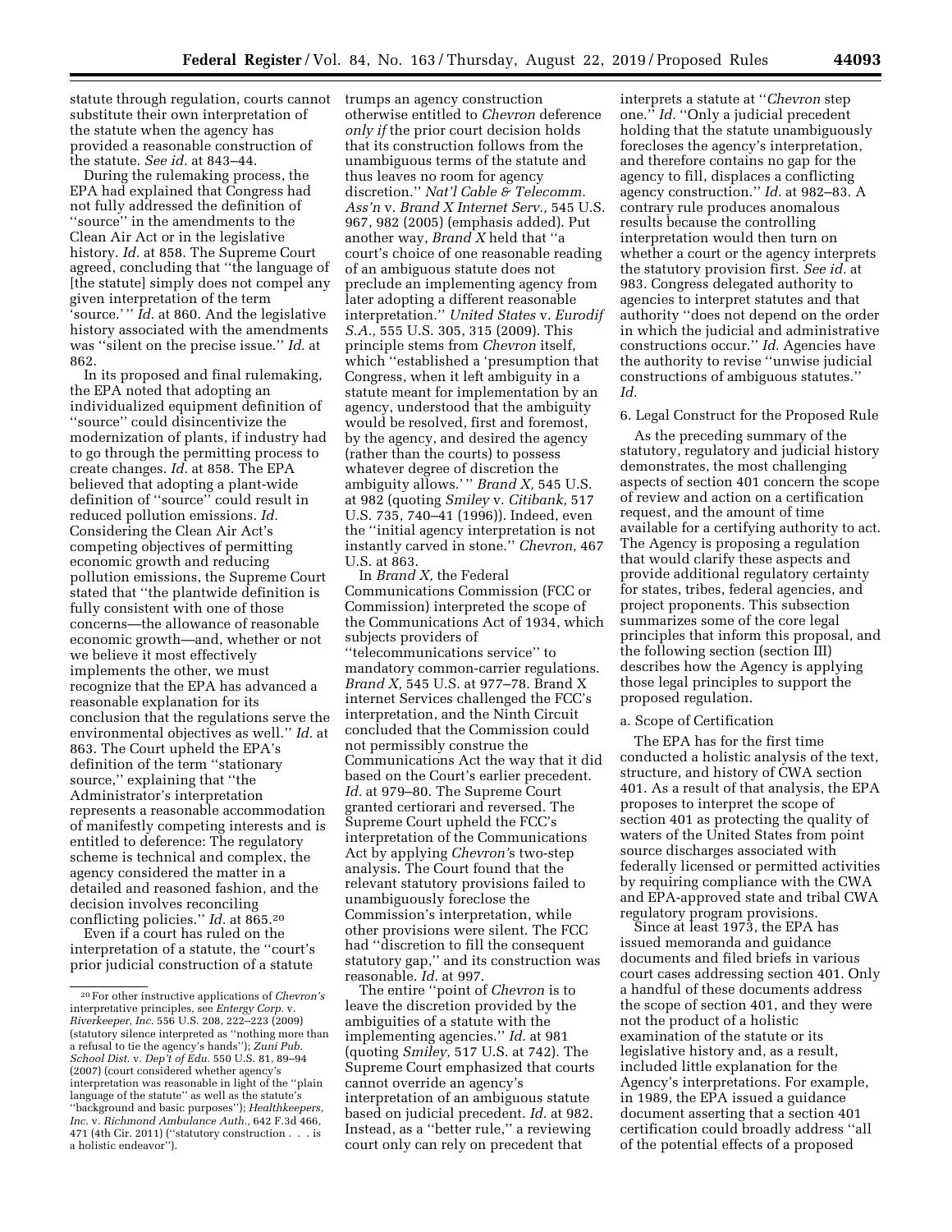statute through regulation, courts cannot substitute their own interpretation of the statute when the agency has provided a reasonable construction of the statute. *See id.* at 843–44.

During the rulemaking process, the EPA had explained that Congress had not fully addressed the definition of ''source'' in the amendments to the Clean Air Act or in the legislative history. *Id.* at 858. The Supreme Court agreed, concluding that ''the language of [the statute] simply does not compel any given interpretation of the term 'source.' '' *Id.* at 860. And the legislative history associated with the amendments was ''silent on the precise issue.'' *Id.* at 862.

In its proposed and final rulemaking, the EPA noted that adopting an individualized equipment definition of ''source'' could disincentivize the modernization of plants, if industry had to go through the permitting process to create changes. *Id.* at 858. The EPA believed that adopting a plant-wide definition of ''source'' could result in reduced pollution emissions. *Id.* Considering the Clean Air Act's competing objectives of permitting economic growth and reducing pollution emissions, the Supreme Court stated that ''the plantwide definition is fully consistent with one of those concerns—the allowance of reasonable economic growth—and, whether or not we believe it most effectively implements the other, we must recognize that the EPA has advanced a reasonable explanation for its conclusion that the regulations serve the environmental objectives as well.'' *Id.* at 863. The Court upheld the EPA's definition of the term ''stationary source,'' explaining that ''the Administrator's interpretation represents a reasonable accommodation of manifestly competing interests and is entitled to deference: The regulatory scheme is technical and complex, the agency considered the matter in a detailed and reasoned fashion, and the decision involves reconciling conflicting policies.'' *Id.* at 865.[20]

Even if a court has ruled on the interpretation of a statute, the ''court's prior judicial construction of a statute trumps an agency construction otherwise entitled to *Chevron* deference *only if* the prior court decision holds that its construction follows from the unambiguous terms of the statute and thus leaves no room for agency discretion.'' *Nat'l Cable & Telecomm. Ass'n* v. *Brand X Internet Serv.,* 545 U.S. 967, 982 (2005) (emphasis added). Put another way, *Brand X* held that ''a court's choice of one reasonable reading of an ambiguous statute does not preclude an implementing agency from later adopting a different reasonable interpretation.'' *United States* v. *Eurodif S.A.,* 555 U.S. 305, 315 (2009). This principle stems from *Chevron* itself, which ''established a 'presumption that Congress, when it left ambiguity in a statute meant for implementation by an agency, understood that the ambiguity would be resolved, first and foremost, by the agency, and desired the agency (rather than the courts) to possess whatever degree of discretion the ambiguity allows.' '' *Brand X,* 545 U.S. at 982 (quoting *Smiley* v. *Citibank,* 517 U.S. 735, 740–41 (1996)). Indeed, even the ''initial agency interpretation is not instantly carved in stone.'' *Chevron,* 467 U.S. at 863.

In *Brand X,* the Federal Communications Commission (FCC or Commission) interpreted the scope of the Communications Act of 1934, which subjects providers of ''telecommunications service'' to mandatory common-carrier regulations. *Brand X,* 545 U.S. at 977–78. Brand X internet Services challenged the FCC's interpretation, and the Ninth Circuit concluded that the Commission could not permissibly construe the Communications Act the way that it did based on the Court's earlier precedent. *Id.* at 979–80. The Supreme Court granted certiorari and reversed. The Supreme Court upheld the FCC's interpretation of the Communications Act by applying *Chevron's* two-step analysis. The Court found that the relevant statutory provisions failed to unambiguously foreclose the Commission's interpretation, while other provisions were silent. The FCC had ''discretion to fill the consequent statutory gap,'' and its construction was reasonable. *Id.* at 997.

The entire ''point of *Chevron* is to leave the discretion provided by the ambiguities of a statute with the implementing agencies.'' *Id.* at 981 (quoting *Smiley,* 517 U.S. at 742). The Supreme Court emphasized that courts cannot override an agency's interpretation of an ambiguous statute based on judicial precedent. *Id.* at 982. Instead, as a ''better rule,'' a reviewing court only can rely on precedent that interprets a statute at ''*Chevron* step one.'' *Id.* ''Only a judicial precedent holding that the statute unambiguously forecloses the agency's interpretation, and therefore contains no gap for the agency to fill, displaces a conflicting agency construction.'' *Id.* at 982–83. A contrary rule produces anomalous results because the controlling interpretation would then turn on whether a court or the agency interprets the statutory provision first. *See id.* at 983. Congress delegated authority to agencies to interpret statutes and that authority ''does not depend on the order in which the judicial and administrative constructions occur.'' *Id.* Agencies have the authority to revise ''unwise judicial constructions of ambiguous statutes.'' *Id.*

6. Legal Construct for the Proposed Rule

As the preceding summary of the statutory, regulatory and judicial history demonstrates, the most challenging aspects of section 401 concern the scope of review and action on a certification request, and the amount of time available for a certifying authority to act. The Agency is proposing a regulation that would clarify these aspects and provide additional regulatory certainty for states, tribes, federal agencies, and project proponents. This subsection summarizes some of the core legal principles that inform this proposal, and the following section (section III) describes how the Agency is applying those legal principles to support the proposed regulation.

a. Scope of Certification

The EPA has for the first time conducted a holistic analysis of the text, structure, and history of CWA section 401. As a result of that analysis, the EPA proposes to interpret the scope of section 401 as protecting the quality of waters of the United States from point source discharges associated with federally licensed or permitted activities by requiring compliance with the CWA and EPA-approved state and tribal CWA regulatory program provisions.

Since at least 1973, the EPA has issued memoranda and guidance documents and filed briefs in various court cases addressing section 401. Only a handful of these documents address the scope of section 401, and they were not the product of a holistic examination of the statute or its legislative history and, as a result, included little explanation for the Agency's interpretations. For example, in 1989, the EPA issued a guidance document asserting that a section 401 certification could broadly address ''all of the potential effects of a proposed

---

[20] For other instructive applications of *Chevron's* interpretive principles, see *Entergy Corp.* v. *Riverkeeper, Inc.* 556 U.S. 208, 222–223 (2009) (statutory silence interpreted as ''nothing more than a refusal to tie the agency's hands''); *Zuni Pub. School Dist.* v. *Dep't of Edu.* 550 U.S. 81, 89–94 (2007) (court considered whether agency's interpretation was reasonable in light of the ''plain language of the statute'' as well as the statute's ''background and basic purposes''); *Healthkeepers, Inc.* v. *Richmond Ambulance Auth.,* 642 F.3d 466, 471 (4th Cir. 2011) (''statutory construction . . . is a holistic endeavor'').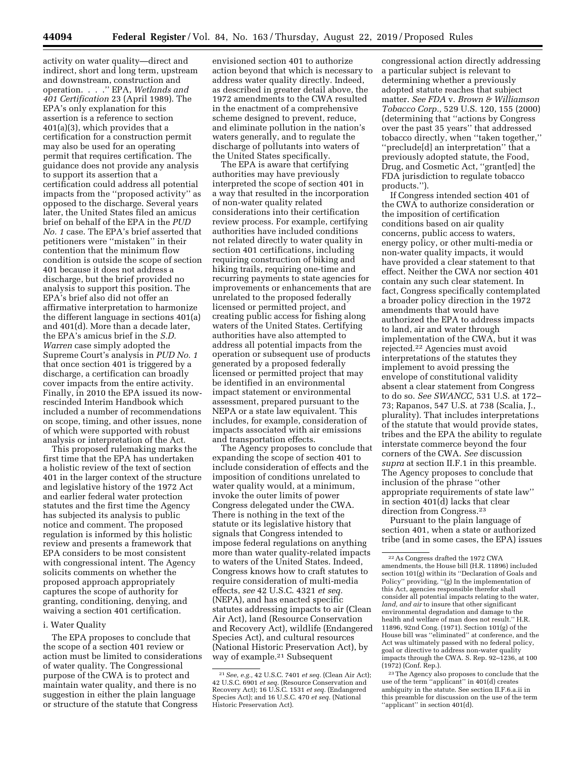activity on water quality—direct and indirect, short and long term, upstream and downstream, construction and operation. . . .'' EPA, *Wetlands and 401 Certification* 23 (April 1989). The EPA's only explanation for this assertion is a reference to section 401(a)(3), which provides that a certification for a construction permit may also be used for an operating permit that requires certification. The guidance does not provide any analysis to support its assertion that a certification could address all potential impacts from the ''proposed activity'' as opposed to the discharge. Several years later, the United States filed an amicus brief on behalf of the EPA in the *PUD No. 1* case. The EPA's brief asserted that petitioners were ''mistaken'' in their contention that the minimum flow condition is outside the scope of section 401 because it does not address a discharge, but the brief provided no analysis to support this position. The EPA's brief also did not offer an affirmative interpretation to harmonize the different language in sections 401(a) and 401(d). More than a decade later, the EPA's amicus brief in the *S.D. Warren* case simply adopted the Supreme Court's analysis in *PUD No. 1* that once section 401 is triggered by a discharge, a certification can broadly cover impacts from the entire activity. Finally, in 2010 the EPA issued its now-rescinded Interim Handbook which included a number of recommendations on scope, timing, and other issues, none of which were supported with robust analysis or interpretation of the Act.

This proposed rulemaking marks the first time that the EPA has undertaken a holistic review of the text of section 401 in the larger context of the structure and legislative history of the 1972 Act and earlier federal water protection statutes and the first time the Agency has subjected its analysis to public notice and comment. The proposed regulation is informed by this holistic review and presents a framework that EPA considers to be most consistent with congressional intent. The Agency solicits comments on whether the proposed approach appropriately captures the scope of authority for granting, conditioning, denying, and waiving a section 401 certification.

i. Water Quality

The EPA proposes to conclude that the scope of a section 401 review or action must be limited to considerations of water quality. The Congressional purpose of the CWA is to protect and maintain water quality, and there is no suggestion in either the plain language or structure of the statute that Congress envisioned section 401 to authorize action beyond that which is necessary to address water quality directly. Indeed, as described in greater detail above, the 1972 amendments to the CWA resulted in the enactment of a comprehensive scheme designed to prevent, reduce, and eliminate pollution in the nation's waters generally, and to regulate the discharge of pollutants into waters of the United States specifically.

The EPA is aware that certifying authorities may have previously interpreted the scope of section 401 in a way that resulted in the incorporation of non-water quality related considerations into their certification review process. For example, certifying authorities have included conditions not related directly to water quality in section 401 certifications, including requiring construction of biking and hiking trails, requiring one-time and recurring payments to state agencies for improvements or enhancements that are unrelated to the proposed federally licensed or permitted project, and creating public access for fishing along waters of the United States. Certifying authorities have also attempted to address all potential impacts from the operation or subsequent use of products generated by a proposed federally licensed or permitted project that may be identified in an environmental impact statement or environmental assessment, prepared pursuant to the NEPA or a state law equivalent. This includes, for example, consideration of impacts associated with air emissions and transportation effects.

The Agency proposes to conclude that expanding the scope of section 401 to include consideration of effects and the imposition of conditions unrelated to water quality would, at a minimum, invoke the outer limits of power Congress delegated under the CWA. There is nothing in the text of the statute or its legislative history that signals that Congress intended to impose federal regulations on anything more than water quality-related impacts to waters of the United States. Indeed, Congress knows how to craft statutes to require consideration of multi-media effects, *see* 42 U.S.C. 4321 *et seq.* (NEPA), and has enacted specific statutes addressing impacts to air (Clean Air Act), land (Resource Conservation and Recovery Act), wildlife (Endangered Species Act), and cultural resources (National Historic Preservation Act), by way of example.[21] Subsequent congressional action directly addressing a particular subject is relevant to determining whether a previously adopted statute reaches that subject matter. *See FDA* v. *Brown & Williamson Tobacco Corp.,* 529 U.S. 120, 155 (2000) (determining that ''actions by Congress over the past 35 years'' that addressed tobacco directly, when ''taken together,'' ''preclude[d] an interpretation'' that a previously adopted statute, the Food, Drug, and Cosmetic Act, ''grant[ed] the FDA jurisdiction to regulate tobacco products.'').

If Congress intended section 401 of the CWA to authorize consideration or the imposition of certification conditions based on air quality concerns, public access to waters, energy policy, or other multi-media or non-water quality impacts, it would have provided a clear statement to that effect. Neither the CWA nor section 401 contain any such clear statement. In fact, Congress specifically contemplated a broader policy direction in the 1972 amendments that would have authorized the EPA to address impacts to land, air and water through implementation of the CWA, but it was rejected.[22] Agencies must avoid interpretations of the statutes they implement to avoid pressing the envelope of constitutional validity absent a clear statement from Congress to do so. *See SWANCC,* 531 U.S. at 172–73; Rapanos, 547 U.S. at 738 (Scalia, J., plurality). That includes interpretations of the statute that would provide states, tribes and the EPA the ability to regulate interstate commerce beyond the four corners of the CWA. *See* discussion *supra* at section II.F.1 in this preamble. The Agency proposes to conclude that inclusion of the phrase ''other appropriate requirements of state law'' in section 401(d) lacks that clear direction from Congress.[23]

Pursuant to the plain language of section 401, when a state or authorized tribe (and in some cases, the EPA) issues

[21] *See, e.g.,* 42 U.S.C. 7401 *et seq.* (Clean Air Act); 42 U.S.C. 6901 *et seq.* (Resource Conservation and Recovery Act); 16 U.S.C. 1531 *et seq.* (Endangered Species Act); and 16 U.S.C. 470 *et seq.* (National Historic Preservation Act).

[22] As Congress drafted the 1972 CWA amendments, the House bill (H.R. 11896) included section 101(g) within its ''Declaration of Goals and Policy'' providing, ''(g) In the implementation of this Act, agencies responsible therefor shall consider all potential impacts relating to the water, *land, and air* to insure that other significant environmental degradation and damage to the health and welfare of man does not result.'' H.R. 11896, 92nd Cong. (1971). Section 101(g) of the House bill was ''eliminated'' at conference, and the Act was ultimately passed with no federal policy, goal or directive to address non-water quality impacts through the CWA. S. Rep. 92–1236, at 100 (1972) (Conf. Rep.).

[23] The Agency also proposes to conclude that the use of the term ''applicant'' in 401(d) creates ambiguity in the statute. See section II.F.6.a.ii in this preamble for discussion on the use of the term ''applicant'' in section 401(d).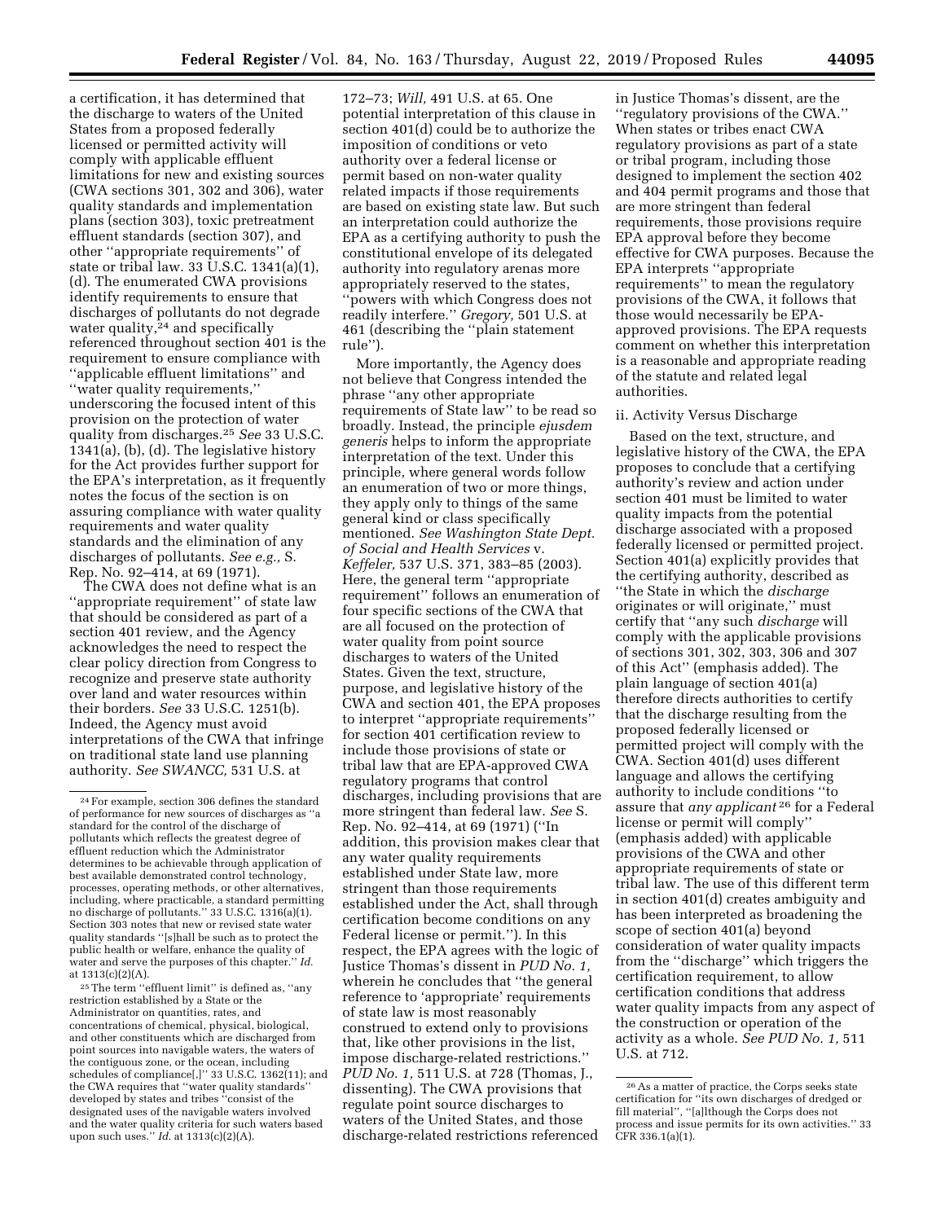a certification, it has determined that the discharge to waters of the United States from a proposed federally licensed or permitted activity will comply with applicable effluent limitations for new and existing sources (CWA sections 301, 302 and 306), water quality standards and implementation plans (section 303), toxic pretreatment effluent standards (section 307), and other ''appropriate requirements'' of state or tribal law. 33 U.S.C. 1341(a)(1), (d). The enumerated CWA provisions identify requirements to ensure that discharges of pollutants do not degrade water quality,[24] and specifically referenced throughout section 401 is the requirement to ensure compliance with ''applicable effluent limitations'' and ''water quality requirements,'' underscoring the focused intent of this provision on the protection of water quality from discharges.[25] *See* 33 U.S.C. 1341(a), (b), (d). The legislative history for the Act provides further support for the EPA's interpretation, as it frequently notes the focus of the section is on assuring compliance with water quality requirements and water quality standards and the elimination of any discharges of pollutants. *See e.g.,* S. Rep. No. 92–414, at 69 (1971).

The CWA does not define what is an ''appropriate requirement'' of state law that should be considered as part of a section 401 review, and the Agency acknowledges the need to respect the clear policy direction from Congress to recognize and preserve state authority over land and water resources within their borders. *See* 33 U.S.C. 1251(b). Indeed, the Agency must avoid interpretations of the CWA that infringe on traditional state land use planning authority. *See SWANCC,* 531 U.S. at 172–73; *Will,* 491 U.S. at 65. One potential interpretation of this clause in section 401(d) could be to authorize the imposition of conditions or veto authority over a federal license or permit based on non-water quality related impacts if those requirements are based on existing state law. But such an interpretation could authorize the EPA as a certifying authority to push the constitutional envelope of its delegated authority into regulatory arenas more appropriately reserved to the states, ''powers with which Congress does not readily interfere.'' *Gregory,* 501 U.S. at 461 (describing the ''plain statement rule'').

More importantly, the Agency does not believe that Congress intended the phrase ''any other appropriate requirements of State law'' to be read so broadly. Instead, the principle *ejusdem generis* helps to inform the appropriate interpretation of the text. Under this principle, where general words follow an enumeration of two or more things, they apply only to things of the same general kind or class specifically mentioned. *See Washington State Dept. of Social and Health Services* v. *Keffeler,* 537 U.S. 371, 383–85 (2003). Here, the general term ''appropriate requirement'' follows an enumeration of four specific sections of the CWA that are all focused on the protection of water quality from point source discharges to waters of the United States. Given the text, structure, purpose, and legislative history of the CWA and section 401, the EPA proposes to interpret ''appropriate requirements'' for section 401 certification review to include those provisions of state or tribal law that are EPA-approved CWA regulatory programs that control discharges, including provisions that are more stringent than federal law. *See* S. Rep. No. 92–414, at 69 (1971) (''In addition, this provision makes clear that any water quality requirements established under State law, more stringent than those requirements established under the Act, shall through certification become conditions on any Federal license or permit.''). In this respect, the EPA agrees with the logic of Justice Thomas's dissent in *PUD No. 1,* wherein he concludes that ''the general reference to 'appropriate' requirements of state law is most reasonably construed to extend only to provisions that, like other provisions in the list, impose discharge-related restrictions.'' *PUD No. 1,* 511 U.S. at 728 (Thomas, J., dissenting). The CWA provisions that regulate point source discharges to waters of the United States, and those discharge-related restrictions referenced in Justice Thomas's dissent, are the ''regulatory provisions of the CWA.'' When states or tribes enact CWA regulatory provisions as part of a state or tribal program, including those designed to implement the section 402 and 404 permit programs and those that are more stringent than federal requirements, those provisions require EPA approval before they become effective for CWA purposes. Because the EPA interprets ''appropriate requirements'' to mean the regulatory provisions of the CWA, it follows that those would necessarily be EPA-approved provisions. The EPA requests comment on whether this interpretation is a reasonable and appropriate reading of the statute and related legal authorities.

ii. Activity Versus Discharge

Based on the text, structure, and legislative history of the CWA, the EPA proposes to conclude that a certifying authority's review and action under section 401 must be limited to water quality impacts from the potential discharge associated with a proposed federally licensed or permitted project. Section 401(a) explicitly provides that the certifying authority, described as ''the State in which the *discharge* originates or will originate,'' must certify that ''any such *discharge* will comply with the applicable provisions of sections 301, 302, 303, 306 and 307 of this Act'' (emphasis added). The plain language of section 401(a) therefore directs authorities to certify that the discharge resulting from the proposed federally licensed or permitted project will comply with the CWA. Section 401(d) uses different language and allows the certifying authority to include conditions ''to assure that *any applicant*[26] for a Federal license or permit will comply'' (emphasis added) with applicable provisions of the CWA and other appropriate requirements of state or tribal law. The use of this different term in section 401(d) creates ambiguity and has been interpreted as broadening the scope of section 401(a) beyond consideration of water quality impacts from the ''discharge'' which triggers the certification requirement, to allow certification conditions that address water quality impacts from any aspect of the construction or operation of the activity as a whole. *See PUD No. 1,* 511 U.S. at 712.

---

[24] For example, section 306 defines the standard of performance for new sources of discharges as ''a standard for the control of the discharge of pollutants which reflects the greatest degree of effluent reduction which the Administrator determines to be achievable through application of best available demonstrated control technology, processes, operating methods, or other alternatives, including, where practicable, a standard permitting no discharge of pollutants.'' 33 U.S.C. 1316(a)(1). Section 303 notes that new or revised state water quality standards ''[s]hall be such as to protect the public health or welfare, enhance the quality of water and serve the purposes of this chapter.'' *Id.* at 1313(c)(2)(A).

[25] The term ''effluent limit'' is defined as, ''any restriction established by a State or the Administrator on quantities, rates, and concentrations of chemical, physical, biological, and other constituents which are discharged from point sources into navigable waters, the waters of the contiguous zone, or the ocean, including schedules of compliance[,]'' 33 U.S.C. 1362(11); and the CWA requires that ''water quality standards'' developed by states and tribes ''consist of the designated uses of the navigable waters involved and the water quality criteria for such waters based upon such uses.'' *Id.* at 1313(c)(2)(A).

[26] As a matter of practice, the Corps seeks state certification for ''its own discharges of dredged or fill material'', ''[a]lthough the Corps does not process and issue permits for its own activities.'' 33 CFR 336.1(a)(1).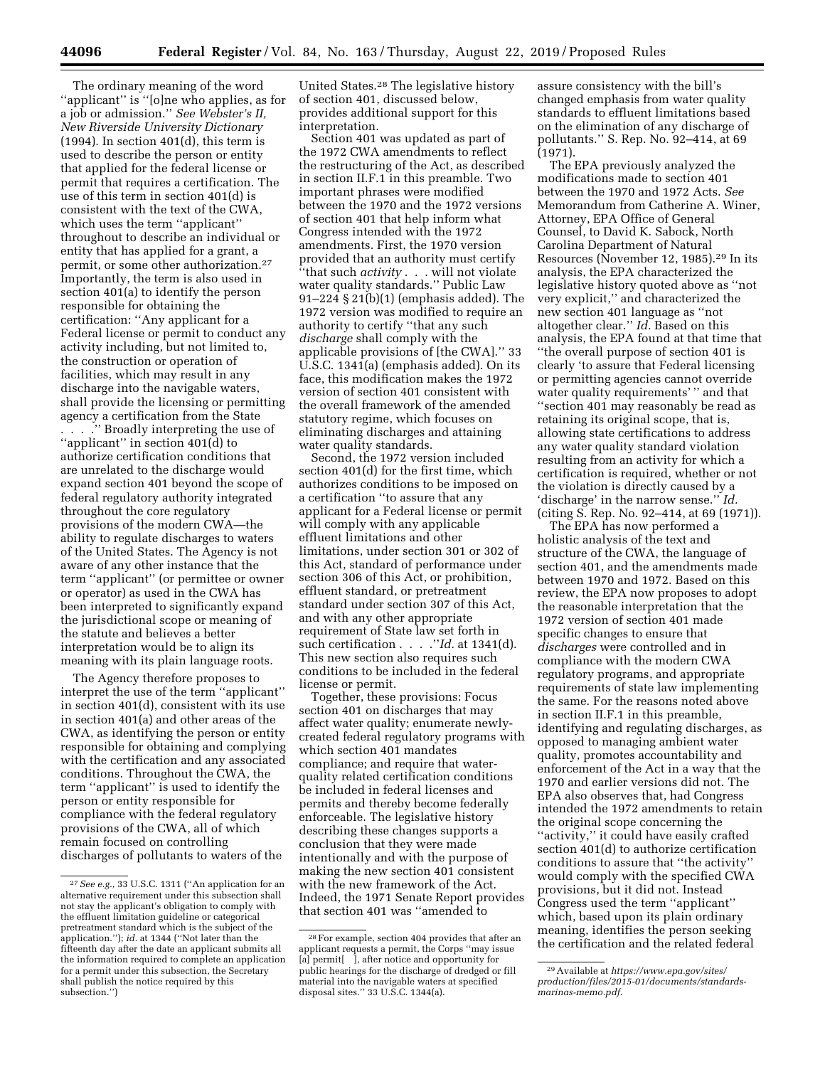The ordinary meaning of the word ''applicant'' is ''[o]ne who applies, as for a job or admission.'' *See Webster's II, New Riverside University Dictionary* (1994). In section 401(d), this term is used to describe the person or entity that applied for the federal license or permit that requires a certification. The use of this term in section 401(d) is consistent with the text of the CWA, which uses the term ''applicant'' throughout to describe an individual or entity that has applied for a grant, a permit, or some other authorization.[27] Importantly, the term is also used in section 401(a) to identify the person responsible for obtaining the certification: ''Any applicant for a Federal license or permit to conduct any activity including, but not limited to, the construction or operation of facilities, which may result in any discharge into the navigable waters, shall provide the licensing or permitting agency a certification from the State . . . .'' Broadly interpreting the use of ''applicant'' in section 401(d) to authorize certification conditions that are unrelated to the discharge would expand section 401 beyond the scope of federal regulatory authority integrated throughout the core regulatory provisions of the modern CWA—the ability to regulate discharges to waters of the United States. The Agency is not aware of any other instance that the term ''applicant'' (or permittee or owner or operator) as used in the CWA has been interpreted to significantly expand the jurisdictional scope or meaning of the statute and believes a better interpretation would be to align its meaning with its plain language roots.

The Agency therefore proposes to interpret the use of the term ''applicant'' in section 401(d), consistent with its use in section 401(a) and other areas of the CWA, as identifying the person or entity responsible for obtaining and complying with the certification and any associated conditions. Throughout the CWA, the term ''applicant'' is used to identify the person or entity responsible for compliance with the federal regulatory provisions of the CWA, all of which remain focused on controlling discharges of pollutants to waters of the United States.[28] The legislative history of section 401, discussed below, provides additional support for this interpretation.

Section 401 was updated as part of the 1972 CWA amendments to reflect the restructuring of the Act, as described in section II.F.1 in this preamble. Two important phrases were modified between the 1970 and the 1972 versions of section 401 that help inform what Congress intended with the 1972 amendments. First, the 1970 version provided that an authority must certify ''that such *activity* . . . will not violate water quality standards.'' Public Law 91–224 § 21(b)(1) (emphasis added). The 1972 version was modified to require an authority to certify ''that any such *discharge* shall comply with the applicable provisions of [the CWA].'' 33 U.S.C. 1341(a) (emphasis added). On its face, this modification makes the 1972 version of section 401 consistent with the overall framework of the amended statutory regime, which focuses on eliminating discharges and attaining water quality standards.

Second, the 1972 version included section 401(d) for the first time, which authorizes conditions to be imposed on a certification ''to assure that any applicant for a Federal license or permit will comply with any applicable effluent limitations and other limitations, under section 301 or 302 of this Act, standard of performance under section 306 of this Act, or prohibition, effluent standard, or pretreatment standard under section 307 of this Act, and with any other appropriate requirement of State law set forth in such certification . . . .''*Id.* at 1341(d). This new section also requires such conditions to be included in the federal license or permit.

Together, these provisions: Focus section 401 on discharges that may affect water quality; enumerate newly-created federal regulatory programs with which section 401 mandates compliance; and require that water-quality related certification conditions be included in federal licenses and permits and thereby become federally enforceable. The legislative history describing these changes supports a conclusion that they were made intentionally and with the purpose of making the new section 401 consistent with the new framework of the Act. Indeed, the 1971 Senate Report provides that section 401 was ''amended to assure consistency with the bill's changed emphasis from water quality standards to effluent limitations based on the elimination of any discharge of pollutants.'' S. Rep. No. 92–414, at 69 (1971).

The EPA previously analyzed the modifications made to section 401 between the 1970 and 1972 Acts. *See* Memorandum from Catherine A. Winer, Attorney, EPA Office of General Counsel, to David K. Sabock, North Carolina Department of Natural Resources (November 12, 1985).[29] In its analysis, the EPA characterized the legislative history quoted above as ''not very explicit,'' and characterized the new section 401 language as ''not altogether clear.'' *Id.* Based on this analysis, the EPA found at that time that ''the overall purpose of section 401 is clearly 'to assure that Federal licensing or permitting agencies cannot override water quality requirements' '' and that ''section 401 may reasonably be read as retaining its original scope, that is, allowing state certifications to address any water quality standard violation resulting from an activity for which a certification is required, whether or not the violation is directly caused by a 'discharge' in the narrow sense.'' *Id.* (citing S. Rep. No. 92–414, at 69 (1971)).

The EPA has now performed a holistic analysis of the text and structure of the CWA, the language of section 401, and the amendments made between 1970 and 1972. Based on this review, the EPA now proposes to adopt the reasonable interpretation that the 1972 version of section 401 made specific changes to ensure that *discharges* were controlled and in compliance with the modern CWA regulatory programs, and appropriate requirements of state law implementing the same. For the reasons noted above in section II.F.1 in this preamble, identifying and regulating discharges, as opposed to managing ambient water quality, promotes accountability and enforcement of the Act in a way that the 1970 and earlier versions did not. The EPA also observes that, had Congress intended the 1972 amendments to retain the original scope concerning the ''activity,'' it could have easily crafted section 401(d) to authorize certification conditions to assure that ''the activity'' would comply with the specified CWA provisions, but it did not. Instead Congress used the term ''applicant'' which, based upon its plain ordinary meaning, identifies the person seeking the certification and the related federal

---

[27] *See e.g.,* 33 U.S.C. 1311 (''An application for an alternative requirement under this subsection shall not stay the applicant's obligation to comply with the effluent limitation guideline or categorical pretreatment standard which is the subject of the application.''); *id.* at 1344 (''Not later than the fifteenth day after the date an applicant submits all the information required to complete an application for a permit under this subsection, the Secretary shall publish the notice required by this subsection.'')

[28] For example, section 404 provides that after an applicant requests a permit, the Corps ''may issue [a] permit[ ], after notice and opportunity for public hearings for the discharge of dredged or fill material into the navigable waters at specified disposal sites.'' 33 U.S.C. 1344(a).

[29] Available at *https://www.epa.gov/sites/production/files/2015-01/documents/standards-marinas-memo.pdf.*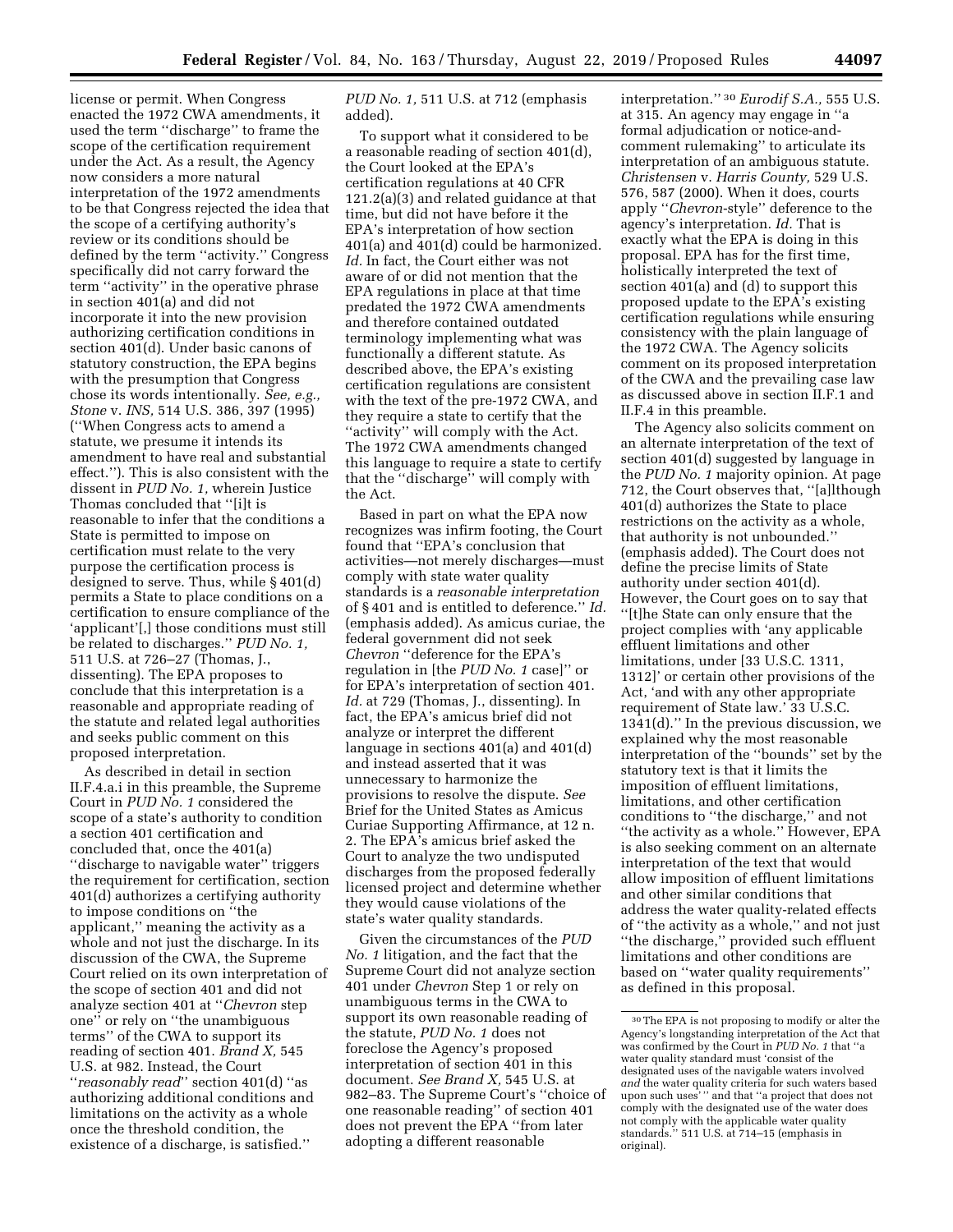license or permit. When Congress enacted the 1972 CWA amendments, it used the term ''discharge'' to frame the scope of the certification requirement under the Act. As a result, the Agency now considers a more natural interpretation of the 1972 amendments to be that Congress rejected the idea that the scope of a certifying authority's review or its conditions should be defined by the term ''activity.'' Congress specifically did not carry forward the term ''activity'' in the operative phrase in section 401(a) and did not incorporate it into the new provision authorizing certification conditions in section 401(d). Under basic canons of statutory construction, the EPA begins with the presumption that Congress chose its words intentionally. *See, e.g., Stone* v. *INS,* 514 U.S. 386, 397 (1995) (''When Congress acts to amend a statute, we presume it intends its amendment to have real and substantial effect.''). This is also consistent with the dissent in *PUD No. 1,* wherein Justice Thomas concluded that ''[i]t is reasonable to infer that the conditions a State is permitted to impose on certification must relate to the very purpose the certification process is designed to serve. Thus, while § 401(d) permits a State to place conditions on a certification to ensure compliance of the 'applicant'[,] those conditions must still be related to discharges.'' *PUD No. 1,* 511 U.S. at 726–27 (Thomas, J., dissenting). The EPA proposes to conclude that this interpretation is a reasonable and appropriate reading of the statute and related legal authorities and seeks public comment on this proposed interpretation.

As described in detail in section II.F.4.a.i in this preamble, the Supreme Court in *PUD No. 1* considered the scope of a state's authority to condition a section 401 certification and concluded that, once the 401(a) ''discharge to navigable water'' triggers the requirement for certification, section 401(d) authorizes a certifying authority to impose conditions on ''the applicant,'' meaning the activity as a whole and not just the discharge. In its discussion of the CWA, the Supreme Court relied on its own interpretation of the scope of section 401 and did not analyze section 401 at ''*Chevron* step one'' or rely on ''the unambiguous terms'' of the CWA to support its reading of section 401. *Brand X,* 545 U.S. at 982. Instead, the Court ''*reasonably read*'' section 401(d) ''as authorizing additional conditions and limitations on the activity as a whole once the threshold condition, the existence of a discharge, is satisfied.'' *PUD No. 1,* 511 U.S. at 712 (emphasis added).

To support what it considered to be a reasonable reading of section 401(d), the Court looked at the EPA's certification regulations at 40 CFR 121.2(a)(3) and related guidance at that time, but did not have before it the EPA's interpretation of how section 401(a) and 401(d) could be harmonized. *Id.* In fact, the Court either was not aware of or did not mention that the EPA regulations in place at that time predated the 1972 CWA amendments and therefore contained outdated terminology implementing what was functionally a different statute. As described above, the EPA's existing certification regulations are consistent with the text of the pre-1972 CWA, and they require a state to certify that the ''activity'' will comply with the Act. The 1972 CWA amendments changed this language to require a state to certify that the ''discharge'' will comply with the Act.

Based in part on what the EPA now recognizes was infirm footing, the Court found that ''EPA's conclusion that activities—not merely discharges—must comply with state water quality standards is a *reasonable interpretation* of § 401 and is entitled to deference.'' *Id.* (emphasis added). As amicus curiae, the federal government did not seek *Chevron* ''deference for the EPA's regulation in [the *PUD No. 1* case]'' or for EPA's interpretation of section 401. *Id.* at 729 (Thomas, J., dissenting). In fact, the EPA's amicus brief did not analyze or interpret the different language in sections 401(a) and 401(d) and instead asserted that it was unnecessary to harmonize the provisions to resolve the dispute. *See* Brief for the United States as Amicus Curiae Supporting Affirmance, at 12 n. 2. The EPA's amicus brief asked the Court to analyze the two undisputed discharges from the proposed federally licensed project and determine whether they would cause violations of the state's water quality standards.

Given the circumstances of the *PUD No. 1* litigation, and the fact that the Supreme Court did not analyze section 401 under *Chevron* Step 1 or rely on unambiguous terms in the CWA to support its own reasonable reading of the statute, *PUD No. 1* does not foreclose the Agency's proposed interpretation of section 401 in this document. *See Brand X,* 545 U.S. at 982–83. The Supreme Court's ''choice of one reasonable reading'' of section 401 does not prevent the EPA ''from later adopting a different reasonable interpretation.'' [30] *Eurodif S.A.,* 555 U.S. at 315. An agency may engage in ''a formal adjudication or notice-and-comment rulemaking'' to articulate its interpretation of an ambiguous statute. *Christensen* v. *Harris County,* 529 U.S. 576, 587 (2000). When it does, courts apply ''*Chevron*-style'' deference to the agency's interpretation. *Id.* That is exactly what the EPA is doing in this proposal. EPA has for the first time, holistically interpreted the text of section 401(a) and (d) to support this proposed update to the EPA's existing certification regulations while ensuring consistency with the plain language of the 1972 CWA. The Agency solicits comment on its proposed interpretation of the CWA and the prevailing case law as discussed above in section II.F.1 and II.F.4 in this preamble.

The Agency also solicits comment on an alternate interpretation of the text of section 401(d) suggested by language in the *PUD No. 1* majority opinion. At page 712, the Court observes that, ''[a]lthough 401(d) authorizes the State to place restrictions on the activity as a whole, that authority is not unbounded.'' (emphasis added). The Court does not define the precise limits of State authority under section 401(d). However, the Court goes on to say that ''[t]he State can only ensure that the project complies with 'any applicable effluent limitations and other limitations, under [33 U.S.C. 1311, 1312]' or certain other provisions of the Act, 'and with any other appropriate requirement of State law.' 33 U.S.C. 1341(d).'' In the previous discussion, we explained why the most reasonable interpretation of the ''bounds'' set by the statutory text is that it limits the imposition of effluent limitations, limitations, and other certification conditions to ''the discharge,'' and not ''the activity as a whole.'' However, EPA is also seeking comment on an alternate interpretation of the text that would allow imposition of effluent limitations and other similar conditions that address the water quality-related effects of ''the activity as a whole,'' and not just ''the discharge,'' provided such effluent limitations and other conditions are based on ''water quality requirements'' as defined in this proposal.

[30] The EPA is not proposing to modify or alter the Agency's longstanding interpretation of the Act that was confirmed by the Court in *PUD No. 1* that ''a water quality standard must 'consist of the designated uses of the navigable waters involved *and* the water quality criteria for such waters based upon such uses' '' and that ''a project that does not comply with the designated use of the water does not comply with the applicable water quality standards.'' 511 U.S. at 714–15 (emphasis in original).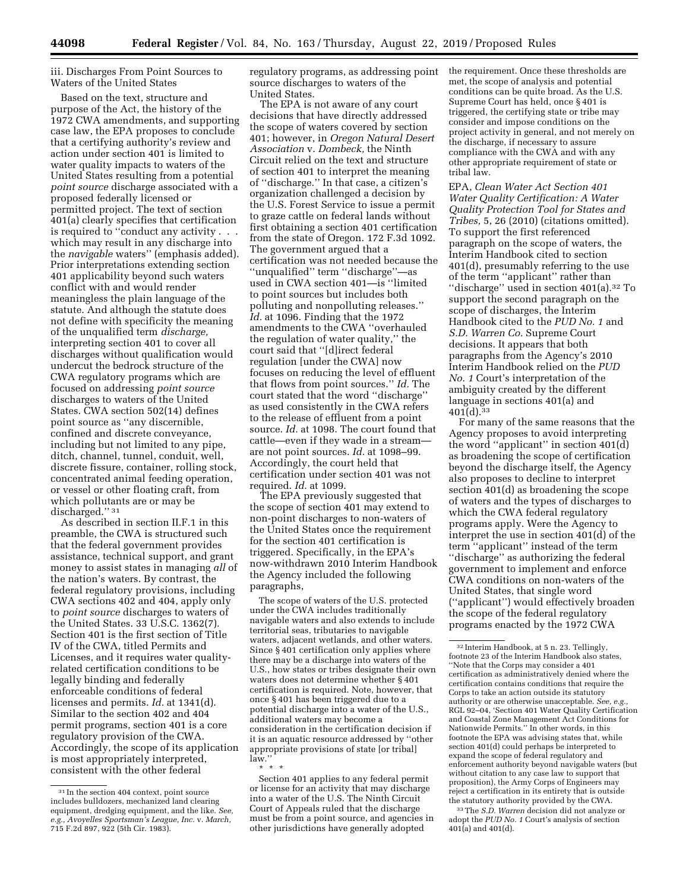iii. Discharges From Point Sources to Waters of the United States

Based on the text, structure and purpose of the Act, the history of the 1972 CWA amendments, and supporting case law, the EPA proposes to conclude that a certifying authority's review and action under section 401 is limited to water quality impacts to waters of the United States resulting from a potential *point source* discharge associated with a proposed federally licensed or permitted project. The text of section 401(a) clearly specifies that certification is required to ''conduct any activity . . . which may result in any discharge into the *navigable* waters'' (emphasis added). Prior interpretations extending section 401 applicability beyond such waters conflict with and would render meaningless the plain language of the statute. And although the statute does not define with specificity the meaning of the unqualified term *discharge,* interpreting section 401 to cover all discharges without qualification would undercut the bedrock structure of the CWA regulatory programs which are focused on addressing *point source* discharges to waters of the United States. CWA section 502(14) defines point source as ''any discernible, confined and discrete conveyance, including but not limited to any pipe, ditch, channel, tunnel, conduit, well, discrete fissure, container, rolling stock, concentrated animal feeding operation, or vessel or other floating craft, from which pollutants are or may be discharged.'' [31]

As described in section II.F.1 in this preamble, the CWA is structured such that the federal government provides assistance, technical support, and grant money to assist states in managing *all* of the nation's waters. By contrast, the federal regulatory provisions, including CWA sections 402 and 404, apply only to *point source* discharges to waters of the United States. 33 U.S.C. 1362(7). Section 401 is the first section of Title IV of the CWA, titled Permits and Licenses, and it requires water quality-related certification conditions to be legally binding and federally enforceable conditions of federal licenses and permits. *Id.* at 1341(d). Similar to the section 402 and 404 permit programs, section 401 is a core regulatory provision of the CWA. Accordingly, the scope of its application is most appropriately interpreted, consistent with the other federal regulatory programs, as addressing point source discharges to waters of the United States.

The EPA is not aware of any court decisions that have directly addressed the scope of waters covered by section 401; however, in *Oregon Natural Desert Association* v. *Dombeck,* the Ninth Circuit relied on the text and structure of section 401 to interpret the meaning of ''discharge.'' In that case, a citizen's organization challenged a decision by the U.S. Forest Service to issue a permit to graze cattle on federal lands without first obtaining a section 401 certification from the state of Oregon. 172 F.3d 1092. The government argued that a certification was not needed because the ''unqualified'' term ''discharge''—as used in CWA section 401—is ''limited to point sources but includes both polluting and nonpolluting releases.'' *Id.* at 1096. Finding that the 1972 amendments to the CWA ''overhauled the regulation of water quality,'' the court said that ''[d]irect federal regulation [under the CWA] now focuses on reducing the level of effluent that flows from point sources.'' *Id.* The court stated that the word ''discharge'' as used consistently in the CWA refers to the release of effluent from a point source. *Id.* at 1098. The court found that cattle—even if they wade in a stream—are not point sources. *Id.* at 1098–99. Accordingly, the court held that certification under section 401 was not required. *Id.* at 1099.

The EPA previously suggested that the scope of section 401 may extend to non-point discharges to non-waters of the United States once the requirement for the section 401 certification is triggered. Specifically, in the EPA's now-withdrawn 2010 Interim Handbook the Agency included the following paragraphs,

> The scope of waters of the U.S. protected under the CWA includes traditionally navigable waters and also extends to include territorial seas, tributaries to navigable waters, adjacent wetlands, and other waters. Since § 401 certification only applies where there may be a discharge into waters of the U.S., how states or tribes designate their own waters does not determine whether § 401 certification is required. Note, however, that once § 401 has been triggered due to a potential discharge into a water of the U.S., additional waters may become a consideration in the certification decision if it is an aquatic resource addressed by ''other appropriate provisions of state [or tribal] law.''
>
> \* \* \*
>
> Section 401 applies to any federal permit or license for an activity that may discharge into a water of the U.S. The Ninth Circuit Court of Appeals ruled that the discharge must be from a point source, and agencies in other jurisdictions have generally adopted the requirement. Once these thresholds are met, the scope of analysis and potential conditions can be quite broad. As the U.S. Supreme Court has held, once § 401 is triggered, the certifying state or tribe may consider and impose conditions on the project activity in general, and not merely on the discharge, if necessary to assure compliance with the CWA and with any other appropriate requirement of state or tribal law.

EPA, *Clean Water Act Section 401 Water Quality Certification: A Water Quality Protection Tool for States and Tribes,* 5, 26 (2010) (citations omitted). To support the first referenced paragraph on the scope of waters, the Interim Handbook cited to section 401(d), presumably referring to the use of the term ''applicant'' rather than ''discharge'' used in section 401(a).[32] To support the second paragraph on the scope of discharges, the Interim Handbook cited to the *PUD No. 1* and *S.D. Warren Co.* Supreme Court decisions. It appears that both paragraphs from the Agency's 2010 Interim Handbook relied on the *PUD No. 1* Court's interpretation of the ambiguity created by the different language in sections 401(a) and 401(d).[33]

For many of the same reasons that the Agency proposes to avoid interpreting the word ''applicant'' in section 401(d) as broadening the scope of certification beyond the discharge itself, the Agency also proposes to decline to interpret section 401(d) as broadening the scope of waters and the types of discharges to which the CWA federal regulatory programs apply. Were the Agency to interpret the use in section 401(d) of the term ''applicant'' instead of the term ''discharge'' as authorizing the federal government to implement and enforce CWA conditions on non-waters of the United States, that single word (''applicant'') would effectively broaden the scope of the federal regulatory programs enacted by the 1972 CWA

---

[31] In the section 404 context, point source includes bulldozers, mechanized land clearing equipment, dredging equipment, and the like. *See, e.g., Avoyelles Sportsman's League, Inc.* v. *March,* 715 F.2d 897, 922 (5th Cir. 1983).

[32] Interim Handbook, at 5 n. 23. Tellingly, footnote 23 of the Interim Handbook also states, ''Note that the Corps may consider a 401 certification as administratively denied where the certification contains conditions that require the Corps to take an action outside its statutory authority or are otherwise unacceptable. *See, e.g.,* RGL 92–04, 'Section 401 Water Quality Certification and Coastal Zone Management Act Conditions for Nationwide Permits.'' In other words, in this footnote the EPA was advising states that, while section 401(d) could perhaps be interpreted to expand the scope of federal regulatory and enforcement authority beyond navigable waters (but without citation to any case law to support that proposition), the Army Corps of Engineers may reject a certification in its entirety that is outside the statutory authority provided by the CWA.

[33] The *S.D. Warren* decision did not analyze or adopt the *PUD No. 1* Court's analysis of section 401(a) and 401(d).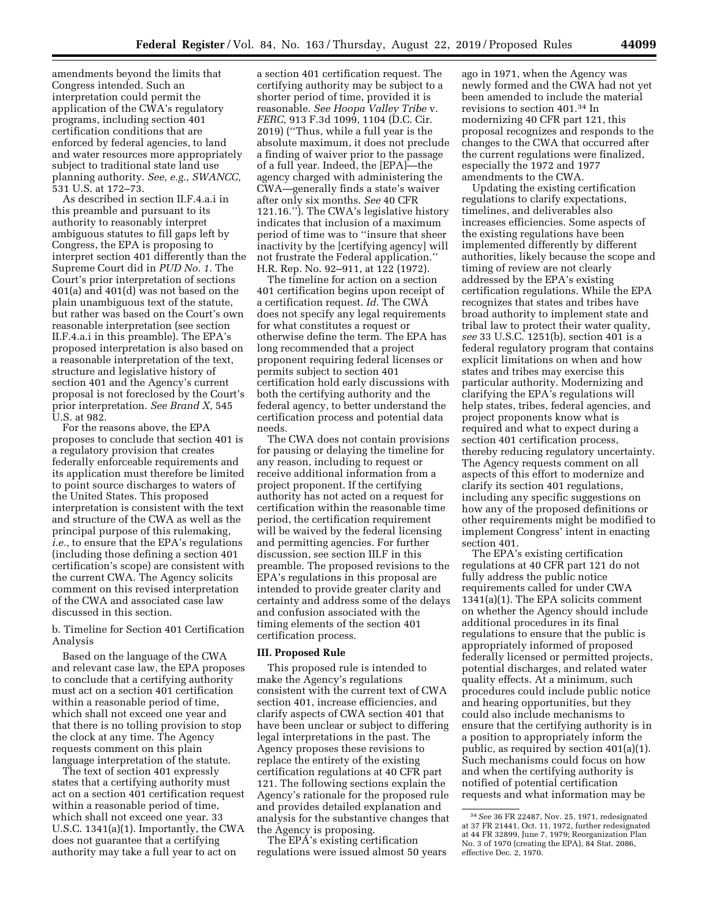amendments beyond the limits that Congress intended. Such an interpretation could permit the application of the CWA's regulatory programs, including section 401 certification conditions that are enforced by federal agencies, to land and water resources more appropriately subject to traditional state land use planning authority. *See, e.g., SWANCC,* 531 U.S. at 172–73.

As described in section II.F.4.a.i in this preamble and pursuant to its authority to reasonably interpret ambiguous statutes to fill gaps left by Congress, the EPA is proposing to interpret section 401 differently than the Supreme Court did in *PUD No. 1.* The Court's prior interpretation of sections 401(a) and 401(d) was not based on the plain unambiguous text of the statute, but rather was based on the Court's own reasonable interpretation (see section II.F.4.a.i in this preamble). The EPA's proposed interpretation is also based on a reasonable interpretation of the text, structure and legislative history of section 401 and the Agency's current proposal is not foreclosed by the Court's prior interpretation. *See Brand X,* 545 U.S. at 982.

For the reasons above, the EPA proposes to conclude that section 401 is a regulatory provision that creates federally enforceable requirements and its application must therefore be limited to point source discharges to waters of the United States. This proposed interpretation is consistent with the text and structure of the CWA as well as the principal purpose of this rulemaking, *i.e.,* to ensure that the EPA's regulations (including those defining a section 401 certification's scope) are consistent with the current CWA. The Agency solicits comment on this revised interpretation of the CWA and associated case law discussed in this section.

b. Timeline for Section 401 Certification Analysis

Based on the language of the CWA and relevant case law, the EPA proposes to conclude that a certifying authority must act on a section 401 certification within a reasonable period of time, which shall not exceed one year and that there is no tolling provision to stop the clock at any time. The Agency requests comment on this plain language interpretation of the statute.

The text of section 401 expressly states that a certifying authority must act on a section 401 certification request within a reasonable period of time, which shall not exceed one year. 33 U.S.C. 1341(a)(1). Importantly, the CWA does not guarantee that a certifying authority may take a full year to act on a section 401 certification request. The certifying authority may be subject to a shorter period of time, provided it is reasonable. *See Hoopa Valley Tribe* v. *FERC,* 913 F.3d 1099, 1104 (D.C. Cir. 2019) (''Thus, while a full year is the absolute maximum, it does not preclude a finding of waiver prior to the passage of a full year. Indeed, the [EPA]—the agency charged with administering the CWA—generally finds a state's waiver after only six months. *See* 40 CFR 121.16.''). The CWA's legislative history indicates that inclusion of a maximum period of time was to ''insure that sheer inactivity by the [certifying agency] will not frustrate the Federal application.'' H.R. Rep. No. 92–911, at 122 (1972).

The timeline for action on a section 401 certification begins upon receipt of a certification request. *Id.* The CWA does not specify any legal requirements for what constitutes a request or otherwise define the term. The EPA has long recommended that a project proponent requiring federal licenses or permits subject to section 401 certification hold early discussions with both the certifying authority and the federal agency, to better understand the certification process and potential data needs.

The CWA does not contain provisions for pausing or delaying the timeline for any reason, including to request or receive additional information from a project proponent. If the certifying authority has not acted on a request for certification within the reasonable time period, the certification requirement will be waived by the federal licensing and permitting agencies. For further discussion, see section III.F in this preamble. The proposed revisions to the EPA's regulations in this proposal are intended to provide greater clarity and certainty and address some of the delays and confusion associated with the timing elements of the section 401 certification process.

## III. Proposed Rule

This proposed rule is intended to make the Agency's regulations consistent with the current text of CWA section 401, increase efficiencies, and clarify aspects of CWA section 401 that have been unclear or subject to differing legal interpretations in the past. The Agency proposes these revisions to replace the entirety of the existing certification regulations at 40 CFR part 121. The following sections explain the Agency's rationale for the proposed rule and provides detailed explanation and analysis for the substantive changes that the Agency is proposing.

The EPA's existing certification regulations were issued almost 50 years ago in 1971, when the Agency was newly formed and the CWA had not yet been amended to include the material revisions to section 401.[34] In modernizing 40 CFR part 121, this proposal recognizes and responds to the changes to the CWA that occurred after the current regulations were finalized, especially the 1972 and 1977 amendments to the CWA.

Updating the existing certification regulations to clarify expectations, timelines, and deliverables also increases efficiencies. Some aspects of the existing regulations have been implemented differently by different authorities, likely because the scope and timing of review are not clearly addressed by the EPA's existing certification regulations. While the EPA recognizes that states and tribes have broad authority to implement state and tribal law to protect their water quality, *see* 33 U.S.C. 1251(b), section 401 is a federal regulatory program that contains explicit limitations on when and how states and tribes may exercise this particular authority. Modernizing and clarifying the EPA's regulations will help states, tribes, federal agencies, and project proponents know what is required and what to expect during a section 401 certification process, thereby reducing regulatory uncertainty. The Agency requests comment on all aspects of this effort to modernize and clarify its section 401 regulations, including any specific suggestions on how any of the proposed definitions or other requirements might be modified to implement Congress' intent in enacting section 401.

The EPA's existing certification regulations at 40 CFR part 121 do not fully address the public notice requirements called for under CWA 1341(a)(1). The EPA solicits comment on whether the Agency should include additional procedures in its final regulations to ensure that the public is appropriately informed of proposed federally licensed or permitted projects, potential discharges, and related water quality effects. At a minimum, such procedures could include public notice and hearing opportunities, but they could also include mechanisms to ensure that the certifying authority is in a position to appropriately inform the public, as required by section 401(a)(1). Such mechanisms could focus on how and when the certifying authority is notified of potential certification requests and what information may be

[34] *See* 36 FR 22487, Nov. 25, 1971, redesignated at 37 FR 21441, Oct. 11, 1972, further redesignated at 44 FR 32899, June 7, 1979; Reorganization Plan No. 3 of 1970 (creating the EPA), 84 Stat. 2086, effective Dec. 2, 1970.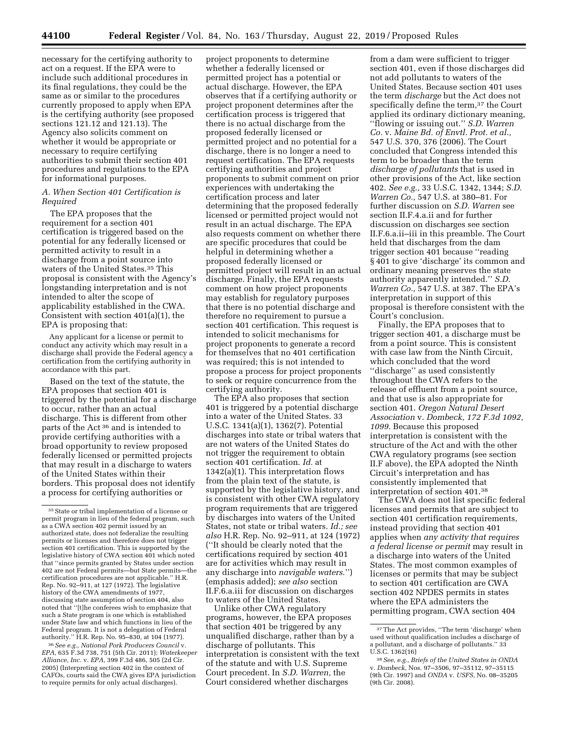necessary for the certifying authority to act on a request. If the EPA were to include such additional procedures in its final regulations, they could be the same as or similar to the procedures currently proposed to apply when EPA is the certifying authority (see proposed sections 121.12 and 121.13). The Agency also solicits comment on whether it would be appropriate or necessary to require certifying authorities to submit their section 401 procedures and regulations to the EPA for informational purposes.

### *A. When Section 401 Certification is Required*

The EPA proposes that the requirement for a section 401 certification is triggered based on the potential for any federally licensed or permitted activity to result in a discharge from a point source into waters of the United States.[35] This proposal is consistent with the Agency's longstanding interpretation and is not intended to alter the scope of applicability established in the CWA. Consistent with section 401(a)(1), the EPA is proposing that:

> Any applicant for a license or permit to conduct any activity which may result in a discharge shall provide the Federal agency a certification from the certifying authority in accordance with this part.

Based on the text of the statute, the EPA proposes that section 401 is triggered by the potential for a discharge to occur, rather than an actual discharge. This is different from other parts of the Act[36] and is intended to provide certifying authorities with a broad opportunity to review proposed federally licensed or permitted projects that may result in a discharge to waters of the United States within their borders. This proposal does not identify a process for certifying authorities or project proponents to determine whether a federally licensed or permitted project has a potential or actual discharge. However, the EPA observes that if a certifying authority or project proponent determines after the certification process is triggered that there is no actual discharge from the proposed federally licensed or permitted project and no potential for a discharge, there is no longer a need to request certification. The EPA requests certifying authorities and project proponents to submit comment on prior experiences with undertaking the certification process and later determining that the proposed federally licensed or permitted project would not result in an actual discharge. The EPA also requests comment on whether there are specific procedures that could be helpful in determining whether a proposed federally licensed or permitted project will result in an actual discharge. Finally, the EPA requests comment on how project proponents may establish for regulatory purposes that there is no potential discharge and therefore no requirement to pursue a section 401 certification. This request is intended to solicit mechanisms for project proponents to generate a record for themselves that no 401 certification was required; this is not intended to propose a process for project proponents to seek or require concurrence from the certifying authority.

The EPA also proposes that section 401 is triggered by a potential discharge into a water of the United States. 33 U.S.C. 1341(a)(1), 1362(7). Potential discharges into state or tribal waters that are not waters of the United States do not trigger the requirement to obtain section 401 certification. *Id.* at 1342(a)(1). This interpretation flows from the plain text of the statute, is supported by the legislative history, and is consistent with other CWA regulatory program requirements that are triggered by discharges into waters of the United States, not state or tribal waters. *Id.; see also* H.R. Rep. No. 92–911, at 124 (1972) (''It should be clearly noted that the certifications required by section 401 are for activities which may result in any discharge into *navigable waters*.'') (emphasis added); *see also* section II.F.6.a.iii for discussion on discharges to waters of the United States.

Unlike other CWA regulatory programs, however, the EPA proposes that section 401 be triggered by any unqualified discharge, rather than by a discharge of pollutants. This interpretation is consistent with the text of the statute and with U.S. Supreme Court precedent. In *S.D. Warren,* the Court considered whether discharges from a dam were sufficient to trigger section 401, even if those discharges did not add pollutants to waters of the United States. Because section 401 uses the term *discharge* but the Act does not specifically define the term,[37] the Court applied its ordinary dictionary meaning, ''flowing or issuing out.'' *S.D. Warren Co.* v. *Maine Bd. of Envtl. Prot. et al.,* 547 U.S. 370, 376 (2006). The Court concluded that Congress intended this term to be broader than the term *discharge of pollutants* that is used in other provisions of the Act, like section 402. *See e.g.,* 33 U.S.C. 1342, 1344; *S.D. Warren Co.,* 547 U.S. at 380–81. For further discussion on *S.D. Warren* see section II.F.4.a.ii and for further discussion on discharges see section II.F.6.a.ii–iii in this preamble. The Court held that discharges from the dam trigger section 401 because ''reading § 401 to give 'discharge' its common and ordinary meaning preserves the state authority apparently intended.'' *S.D. Warren Co.,* 547 U.S. at 387. The EPA's interpretation in support of this proposal is therefore consistent with the Court's conclusion.

Finally, the EPA proposes that to trigger section 401, a discharge must be from a point source. This is consistent with case law from the Ninth Circuit, which concluded that the word ''discharge'' as used consistently throughout the CWA refers to the release of effluent from a point source, and that use is also appropriate for section 401. *Oregon Natural Desert Association* v. *Dombeck, 172 F.3d 1092, 1099.* Because this proposed interpretation is consistent with the structure of the Act and with the other CWA regulatory programs (see section II.F above), the EPA adopted the Ninth Circuit's interpretation and has consistently implemented that interpretation of section 401.[38]

The CWA does not list specific federal licenses and permits that are subject to section 401 certification requirements, instead providing that section 401 applies when *any activity that requires a federal license or permit* may result in a discharge into waters of the United States. The most common examples of licenses or permits that may be subject to section 401 certification are CWA section 402 NPDES permits in states where the EPA administers the permitting program, CWA section 404

---

[35] State or tribal implementation of a license or permit program in lieu of the federal program, such as a CWA section 402 permit issued by an authorized state, does not federalize the resulting permits or licenses and therefore does not trigger section 401 certification. This is supported by the legislative history of CWA section 401 which noted that ''since permits granted by States under section 402 are not Federal permits—but State permits—the certification procedures are not applicable.'' H.R. Rep. No. 92–911, at 127 (1972). The legislative history of the CWA amendments of 1977, discussing state assumption of section 404, also noted that ''[t]he conferees wish to emphasize that such a State program is one which is established under State law and which functions in lieu of the Federal program. It is not a delegation of Federal authority.'' H.R. Rep. No. 95–830, at 104 (1977).

[36] *See e.g., National Pork Producers Council* v. *EPA,* 635 F.3d 738, 751 (5th Cir. 2011); *Waterkeeper Alliance, Inc.* v. *EPA,* 399 F.3d 486, 505 (2d Cir. 2005) (Interpreting section 402 in the context of CAFOs, courts said the CWA gives EPA jurisdiction to require permits for only actual discharges).

[37] The Act provides, ''The term 'discharge' when used without qualification includes a discharge of a pollutant, and a discharge of pollutants.'' 33 U.S.C. 1362(16)

[38] *See, e.g., Briefs of the United States in ONDA* v. *Dombeck,* Nos. 97–3506, 97–35112, 97–35115 (9th Cir. 1997) and *ONDA* v. *USFS,* No. 08–35205 (9th Cir. 2008).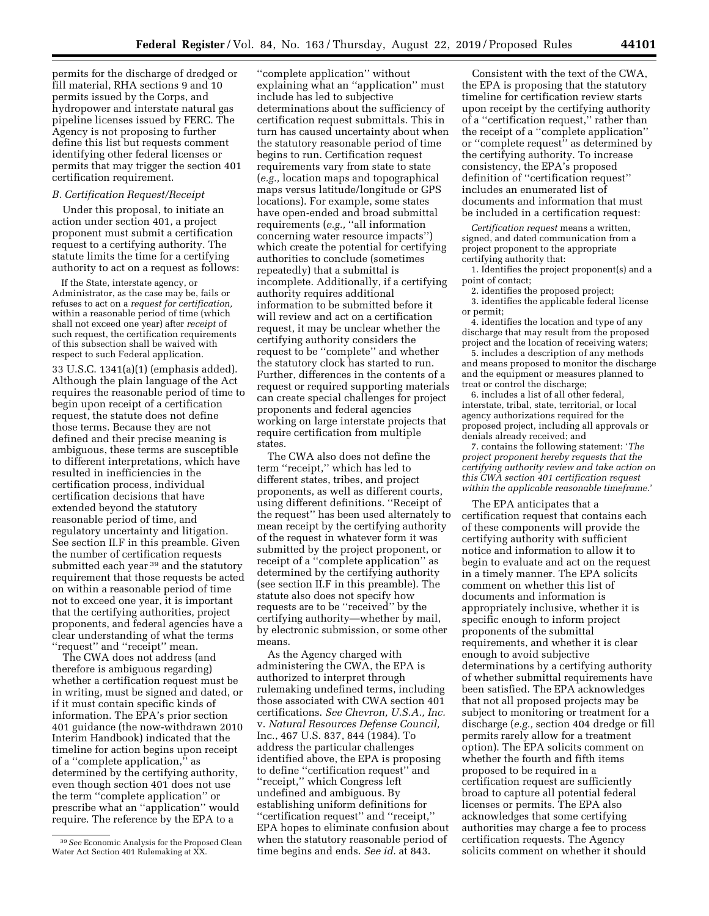permits for the discharge of dredged or fill material, RHA sections 9 and 10 permits issued by the Corps, and hydropower and interstate natural gas pipeline licenses issued by FERC. The Agency is not proposing to further define this list but requests comment identifying other federal licenses or permits that may trigger the section 401 certification requirement.

### *B. Certification Request/Receipt*

Under this proposal, to initiate an action under section 401, a project proponent must submit a certification request to a certifying authority. The statute limits the time for a certifying authority to act on a request as follows:

> If the State, interstate agency, or Administrator, as the case may be, fails or refuses to act on a *request for certification,* within a reasonable period of time (which shall not exceed one year) after *receipt* of such request, the certification requirements of this subsection shall be waived with respect to such Federal application.

33 U.S.C. 1341(a)(1) (emphasis added). Although the plain language of the Act requires the reasonable period of time to begin upon receipt of a certification request, the statute does not define those terms. Because they are not defined and their precise meaning is ambiguous, these terms are susceptible to different interpretations, which have resulted in inefficiencies in the certification process, individual certification decisions that have extended beyond the statutory reasonable period of time, and regulatory uncertainty and litigation. See section II.F in this preamble. Given the number of certification requests submitted each year [39] and the statutory requirement that those requests be acted on within a reasonable period of time not to exceed one year, it is important that the certifying authorities, project proponents, and federal agencies have a clear understanding of what the terms "request" and "receipt" mean.

The CWA does not address (and therefore is ambiguous regarding) whether a certification request must be in writing, must be signed and dated, or if it must contain specific kinds of information. The EPA's prior section 401 guidance (the now-withdrawn 2010 Interim Handbook) indicated that the timeline for action begins upon receipt of a "complete application," as determined by the certifying authority, even though section 401 does not use the term "complete application" or prescribe what an "application" would require. The reference by the EPA to a "complete application" without explaining what an "application" must include has led to subjective determinations about the sufficiency of certification request submittals. This in turn has caused uncertainty about when the statutory reasonable period of time begins to run. Certification request requirements vary from state to state (*e.g.,* location maps and topographical maps versus latitude/longitude or GPS locations). For example, some states have open-ended and broad submittal requirements (*e.g.,* "all information concerning water resource impacts") which create the potential for certifying authorities to conclude (sometimes repeatedly) that a submittal is incomplete. Additionally, if a certifying authority requires additional information to be submitted before it will review and act on a certification request, it may be unclear whether the certifying authority considers the request to be "complete" and whether the statutory clock has started to run. Further, differences in the contents of a request or required supporting materials can create special challenges for project proponents and federal agencies working on large interstate projects that require certification from multiple states.

The CWA also does not define the term "receipt," which has led to different states, tribes, and project proponents, as well as different courts, using different definitions. "Receipt of the request" has been used alternately to mean receipt by the certifying authority of the request in whatever form it was submitted by the project proponent, or receipt of a "complete application" as determined by the certifying authority (see section II.F in this preamble). The statute also does not specify how requests are to be "received" by the certifying authority—whether by mail, by electronic submission, or some other means.

As the Agency charged with administering the CWA, the EPA is authorized to interpret through rulemaking undefined terms, including those associated with CWA section 401 certifications. *See Chevron, U.S.A., Inc.* v. *Natural Resources Defense Council,* Inc., 467 U.S. 837, 844 (1984). To address the particular challenges identified above, the EPA is proposing to define "certification request" and "receipt," which Congress left undefined and ambiguous. By establishing uniform definitions for "certification request" and "receipt," EPA hopes to eliminate confusion about when the statutory reasonable period of time begins and ends. *See id.* at 843.

Consistent with the text of the CWA, the EPA is proposing that the statutory timeline for certification review starts upon receipt by the certifying authority of a "certification request," rather than the receipt of a "complete application" or "complete request" as determined by the certifying authority. To increase consistency, the EPA's proposed definition of "certification request" includes an enumerated list of documents and information that must be included in a certification request:

> *Certification request* means a written, signed, and dated communication from a project proponent to the appropriate certifying authority that:
>
> 1. Identifies the project proponent(s) and a point of contact;
> 2. identifies the proposed project;
> 3. identifies the applicable federal license or permit;
> 4. identifies the location and type of any discharge that may result from the proposed project and the location of receiving waters;
> 5. includes a description of any methods and means proposed to monitor the discharge and the equipment or measures planned to treat or control the discharge;
> 6. includes a list of all other federal, interstate, tribal, state, territorial, or local agency authorizations required for the proposed project, including all approvals or denials already received; and
> 7. contains the following statement: '*The project proponent hereby requests that the certifying authority review and take action on this CWA section 401 certification request within the applicable reasonable timeframe.*'

The EPA anticipates that a certification request that contains each of these components will provide the certifying authority with sufficient notice and information to allow it to begin to evaluate and act on the request in a timely manner. The EPA solicits comment on whether this list of documents and information is appropriately inclusive, whether it is specific enough to inform project proponents of the submittal requirements, and whether it is clear enough to avoid subjective determinations by a certifying authority of whether submittal requirements have been satisfied. The EPA acknowledges that not all proposed projects may be subject to monitoring or treatment for a discharge (*e.g.,* section 404 dredge or fill permits rarely allow for a treatment option). The EPA solicits comment on whether the fourth and fifth items proposed to be required in a certification request are sufficiently broad to capture all potential federal licenses or permits. The EPA also acknowledges that some certifying authorities may charge a fee to process certification requests. The Agency solicits comment on whether it should

---

[39] *See* Economic Analysis for the Proposed Clean Water Act Section 401 Rulemaking at XX.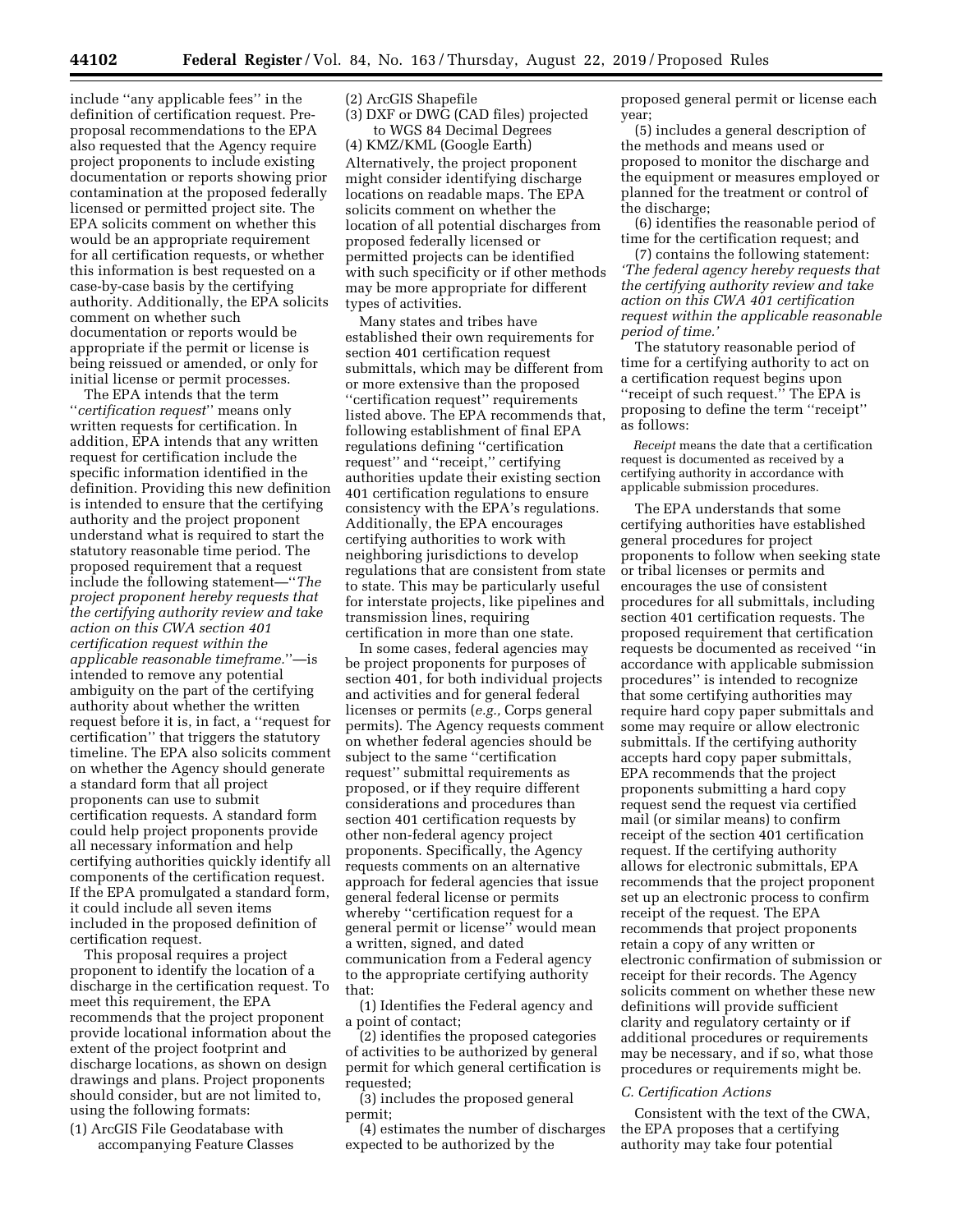include ''any applicable fees'' in the definition of certification request. Pre-proposal recommendations to the EPA also requested that the Agency require project proponents to include existing documentation or reports showing prior contamination at the proposed federally licensed or permitted project site. The EPA solicits comment on whether this would be an appropriate requirement for all certification requests, or whether this information is best requested on a case-by-case basis by the certifying authority. Additionally, the EPA solicits comment on whether such documentation or reports would be appropriate if the permit or license is being reissued or amended, or only for initial license or permit processes.

The EPA intends that the term ''*certification request*'' means only written requests for certification. In addition, EPA intends that any written request for certification include the specific information identified in the definition. Providing this new definition is intended to ensure that the certifying authority and the project proponent understand what is required to start the statutory reasonable time period. The proposed requirement that a request include the following statement—''*The project proponent hereby requests that the certifying authority review and take action on this CWA section 401 certification request within the applicable reasonable timeframe.*''—is intended to remove any potential ambiguity on the part of the certifying authority about whether the written request before it is, in fact, a ''request for certification'' that triggers the statutory timeline. The EPA also solicits comment on whether the Agency should generate a standard form that all project proponents can use to submit certification requests. A standard form could help project proponents provide all necessary information and help certifying authorities quickly identify all components of the certification request. If the EPA promulgated a standard form, it could include all seven items included in the proposed definition of certification request.

This proposal requires a project proponent to identify the location of a discharge in the certification request. To meet this requirement, the EPA recommends that the project proponent provide locational information about the extent of the project footprint and discharge locations, as shown on design drawings and plans. Project proponents should consider, but are not limited to, using the following formats:

(1) ArcGIS File Geodatabase with accompanying Feature Classes
(2) ArcGIS Shapefile
(3) DXF or DWG (CAD files) projected to WGS 84 Decimal Degrees
(4) KMZ/KML (Google Earth)

Alternatively, the project proponent might consider identifying discharge locations on readable maps. The EPA solicits comment on whether the location of all potential discharges from proposed federally licensed or permitted projects can be identified with such specificity or if other methods may be more appropriate for different types of activities.

Many states and tribes have established their own requirements for section 401 certification request submittals, which may be different from or more extensive than the proposed ''certification request'' requirements listed above. The EPA recommends that, following establishment of final EPA regulations defining ''certification request'' and ''receipt,'' certifying authorities update their existing section 401 certification regulations to ensure consistency with the EPA's regulations. Additionally, the EPA encourages certifying authorities to work with neighboring jurisdictions to develop regulations that are consistent from state to state. This may be particularly useful for interstate projects, like pipelines and transmission lines, requiring certification in more than one state.

In some cases, federal agencies may be project proponents for purposes of section 401, for both individual projects and activities and for general federal licenses or permits (*e.g.,* Corps general permits). The Agency requests comment on whether federal agencies should be subject to the same ''certification request'' submittal requirements as proposed, or if they require different considerations and procedures than section 401 certification requests by other non-federal agency project proponents. Specifically, the Agency requests comments on an alternative approach for federal agencies that issue general federal license or permits whereby ''certification request for a general permit or license'' would mean a written, signed, and dated communication from a Federal agency to the appropriate certifying authority that:

(1) Identifies the Federal agency and a point of contact;

(2) identifies the proposed categories of activities to be authorized by general permit for which general certification is requested;

(3) includes the proposed general permit;

(4) estimates the number of discharges expected to be authorized by the proposed general permit or license each year;

(5) includes a general description of the methods and means used or proposed to monitor the discharge and the equipment or measures employed or planned for the treatment or control of the discharge;

(6) identifies the reasonable period of time for the certification request; and

(7) contains the following statement: *'The federal agency hereby requests that the certifying authority review and take action on this CWA 401 certification request within the applicable reasonable period of time.'*

The statutory reasonable period of time for a certifying authority to act on a certification request begins upon ''receipt of such request.'' The EPA is proposing to define the term ''receipt'' as follows:

> *Receipt* means the date that a certification request is documented as received by a certifying authority in accordance with applicable submission procedures.

The EPA understands that some certifying authorities have established general procedures for project proponents to follow when seeking state or tribal licenses or permits and encourages the use of consistent procedures for all submittals, including section 401 certification requests. The proposed requirement that certification requests be documented as received ''in accordance with applicable submission procedures'' is intended to recognize that some certifying authorities may require hard copy paper submittals and some may require or allow electronic submittals. If the certifying authority accepts hard copy paper submittals, EPA recommends that the project proponents submitting a hard copy request send the request via certified mail (or similar means) to confirm receipt of the section 401 certification request. If the certifying authority allows for electronic submittals, EPA recommends that the project proponent set up an electronic process to confirm receipt of the request. The EPA recommends that project proponents retain a copy of any written or electronic confirmation of submission or receipt for their records. The Agency solicits comment on whether these new definitions will provide sufficient clarity and regulatory certainty or if additional procedures or requirements may be necessary, and if so, what those procedures or requirements might be.

### C. Certification Actions

Consistent with the text of the CWA, the EPA proposes that a certifying authority may take four potential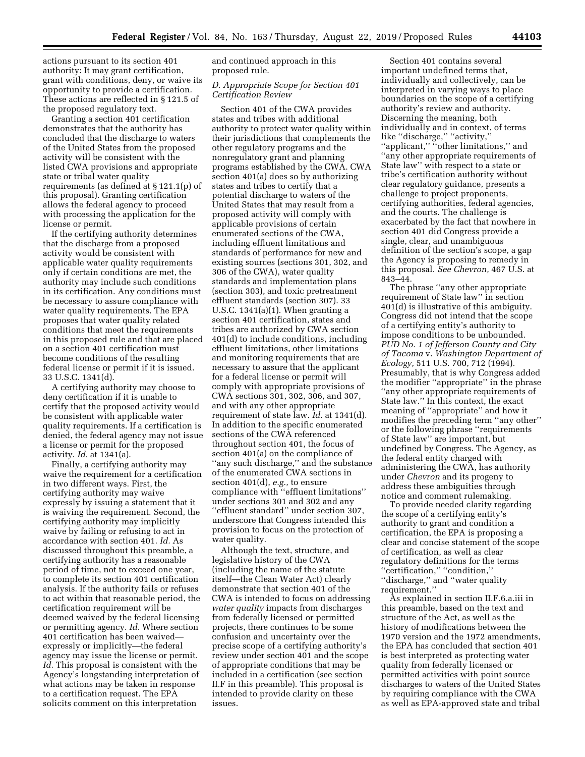actions pursuant to its section 401 authority: It may grant certification, grant with conditions, deny, or waive its opportunity to provide a certification. These actions are reflected in § 121.5 of the proposed regulatory text.

Granting a section 401 certification demonstrates that the authority has concluded that the discharge to waters of the United States from the proposed activity will be consistent with the listed CWA provisions and appropriate state or tribal water quality requirements (as defined at § 121.1(p) of this proposal). Granting certification allows the federal agency to proceed with processing the application for the license or permit.

If the certifying authority determines that the discharge from a proposed activity would be consistent with applicable water quality requirements only if certain conditions are met, the authority may include such conditions in its certification. Any conditions must be necessary to assure compliance with water quality requirements. The EPA proposes that water quality related conditions that meet the requirements in this proposed rule and that are placed on a section 401 certification must become conditions of the resulting federal license or permit if it is issued. 33 U.S.C. 1341(d).

A certifying authority may choose to deny certification if it is unable to certify that the proposed activity would be consistent with applicable water quality requirements. If a certification is denied, the federal agency may not issue a license or permit for the proposed activity. *Id.* at 1341(a).

Finally, a certifying authority may waive the requirement for a certification in two different ways. First, the certifying authority may waive expressly by issuing a statement that it is waiving the requirement. Second, the certifying authority may implicitly waive by failing or refusing to act in accordance with section 401. *Id.* As discussed throughout this preamble, a certifying authority has a reasonable period of time, not to exceed one year, to complete its section 401 certification analysis. If the authority fails or refuses to act within that reasonable period, the certification requirement will be deemed waived by the federal licensing or permitting agency. *Id.* Where section 401 certification has been waived—expressly or implicitly—the federal agency may issue the license or permit. *Id.* This proposal is consistent with the Agency's longstanding interpretation of what actions may be taken in response to a certification request. The EPA solicits comment on this interpretation and continued approach in this proposed rule.

### *D. Appropriate Scope for Section 401 Certification Review*

Section 401 of the CWA provides states and tribes with additional authority to protect water quality within their jurisdictions that complements the other regulatory programs and the nonregulatory grant and planning programs established by the CWA. CWA section 401(a) does so by authorizing states and tribes to certify that a potential discharge to waters of the United States that may result from a proposed activity will comply with applicable provisions of certain enumerated sections of the CWA, including effluent limitations and standards of performance for new and existing sources (sections 301, 302, and 306 of the CWA), water quality standards and implementation plans (section 303), and toxic pretreatment effluent standards (section 307). 33 U.S.C. 1341(a)(1). When granting a section 401 certification, states and tribes are authorized by CWA section 401(d) to include conditions, including effluent limitations, other limitations and monitoring requirements that are necessary to assure that the applicant for a federal license or permit will comply with appropriate provisions of CWA sections 301, 302, 306, and 307, and with any other appropriate requirement of state law. *Id.* at 1341(d). In addition to the specific enumerated sections of the CWA referenced throughout section 401, the focus of section 401(a) on the compliance of "any such discharge," and the substance of the enumerated CWA sections in section 401(d), *e.g.,* to ensure compliance with "effluent limitations" under sections 301 and 302 and any "effluent standard" under section 307, underscore that Congress intended this provision to focus on the protection of water quality.

Although the text, structure, and legislative history of the CWA (including the name of the statute itself—the Clean Water Act) clearly demonstrate that section 401 of the CWA is intended to focus on addressing *water quality* impacts from discharges from federally licensed or permitted projects, there continues to be some confusion and uncertainty over the precise scope of a certifying authority's review under section 401 and the scope of appropriate conditions that may be included in a certification (see section II.F in this preamble). This proposal is intended to provide clarity on these issues.

Section 401 contains several important undefined terms that, individually and collectively, can be interpreted in varying ways to place boundaries on the scope of a certifying authority's review and authority. Discerning the meaning, both individually and in context, of terms like "discharge," "activity," "applicant," "other limitations," and "any other appropriate requirements of State law" with respect to a state or tribe's certification authority without clear regulatory guidance, presents a challenge to project proponents, certifying authorities, federal agencies, and the courts. The challenge is exacerbated by the fact that nowhere in section 401 did Congress provide a single, clear, and unambiguous definition of the section's scope, a gap the Agency is proposing to remedy in this proposal. *See Chevron,* 467 U.S. at 843–44.

The phrase "any other appropriate requirement of State law" in section 401(d) is illustrative of this ambiguity. Congress did not intend that the scope of a certifying entity's authority to impose conditions to be unbounded. *PUD No. 1 of Jefferson County and City of Tacoma* v. *Washington Department of Ecology,* 511 U.S. 700, 712 (1994). Presumably, that is why Congress added the modifier "appropriate" in the phrase "any other appropriate requirements of State law." In this context, the exact meaning of "appropriate" and how it modifies the preceding term "any other" or the following phrase "requirements of State law" are important, but undefined by Congress. The Agency, as the federal entity charged with administering the CWA, has authority under *Chevron* and its progeny to address these ambiguities through notice and comment rulemaking.

To provide needed clarity regarding the scope of a certifying entity's authority to grant and condition a certification, the EPA is proposing a clear and concise statement of the scope of certification, as well as clear regulatory definitions for the terms "certification," "condition," "discharge," and "water quality requirement."

As explained in section II.F.6.a.iii in this preamble, based on the text and structure of the Act, as well as the history of modifications between the 1970 version and the 1972 amendments, the EPA has concluded that section 401 is best interpreted as protecting water quality from federally licensed or permitted activities with point source discharges to waters of the United States by requiring compliance with the CWA as well as EPA-approved state and tribal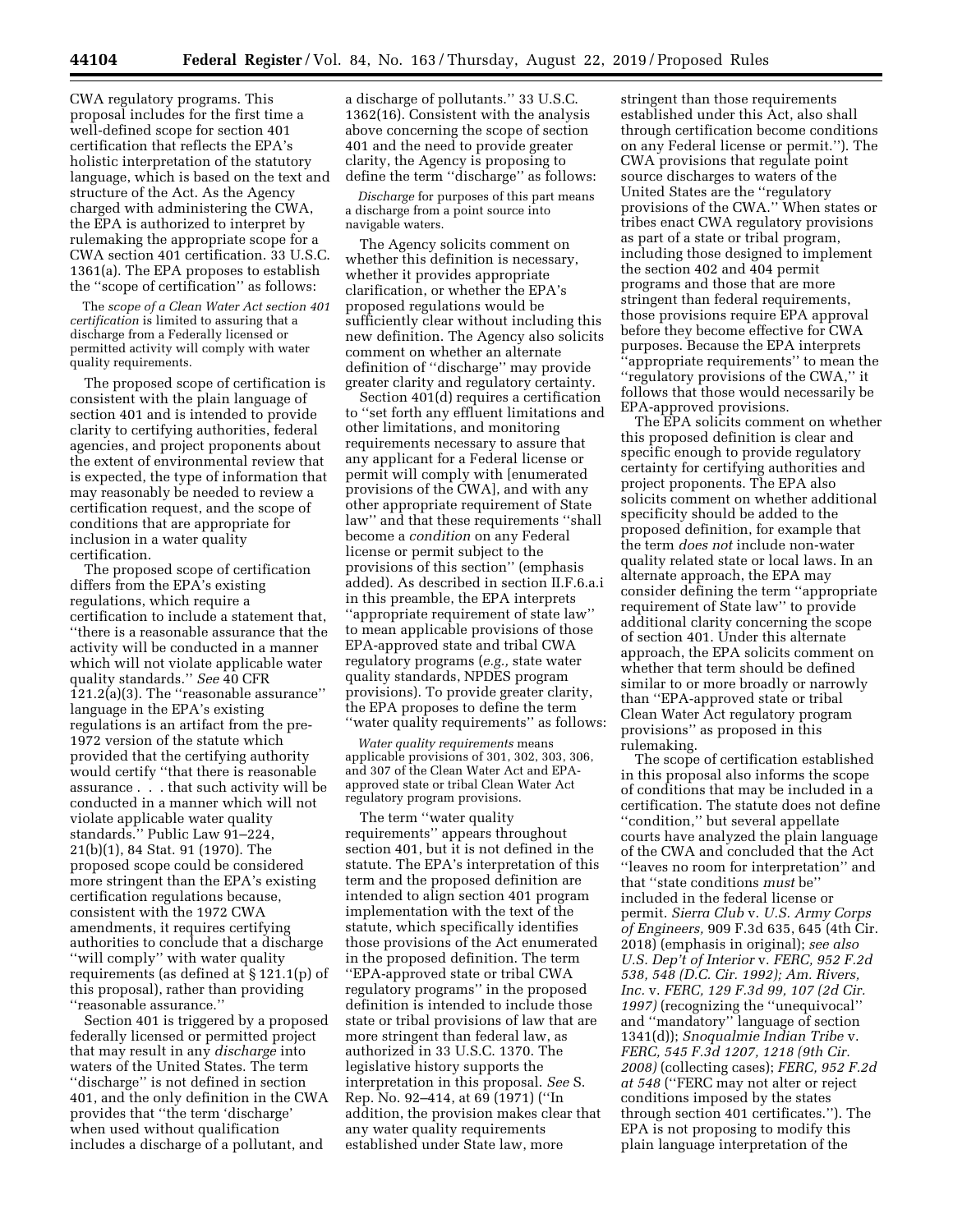CWA regulatory programs. This proposal includes for the first time a well-defined scope for section 401 certification that reflects the EPA's holistic interpretation of the statutory language, which is based on the text and structure of the Act. As the Agency charged with administering the CWA, the EPA is authorized to interpret by rulemaking the appropriate scope for a CWA section 401 certification. 33 U.S.C. 1361(a). The EPA proposes to establish the ''scope of certification'' as follows:

The *scope of a Clean Water Act section 401 certification* is limited to assuring that a discharge from a Federally licensed or permitted activity will comply with water quality requirements.

The proposed scope of certification is consistent with the plain language of section 401 and is intended to provide clarity to certifying authorities, federal agencies, and project proponents about the extent of environmental review that is expected, the type of information that may reasonably be needed to review a certification request, and the scope of conditions that are appropriate for inclusion in a water quality certification.

The proposed scope of certification differs from the EPA's existing regulations, which require a certification to include a statement that, ''there is a reasonable assurance that the activity will be conducted in a manner which will not violate applicable water quality standards.'' *See* 40 CFR 121.2(a)(3). The ''reasonable assurance'' language in the EPA's existing regulations is an artifact from the pre-1972 version of the statute which provided that the certifying authority would certify ''that there is reasonable assurance . . . that such activity will be conducted in a manner which will not violate applicable water quality standards.'' Public Law 91–224, 21(b)(1), 84 Stat. 91 (1970). The proposed scope could be considered more stringent than the EPA's existing certification regulations because, consistent with the 1972 CWA amendments, it requires certifying authorities to conclude that a discharge ''will comply'' with water quality requirements (as defined at § 121.1(p) of this proposal), rather than providing ''reasonable assurance.''

Section 401 is triggered by a proposed federally licensed or permitted project that may result in any *discharge* into waters of the United States. The term ''discharge'' is not defined in section 401, and the only definition in the CWA provides that ''the term 'discharge' when used without qualification includes a discharge of a pollutant, and a discharge of pollutants.'' 33 U.S.C. 1362(16). Consistent with the analysis above concerning the scope of section 401 and the need to provide greater clarity, the Agency is proposing to define the term ''discharge'' as follows:

*Discharge* for purposes of this part means a discharge from a point source into navigable waters.

The Agency solicits comment on whether this definition is necessary, whether it provides appropriate clarification, or whether the EPA's proposed regulations would be sufficiently clear without including this new definition. The Agency also solicits comment on whether an alternate definition of ''discharge'' may provide greater clarity and regulatory certainty.

Section 401(d) requires a certification to ''set forth any effluent limitations and other limitations, and monitoring requirements necessary to assure that any applicant for a Federal license or permit will comply with [enumerated provisions of the CWA], and with any other appropriate requirement of State law'' and that these requirements ''shall become a *condition* on any Federal license or permit subject to the provisions of this section'' (emphasis added). As described in section II.F.6.a.i in this preamble, the EPA interprets ''appropriate requirement of state law'' to mean applicable provisions of those EPA-approved state and tribal CWA regulatory programs (*e.g.,* state water quality standards, NPDES program provisions). To provide greater clarity, the EPA proposes to define the term ''water quality requirements'' as follows:

*Water quality requirements* means applicable provisions of 301, 302, 303, 306, and 307 of the Clean Water Act and EPA-approved state or tribal Clean Water Act regulatory program provisions.

The term ''water quality requirements'' appears throughout section 401, but it is not defined in the statute. The EPA's interpretation of this term and the proposed definition are intended to align section 401 program implementation with the text of the statute, which specifically identifies those provisions of the Act enumerated in the proposed definition. The term ''EPA-approved state or tribal CWA regulatory programs'' in the proposed definition is intended to include those state or tribal provisions of law that are more stringent than federal law, as authorized in 33 U.S.C. 1370. The legislative history supports the interpretation in this proposal. *See* S. Rep. No. 92–414, at 69 (1971) (''In addition, the provision makes clear that any water quality requirements established under State law, more stringent than those requirements established under this Act, also shall through certification become conditions on any Federal license or permit.''). The CWA provisions that regulate point source discharges to waters of the United States are the ''regulatory provisions of the CWA.'' When states or tribes enact CWA regulatory provisions as part of a state or tribal program, including those designed to implement the section 402 and 404 permit programs and those that are more stringent than federal requirements, those provisions require EPA approval before they become effective for CWA purposes. Because the EPA interprets ''appropriate requirements'' to mean the ''regulatory provisions of the CWA,'' it follows that those would necessarily be EPA-approved provisions.

The EPA solicits comment on whether this proposed definition is clear and specific enough to provide regulatory certainty for certifying authorities and project proponents. The EPA also solicits comment on whether additional specificity should be added to the proposed definition, for example that the term *does not* include non-water quality related state or local laws. In an alternate approach, the EPA may consider defining the term ''appropriate requirement of State law'' to provide additional clarity concerning the scope of section 401. Under this alternate approach, the EPA solicits comment on whether that term should be defined similar to or more broadly or narrowly than ''EPA-approved state or tribal Clean Water Act regulatory program provisions'' as proposed in this rulemaking.

The scope of certification established in this proposal also informs the scope of conditions that may be included in a certification. The statute does not define ''condition,'' but several appellate courts have analyzed the plain language of the CWA and concluded that the Act ''leaves no room for interpretation'' and that ''state conditions *must* be'' included in the federal license or permit. *Sierra Club* v. *U.S. Army Corps of Engineers,* 909 F.3d 635, 645 (4th Cir. 2018) (emphasis in original); *see also U.S. Dep't of Interior* v. *FERC, 952 F.2d 538, 548 (D.C. Cir. 1992); Am. Rivers, Inc.* v. *FERC, 129 F.3d 99, 107 (2d Cir. 1997)* (recognizing the ''unequivocal'' and ''mandatory'' language of section 1341(d)); *Snoqualmie Indian Tribe* v. *FERC, 545 F.3d 1207, 1218 (9th Cir. 2008)* (collecting cases); *FERC, 952 F.2d at 548* (''FERC may not alter or reject conditions imposed by the states through section 401 certificates.''). The EPA is not proposing to modify this plain language interpretation of the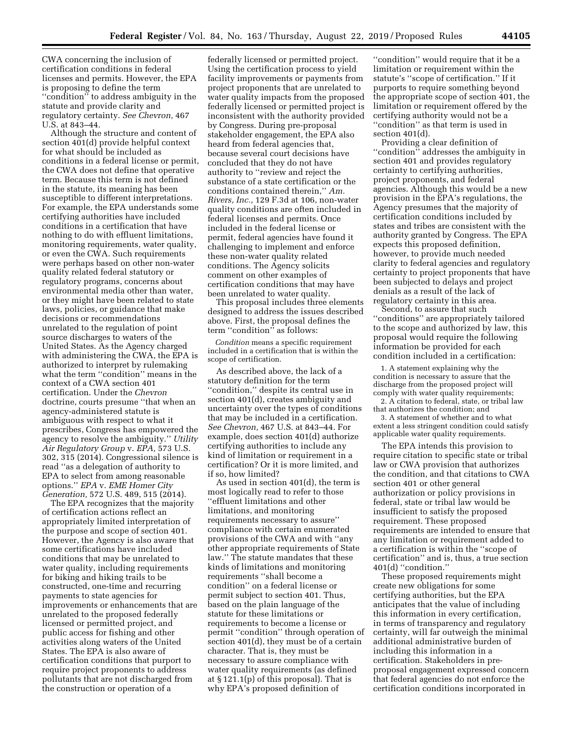CWA concerning the inclusion of certification conditions in federal licenses and permits. However, the EPA is proposing to define the term ''condition'' to address ambiguity in the statute and provide clarity and regulatory certainty. *See Chevron,* 467 U.S. at 843–44.

Although the structure and content of section 401(d) provide helpful context for what should be included as conditions in a federal license or permit, the CWA does not define that operative term. Because this term is not defined in the statute, its meaning has been susceptible to different interpretations. For example, the EPA understands some certifying authorities have included conditions in a certification that have nothing to do with effluent limitations, monitoring requirements, water quality, or even the CWA. Such requirements were perhaps based on other non-water quality related federal statutory or regulatory programs, concerns about environmental media other than water, or they might have been related to state laws, policies, or guidance that make decisions or recommendations unrelated to the regulation of point source discharges to waters of the United States. As the Agency charged with administering the CWA, the EPA is authorized to interpret by rulemaking what the term ''condition'' means in the context of a CWA section 401 certification. Under the *Chevron* doctrine, courts presume ''that when an agency-administered statute is ambiguous with respect to what it prescribes, Congress has empowered the agency to resolve the ambiguity.'' *Utility Air Regulatory Group* v. *EPA,* 573 U.S. 302, 315 (2014). Congressional silence is read ''as a delegation of authority to EPA to select from among reasonable options.'' *EPA* v. *EME Homer City Generation,* 572 U.S. 489, 515 (2014).

The EPA recognizes that the majority of certification actions reflect an appropriately limited interpretation of the purpose and scope of section 401. However, the Agency is also aware that some certifications have included conditions that may be unrelated to water quality, including requirements for biking and hiking trails to be constructed, one-time and recurring payments to state agencies for improvements or enhancements that are unrelated to the proposed federally licensed or permitted project, and public access for fishing and other activities along waters of the United States. The EPA is also aware of certification conditions that purport to require project proponents to address pollutants that are not discharged from the construction or operation of a federally licensed or permitted project. Using the certification process to yield facility improvements or payments from project proponents that are unrelated to water quality impacts from the proposed federally licensed or permitted project is inconsistent with the authority provided by Congress. During pre-proposal stakeholder engagement, the EPA also heard from federal agencies that, because several court decisions have concluded that they do not have authority to ''review and reject the substance of a state certification or the conditions contained therein,'' *Am. Rivers, Inc.,* 129 F.3d at 106, non-water quality conditions are often included in federal licenses and permits. Once included in the federal license or permit, federal agencies have found it challenging to implement and enforce these non-water quality related conditions. The Agency solicits comment on other examples of certification conditions that may have been unrelated to water quality.

This proposal includes three elements designed to address the issues described above. First, the proposal defines the term ''condition'' as follows:

*Condition* means a specific requirement included in a certification that is within the scope of certification.

As described above, the lack of a statutory definition for the term ''condition,'' despite its central use in section 401(d), creates ambiguity and uncertainty over the types of conditions that may be included in a certification. *See Chevron,* 467 U.S. at 843–44. For example, does section 401(d) authorize certifying authorities to include any kind of limitation or requirement in a certification? Or it is more limited, and if so, how limited?

As used in section 401(d), the term is most logically read to refer to those ''effluent limitations and other limitations, and monitoring requirements necessary to assure'' compliance with certain enumerated provisions of the CWA and with ''any other appropriate requirements of State law.'' The statute mandates that these kinds of limitations and monitoring requirements ''shall become a condition'' on a federal license or permit subject to section 401. Thus, based on the plain language of the statute for these limitations or requirements to become a license or permit ''condition'' through operation of section 401(d), they must be of a certain character. That is, they must be necessary to assure compliance with water quality requirements (as defined at § 121.1(p) of this proposal). That is why EPA's proposed definition of ''condition'' would require that it be a limitation or requirement within the statute's ''scope of certification.'' If it purports to require something beyond the appropriate scope of section 401, the limitation or requirement offered by the certifying authority would not be a ''condition'' as that term is used in section 401(d).

Providing a clear definition of ''condition'' addresses the ambiguity in section 401 and provides regulatory certainty to certifying authorities, project proponents, and federal agencies. Although this would be a new provision in the EPA's regulations, the Agency presumes that the majority of certification conditions included by states and tribes are consistent with the authority granted by Congress. The EPA expects this proposed definition, however, to provide much needed clarity to federal agencies and regulatory certainty to project proponents that have been subjected to delays and project denials as a result of the lack of regulatory certainty in this area.

Second, to assure that such ''conditions'' are appropriately tailored to the scope and authorized by law, this proposal would require the following information be provided for each condition included in a certification:

1. A statement explaining why the condition is necessary to assure that the discharge from the proposed project will comply with water quality requirements;
2. A citation to federal, state, or tribal law that authorizes the condition; and
3. A statement of whether and to what extent a less stringent condition could satisfy applicable water quality requirements.

The EPA intends this provision to require citation to specific state or tribal law or CWA provision that authorizes the condition, and that citations to CWA section 401 or other general authorization or policy provisions in federal, state or tribal law would be insufficient to satisfy the proposed requirement. These proposed requirements are intended to ensure that any limitation or requirement added to a certification is within the ''scope of certification'' and is, thus, a true section 401(d) ''condition.''

These proposed requirements might create new obligations for some certifying authorities, but the EPA anticipates that the value of including this information in every certification, in terms of transparency and regulatory certainty, will far outweigh the minimal additional administrative burden of including this information in a certification. Stakeholders in pre-proposal engagement expressed concern that federal agencies do not enforce the certification conditions incorporated in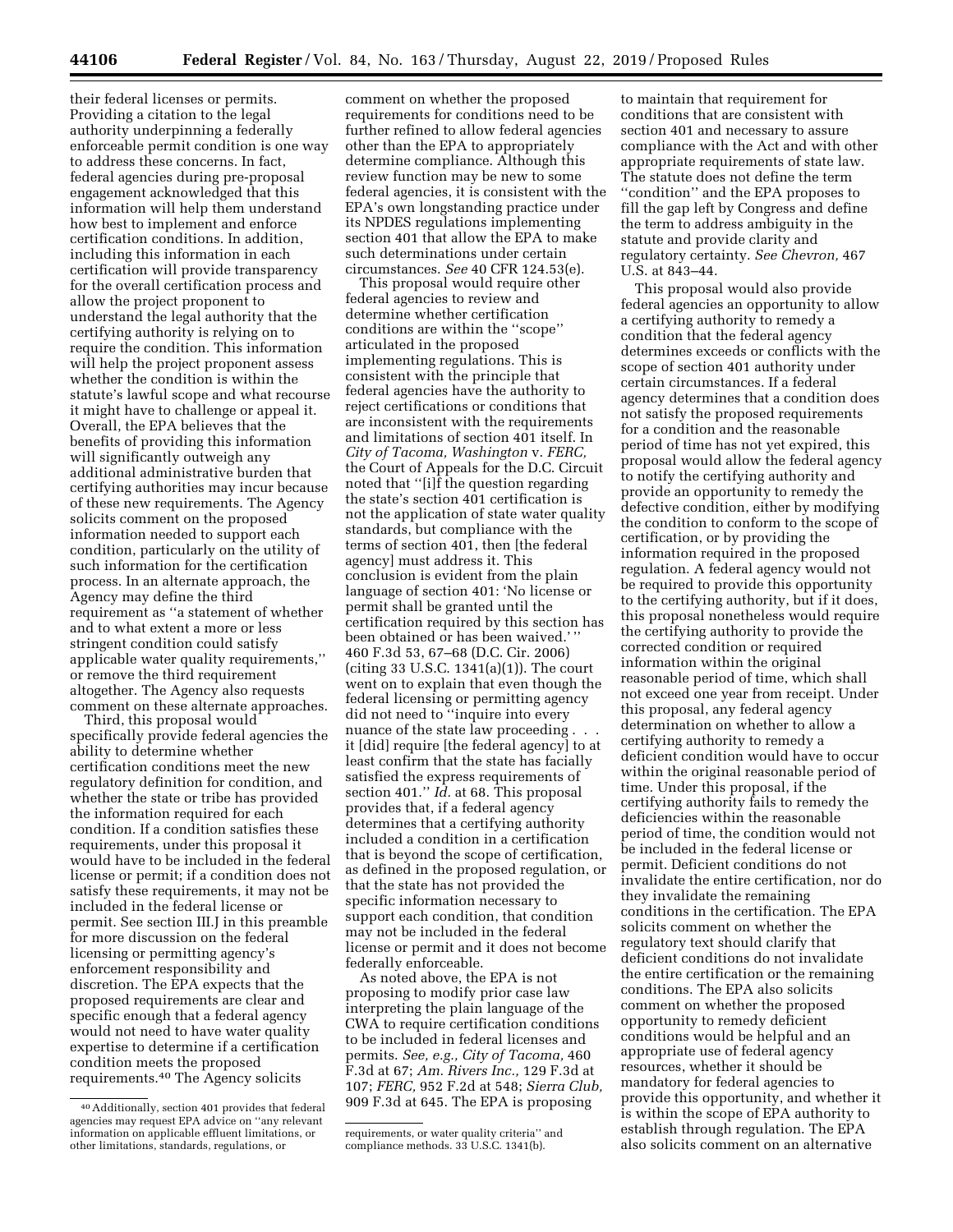their federal licenses or permits. Providing a citation to the legal authority underpinning a federally enforceable permit condition is one way to address these concerns. In fact, federal agencies during pre-proposal engagement acknowledged that this information will help them understand how best to implement and enforce certification conditions. In addition, including this information in each certification will provide transparency for the overall certification process and allow the project proponent to understand the legal authority that the certifying authority is relying on to require the condition. This information will help the project proponent assess whether the condition is within the statute's lawful scope and what recourse it might have to challenge or appeal it. Overall, the EPA believes that the benefits of providing this information will significantly outweigh any additional administrative burden that certifying authorities may incur because of these new requirements. The Agency solicits comment on the proposed information needed to support each condition, particularly on the utility of such information for the certification process. In an alternate approach, the Agency may define the third requirement as ''a statement of whether and to what extent a more or less stringent condition could satisfy applicable water quality requirements,'' or remove the third requirement altogether. The Agency also requests comment on these alternate approaches.

Third, this proposal would specifically provide federal agencies the ability to determine whether certification conditions meet the new regulatory definition for condition, and whether the state or tribe has provided the information required for each condition. If a condition satisfies these requirements, under this proposal it would have to be included in the federal license or permit; if a condition does not satisfy these requirements, it may not be included in the federal license or permit. See section III.J in this preamble for more discussion on the federal licensing or permitting agency's enforcement responsibility and discretion. The EPA expects that the proposed requirements are clear and specific enough that a federal agency would not need to have water quality expertise to determine if a certification condition meets the proposed requirements.[40] The Agency solicits comment on whether the proposed requirements for conditions need to be further refined to allow federal agencies other than the EPA to appropriately determine compliance. Although this review function may be new to some federal agencies, it is consistent with the EPA's own longstanding practice under its NPDES regulations implementing section 401 that allow the EPA to make such determinations under certain circumstances. *See* 40 CFR 124.53(e).

This proposal would require other federal agencies to review and determine whether certification conditions are within the ''scope'' articulated in the proposed implementing regulations. This is consistent with the principle that federal agencies have the authority to reject certifications or conditions that are inconsistent with the requirements and limitations of section 401 itself. In *City of Tacoma, Washington* v. *FERC,* the Court of Appeals for the D.C. Circuit noted that ''[i]f the question regarding the state's section 401 certification is not the application of state water quality standards, but compliance with the terms of section 401, then [the federal agency] must address it. This conclusion is evident from the plain language of section 401: 'No license or permit shall be granted until the certification required by this section has been obtained or has been waived.' '' 460 F.3d 53, 67–68 (D.C. Cir. 2006) (citing 33 U.S.C. 1341(a)(1)). The court went on to explain that even though the federal licensing or permitting agency did not need to ''inquire into every nuance of the state law proceeding . . . it [did] require [the federal agency] to at least confirm that the state has facially satisfied the express requirements of section 401.'' *Id.* at 68. This proposal provides that, if a federal agency determines that a certifying authority included a condition in a certification that is beyond the scope of certification, as defined in the proposed regulation, or that the state has not provided the specific information necessary to support each condition, that condition may not be included in the federal license or permit and it does not become federally enforceable.

As noted above, the EPA is not proposing to modify prior case law interpreting the plain language of the CWA to require certification conditions to be included in federal licenses and permits. *See, e.g., City of Tacoma,* 460 F.3d at 67; *Am. Rivers Inc.,* 129 F.3d at 107; *FERC,* 952 F.2d at 548; *Sierra Club,* 909 F.3d at 645. The EPA is proposing to maintain that requirement for conditions that are consistent with section 401 and necessary to assure compliance with the Act and with other appropriate requirements of state law. The statute does not define the term ''condition'' and the EPA proposes to fill the gap left by Congress and define the term to address ambiguity in the statute and provide clarity and regulatory certainty. *See Chevron,* 467 U.S. at 843–44.

This proposal would also provide federal agencies an opportunity to allow a certifying authority to remedy a condition that the federal agency determines exceeds or conflicts with the scope of section 401 authority under certain circumstances. If a federal agency determines that a condition does not satisfy the proposed requirements for a condition and the reasonable period of time has not yet expired, this proposal would allow the federal agency to notify the certifying authority and provide an opportunity to remedy the defective condition, either by modifying the condition to conform to the scope of certification, or by providing the information required in the proposed regulation. A federal agency would not be required to provide this opportunity to the certifying authority, but if it does, this proposal nonetheless would require the certifying authority to provide the corrected condition or required information within the original reasonable period of time, which shall not exceed one year from receipt. Under this proposal, any federal agency determination on whether to allow a certifying authority to remedy a deficient condition would have to occur within the original reasonable period of time. Under this proposal, if the certifying authority fails to remedy the deficiencies within the reasonable period of time, the condition would not be included in the federal license or permit. Deficient conditions do not invalidate the entire certification, nor do they invalidate the remaining conditions in the certification. The EPA solicits comment on whether the regulatory text should clarify that deficient conditions do not invalidate the entire certification or the remaining conditions. The EPA also solicits comment on whether the proposed opportunity to remedy deficient conditions would be helpful and an appropriate use of federal agency resources, whether it should be mandatory for federal agencies to provide this opportunity, and whether it is within the scope of EPA authority to establish through regulation. The EPA also solicits comment on an alternative

---

[40] Additionally, section 401 provides that federal agencies may request EPA advice on ''any relevant information on applicable effluent limitations, or other limitations, standards, regulations, or requirements, or water quality criteria'' and compliance methods. 33 U.S.C. 1341(b).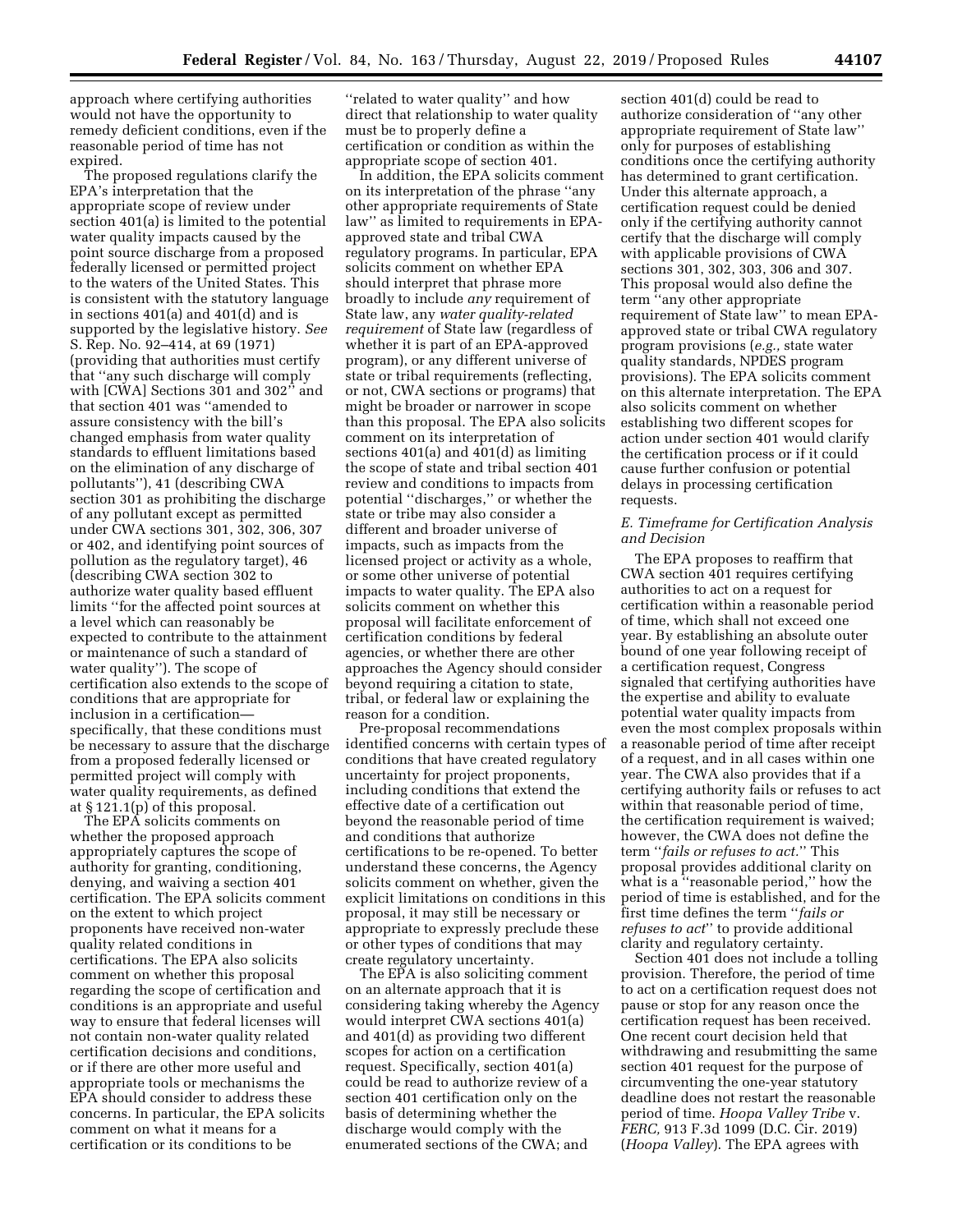approach where certifying authorities would not have the opportunity to remedy deficient conditions, even if the reasonable period of time has not expired.

The proposed regulations clarify the EPA's interpretation that the appropriate scope of review under section 401(a) is limited to the potential water quality impacts caused by the point source discharge from a proposed federally licensed or permitted project to the waters of the United States. This is consistent with the statutory language in sections 401(a) and 401(d) and is supported by the legislative history. *See* S. Rep. No. 92–414, at 69 (1971) (providing that authorities must certify that ''any such discharge will comply with [CWA] Sections 301 and 302'' and that section 401 was ''amended to assure consistency with the bill's changed emphasis from water quality standards to effluent limitations based on the elimination of any discharge of pollutants''), 41 (describing CWA section 301 as prohibiting the discharge of any pollutant except as permitted under CWA sections 301, 302, 306, 307 or 402, and identifying point sources of pollution as the regulatory target), 46 (describing CWA section 302 to authorize water quality based effluent limits ''for the affected point sources at a level which can reasonably be expected to contribute to the attainment or maintenance of such a standard of water quality''). The scope of certification also extends to the scope of conditions that are appropriate for inclusion in a certification—specifically, that these conditions must be necessary to assure that the discharge from a proposed federally licensed or permitted project will comply with water quality requirements, as defined at § 121.1(p) of this proposal.

The EPA solicits comments on whether the proposed approach appropriately captures the scope of authority for granting, conditioning, denying, and waiving a section 401 certification. The EPA solicits comment on the extent to which project proponents have received non-water quality related conditions in certifications. The EPA also solicits comment on whether this proposal regarding the scope of certification and conditions is an appropriate and useful way to ensure that federal licenses will not contain non-water quality related certification decisions and conditions, or if there are other more useful and appropriate tools or mechanisms the EPA should consider to address these concerns. In particular, the EPA solicits comment on what it means for a certification or its conditions to be ''related to water quality'' and how direct that relationship to water quality must be to properly define a certification or condition as within the appropriate scope of section 401.

In addition, the EPA solicits comment on its interpretation of the phrase ''any other appropriate requirements of State law'' as limited to requirements in EPA-approved state and tribal CWA regulatory programs. In particular, EPA solicits comment on whether EPA should interpret that phrase more broadly to include *any* requirement of State law, any *water quality-related requirement* of State law (regardless of whether it is part of an EPA-approved program), or any different universe of state or tribal requirements (reflecting, or not, CWA sections or programs) that might be broader or narrower in scope than this proposal. The EPA also solicits comment on its interpretation of sections 401(a) and 401(d) as limiting the scope of state and tribal section 401 review and conditions to impacts from potential ''discharges,'' or whether the state or tribe may also consider a different and broader universe of impacts, such as impacts from the licensed project or activity as a whole, or some other universe of potential impacts to water quality. The EPA also solicits comment on whether this proposal will facilitate enforcement of certification conditions by federal agencies, or whether there are other approaches the Agency should consider beyond requiring a citation to state, tribal, or federal law or explaining the reason for a condition.

Pre-proposal recommendations identified concerns with certain types of conditions that have created regulatory uncertainty for project proponents, including conditions that extend the effective date of a certification out beyond the reasonable period of time and conditions that authorize certifications to be re-opened. To better understand these concerns, the Agency solicits comment on whether, given the explicit limitations on conditions in this proposal, it may still be necessary or appropriate to expressly preclude these or other types of conditions that may create regulatory uncertainty.

The EPA is also soliciting comment on an alternate approach that it is considering taking whereby the Agency would interpret CWA sections 401(a) and 401(d) as providing two different scopes for action on a certification request. Specifically, section 401(a) could be read to authorize review of a section 401 certification only on the basis of determining whether the discharge would comply with the enumerated sections of the CWA; and section 401(d) could be read to authorize consideration of ''any other appropriate requirement of State law'' only for purposes of establishing conditions once the certifying authority has determined to grant certification. Under this alternate approach, a certification request could be denied only if the certifying authority cannot certify that the discharge will comply with applicable provisions of CWA sections 301, 302, 303, 306 and 307. This proposal would also define the term ''any other appropriate requirement of State law'' to mean EPA-approved state or tribal CWA regulatory program provisions (*e.g.,* state water quality standards, NPDES program provisions). The EPA solicits comment on this alternate interpretation. The EPA also solicits comment on whether establishing two different scopes for action under section 401 would clarify the certification process or if it could cause further confusion or potential delays in processing certification requests.

### *E. Timeframe for Certification Analysis and Decision*

The EPA proposes to reaffirm that CWA section 401 requires certifying authorities to act on a request for certification within a reasonable period of time, which shall not exceed one year. By establishing an absolute outer bound of one year following receipt of a certification request, Congress signaled that certifying authorities have the expertise and ability to evaluate potential water quality impacts from even the most complex proposals within a reasonable period of time after receipt of a request, and in all cases within one year. The CWA also provides that if a certifying authority fails or refuses to act within that reasonable period of time, the certification requirement is waived; however, the CWA does not define the term ''*fails or refuses to act.*'' This proposal provides additional clarity on what is a ''reasonable period,'' how the period of time is established, and for the first time defines the term ''*fails or refuses to act*'' to provide additional clarity and regulatory certainty.

Section 401 does not include a tolling provision. Therefore, the period of time to act on a certification request does not pause or stop for any reason once the certification request has been received. One recent court decision held that withdrawing and resubmitting the same section 401 request for the purpose of circumventing the one-year statutory deadline does not restart the reasonable period of time. *Hoopa Valley Tribe* v. *FERC,* 913 F.3d 1099 (D.C. Cir. 2019) (*Hoopa Valley*). The EPA agrees with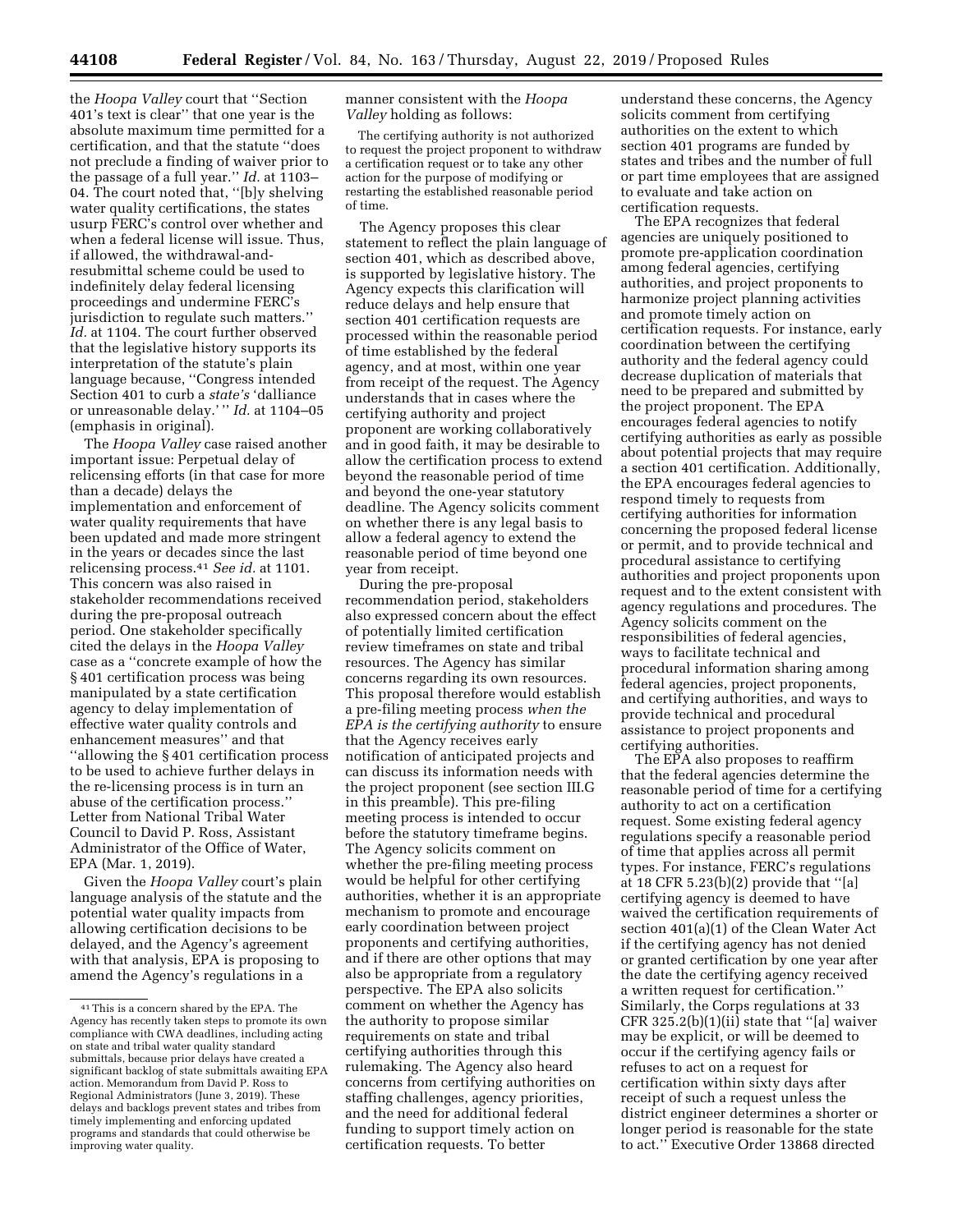the *Hoopa Valley* court that ''Section 401's text is clear'' that one year is the absolute maximum time permitted for a certification, and that the statute ''does not preclude a finding of waiver prior to the passage of a full year.'' *Id.* at 1103–04. The court noted that, ''[b]y shelving water quality certifications, the states usurp FERC's control over whether and when a federal license will issue. Thus, if allowed, the withdrawal-and-resubmittal scheme could be used to indefinitely delay federal licensing proceedings and undermine FERC's jurisdiction to regulate such matters.'' *Id.* at 1104. The court further observed that the legislative history supports its interpretation of the statute's plain language because, ''Congress intended Section 401 to curb a *state's* 'dalliance or unreasonable delay.' '' *Id.* at 1104–05 (emphasis in original).

The *Hoopa Valley* case raised another important issue: Perpetual delay of relicensing efforts (in that case for more than a decade) delays the implementation and enforcement of water quality requirements that have been updated and made more stringent in the years or decades since the last relicensing process.[41] *See id.* at 1101. This concern was also raised in stakeholder recommendations received during the pre-proposal outreach period. One stakeholder specifically cited the delays in the *Hoopa Valley* case as a ''concrete example of how the § 401 certification process was being manipulated by a state certification agency to delay implementation of effective water quality controls and enhancement measures'' and that ''allowing the § 401 certification process to be used to achieve further delays in the re-licensing process is in turn an abuse of the certification process.'' Letter from National Tribal Water Council to David P. Ross, Assistant Administrator of the Office of Water, EPA (Mar. 1, 2019).

Given the *Hoopa Valley* court's plain language analysis of the statute and the potential water quality impacts from allowing certification decisions to be delayed, and the Agency's agreement with that analysis, EPA is proposing to amend the Agency's regulations in a manner consistent with the *Hoopa Valley* holding as follows:

> The certifying authority is not authorized to request the project proponent to withdraw a certification request or to take any other action for the purpose of modifying or restarting the established reasonable period of time.

The Agency proposes this clear statement to reflect the plain language of section 401, which as described above, is supported by legislative history. The Agency expects this clarification will reduce delays and help ensure that section 401 certification requests are processed within the reasonable period of time established by the federal agency, and at most, within one year from receipt of the request. The Agency understands that in cases where the certifying authority and project proponent are working collaboratively and in good faith, it may be desirable to allow the certification process to extend beyond the reasonable period of time and beyond the one-year statutory deadline. The Agency solicits comment on whether there is any legal basis to allow a federal agency to extend the reasonable period of time beyond one year from receipt.

During the pre-proposal recommendation period, stakeholders also expressed concern about the effect of potentially limited certification review timeframes on state and tribal resources. The Agency has similar concerns regarding its own resources. This proposal therefore would establish a pre-filing meeting process *when the EPA is the certifying authority* to ensure that the Agency receives early notification of anticipated projects and can discuss its information needs with the project proponent (see section III.G in this preamble). This pre-filing meeting process is intended to occur before the statutory timeframe begins. The Agency solicits comment on whether the pre-filing meeting process would be helpful for other certifying authorities, whether it is an appropriate mechanism to promote and encourage early coordination between project proponents and certifying authorities, and if there are other options that may also be appropriate from a regulatory perspective. The EPA also solicits comment on whether the Agency has the authority to propose similar requirements on state and tribal certifying authorities through this rulemaking. The Agency also heard concerns from certifying authorities on staffing challenges, agency priorities, and the need for additional federal funding to support timely action on certification requests. To better understand these concerns, the Agency solicits comment from certifying authorities on the extent to which section 401 programs are funded by states and tribes and the number of full or part time employees that are assigned to evaluate and take action on certification requests.

The EPA recognizes that federal agencies are uniquely positioned to promote pre-application coordination among federal agencies, certifying authorities, and project proponents to harmonize project planning activities and promote timely action on certification requests. For instance, early coordination between the certifying authority and the federal agency could decrease duplication of materials that need to be prepared and submitted by the project proponent. The EPA encourages federal agencies to notify certifying authorities as early as possible about potential projects that may require a section 401 certification. Additionally, the EPA encourages federal agencies to respond timely to requests from certifying authorities for information concerning the proposed federal license or permit, and to provide technical and procedural assistance to certifying authorities and project proponents upon request and to the extent consistent with agency regulations and procedures. The Agency solicits comment on the responsibilities of federal agencies, ways to facilitate technical and procedural information sharing among federal agencies, project proponents, and certifying authorities, and ways to provide technical and procedural assistance to project proponents and certifying authorities.

The EPA also proposes to reaffirm that the federal agencies determine the reasonable period of time for a certifying authority to act on a certification request. Some existing federal agency regulations specify a reasonable period of time that applies across all permit types. For instance, FERC's regulations at 18 CFR 5.23(b)(2) provide that ''[a] certifying agency is deemed to have waived the certification requirements of section 401(a)(1) of the Clean Water Act if the certifying agency has not denied or granted certification by one year after the date the certifying agency received a written request for certification.'' Similarly, the Corps regulations at 33 CFR 325.2(b)(1)(ii) state that ''[a] waiver may be explicit, or will be deemed to occur if the certifying agency fails or refuses to act on a request for certification within sixty days after receipt of such a request unless the district engineer determines a shorter or longer period is reasonable for the state to act.'' Executive Order 13868 directed

---

[41] This is a concern shared by the EPA. The Agency has recently taken steps to promote its own compliance with CWA deadlines, including acting on state and tribal water quality standard submittals, because prior delays have created a significant backlog of state submittals awaiting EPA action. Memorandum from David P. Ross to Regional Administrators (June 3, 2019). These delays and backlogs prevent states and tribes from timely implementing and enforcing updated programs and standards that could otherwise be improving water quality.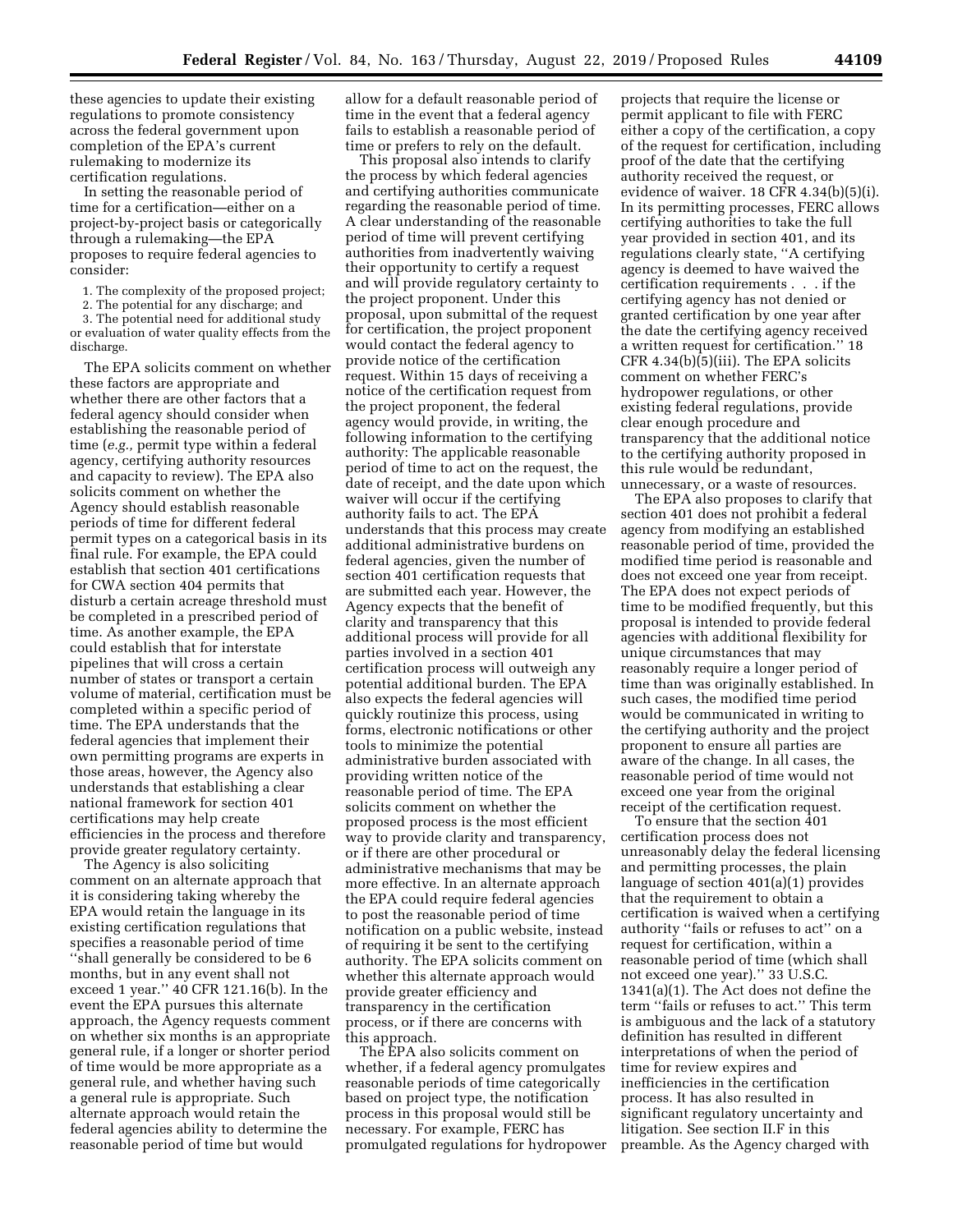these agencies to update their existing regulations to promote consistency across the federal government upon completion of the EPA's current rulemaking to modernize its certification regulations.

In setting the reasonable period of time for a certification—either on a project-by-project basis or categorically through a rulemaking—the EPA proposes to require federal agencies to consider:

1. The complexity of the proposed project;
2. The potential for any discharge; and
3. The potential need for additional study or evaluation of water quality effects from the discharge.

The EPA solicits comment on whether these factors are appropriate and whether there are other factors that a federal agency should consider when establishing the reasonable period of time (*e.g.,* permit type within a federal agency, certifying authority resources and capacity to review). The EPA also solicits comment on whether the Agency should establish reasonable periods of time for different federal permit types on a categorical basis in its final rule. For example, the EPA could establish that section 401 certifications for CWA section 404 permits that disturb a certain acreage threshold must be completed in a prescribed period of time. As another example, the EPA could establish that for interstate pipelines that will cross a certain number of states or transport a certain volume of material, certification must be completed within a specific period of time. The EPA understands that the federal agencies that implement their own permitting programs are experts in those areas, however, the Agency also understands that establishing a clear national framework for section 401 certifications may help create efficiencies in the process and therefore provide greater regulatory certainty.

The Agency is also soliciting comment on an alternate approach that it is considering taking whereby the EPA would retain the language in its existing certification regulations that specifies a reasonable period of time ''shall generally be considered to be 6 months, but in any event shall not exceed 1 year.'' 40 CFR 121.16(b). In the event the EPA pursues this alternate approach, the Agency requests comment on whether six months is an appropriate general rule, if a longer or shorter period of time would be more appropriate as a general rule, and whether having such a general rule is appropriate. Such alternate approach would retain the federal agencies ability to determine the reasonable period of time but would allow for a default reasonable period of time in the event that a federal agency fails to establish a reasonable period of time or prefers to rely on the default.

This proposal also intends to clarify the process by which federal agencies and certifying authorities communicate regarding the reasonable period of time. A clear understanding of the reasonable period of time will prevent certifying authorities from inadvertently waiving their opportunity to certify a request and will provide regulatory certainty to the project proponent. Under this proposal, upon submittal of the request for certification, the project proponent would contact the federal agency to provide notice of the certification request. Within 15 days of receiving a notice of the certification request from the project proponent, the federal agency would provide, in writing, the following information to the certifying authority: The applicable reasonable period of time to act on the request, the date of receipt, and the date upon which waiver will occur if the certifying authority fails to act. The EPA understands that this process may create additional administrative burdens on federal agencies, given the number of section 401 certification requests that are submitted each year. However, the Agency expects that the benefit of clarity and transparency that this additional process will provide for all parties involved in a section 401 certification process will outweigh any potential additional burden. The EPA also expects the federal agencies will quickly routinize this process, using forms, electronic notifications or other tools to minimize the potential administrative burden associated with providing written notice of the reasonable period of time. The EPA solicits comment on whether the proposed process is the most efficient way to provide clarity and transparency, or if there are other procedural or administrative mechanisms that may be more effective. In an alternate approach the EPA could require federal agencies to post the reasonable period of time notification on a public website, instead of requiring it be sent to the certifying authority. The EPA solicits comment on whether this alternate approach would provide greater efficiency and transparency in the certification process, or if there are concerns with this approach.

The EPA also solicits comment on whether, if a federal agency promulgates reasonable periods of time categorically based on project type, the notification process in this proposal would still be necessary. For example, FERC has promulgated regulations for hydropower projects that require the license or permit applicant to file with FERC either a copy of the certification, a copy of the request for certification, including proof of the date that the certifying authority received the request, or evidence of waiver. 18 CFR 4.34(b)(5)(i). In its permitting processes, FERC allows certifying authorities to take the full year provided in section 401, and its regulations clearly state, ''A certifying agency is deemed to have waived the certification requirements . . . if the certifying agency has not denied or granted certification by one year after the date the certifying agency received a written request for certification.'' 18 CFR 4.34(b)(5)(iii). The EPA solicits comment on whether FERC's hydropower regulations, or other existing federal regulations, provide clear enough procedure and transparency that the additional notice to the certifying authority proposed in this rule would be redundant, unnecessary, or a waste of resources.

The EPA also proposes to clarify that section 401 does not prohibit a federal agency from modifying an established reasonable period of time, provided the modified time period is reasonable and does not exceed one year from receipt. The EPA does not expect periods of time to be modified frequently, but this proposal is intended to provide federal agencies with additional flexibility for unique circumstances that may reasonably require a longer period of time than was originally established. In such cases, the modified time period would be communicated in writing to the certifying authority and the project proponent to ensure all parties are aware of the change. In all cases, the reasonable period of time would not exceed one year from the original receipt of the certification request.

To ensure that the section 401 certification process does not unreasonably delay the federal licensing and permitting processes, the plain language of section 401(a)(1) provides that the requirement to obtain a certification is waived when a certifying authority ''fails or refuses to act'' on a request for certification, within a reasonable period of time (which shall not exceed one year).'' 33 U.S.C. 1341(a)(1). The Act does not define the term ''fails or refuses to act.'' This term is ambiguous and the lack of a statutory definition has resulted in different interpretations of when the period of time for review expires and inefficiencies in the certification process. It has also resulted in significant regulatory uncertainty and litigation. See section II.F in this preamble. As the Agency charged with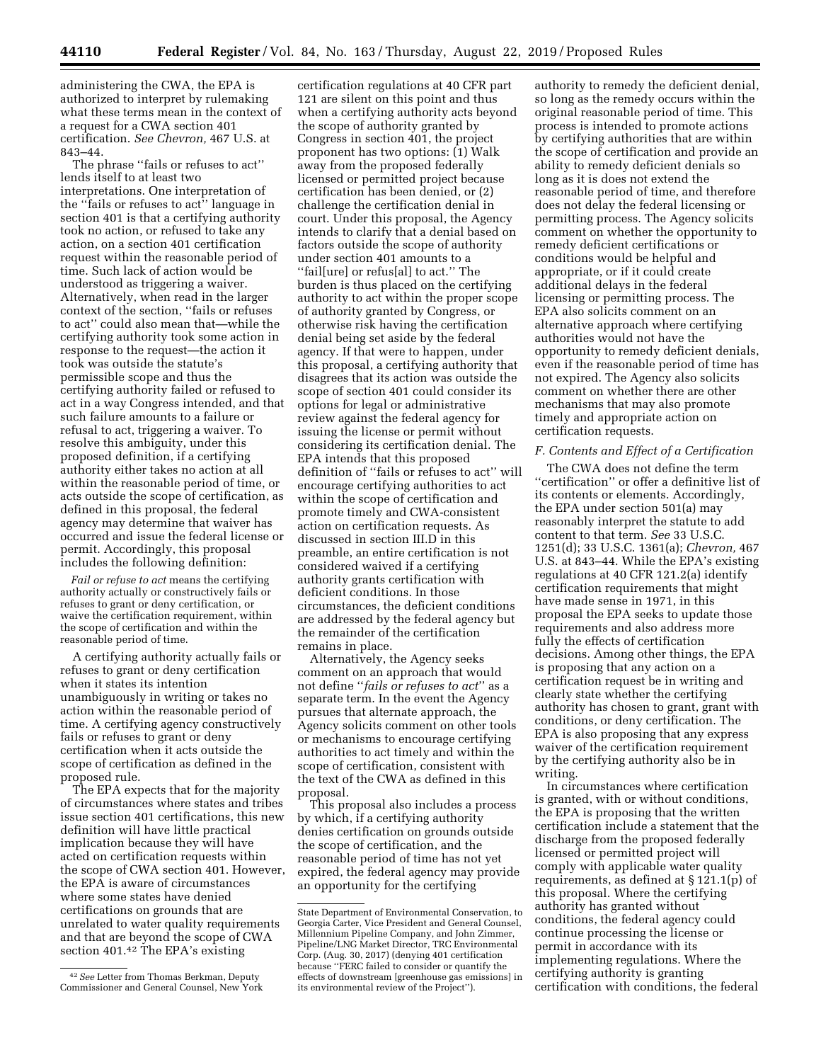administering the CWA, the EPA is authorized to interpret by rulemaking what these terms mean in the context of a request for a CWA section 401 certification. *See Chevron,* 467 U.S. at 843–44.

The phrase ''fails or refuses to act'' lends itself to at least two interpretations. One interpretation of the ''fails or refuses to act'' language in section 401 is that a certifying authority took no action, or refused to take any action, on a section 401 certification request within the reasonable period of time. Such lack of action would be understood as triggering a waiver. Alternatively, when read in the larger context of the section, ''fails or refuses to act'' could also mean that—while the certifying authority took some action in response to the request—the action it took was outside the statute's permissible scope and thus the certifying authority failed or refused to act in a way Congress intended, and that such failure amounts to a failure or refusal to act, triggering a waiver. To resolve this ambiguity, under this proposed definition, if a certifying authority either takes no action at all within the reasonable period of time, or acts outside the scope of certification, as defined in this proposal, the federal agency may determine that waiver has occurred and issue the federal license or permit. Accordingly, this proposal includes the following definition:

*Fail or refuse to act* means the certifying authority actually or constructively fails or refuses to grant or deny certification, or waive the certification requirement, within the scope of certification and within the reasonable period of time.

A certifying authority actually fails or refuses to grant or deny certification when it states its intention unambiguously in writing or takes no action within the reasonable period of time. A certifying agency constructively fails or refuses to grant or deny certification when it acts outside the scope of certification as defined in the proposed rule.

The EPA expects that for the majority of circumstances where states and tribes issue section 401 certifications, this new definition will have little practical implication because they will have acted on certification requests within the scope of CWA section 401. However, the EPA is aware of circumstances where some states have denied certifications on grounds that are unrelated to water quality requirements and that are beyond the scope of CWA section 401.[42] The EPA's existing certification regulations at 40 CFR part 121 are silent on this point and thus when a certifying authority acts beyond the scope of authority granted by Congress in section 401, the project proponent has two options: (1) Walk away from the proposed federally licensed or permitted project because certification has been denied, or (2) challenge the certification denial in court. Under this proposal, the Agency intends to clarify that a denial based on factors outside the scope of authority under section 401 amounts to a ''fail[ure] or refus[al] to act.'' The burden is thus placed on the certifying authority to act within the proper scope of authority granted by Congress, or otherwise risk having the certification denial being set aside by the federal agency. If that were to happen, under this proposal, a certifying authority that disagrees that its action was outside the scope of section 401 could consider its options for legal or administrative review against the federal agency for issuing the license or permit without considering its certification denial. The EPA intends that this proposed definition of ''fails or refuses to act'' will encourage certifying authorities to act within the scope of certification and promote timely and CWA-consistent action on certification requests. As discussed in section III.D in this preamble, an entire certification is not considered waived if a certifying authority grants certification with deficient conditions. In those circumstances, the deficient conditions are addressed by the federal agency but the remainder of the certification remains in place.

Alternatively, the Agency seeks comment on an approach that would not define ''*fails or refuses to act*'' as a separate term. In the event the Agency pursues that alternate approach, the Agency solicits comment on other tools or mechanisms to encourage certifying authorities to act timely and within the scope of certification, consistent with the text of the CWA as defined in this proposal.

This proposal also includes a process by which, if a certifying authority denies certification on grounds outside the scope of certification, and the reasonable period of time has not yet expired, the federal agency may provide an opportunity for the certifying authority to remedy the deficient denial, so long as the remedy occurs within the original reasonable period of time. This process is intended to promote actions by certifying authorities that are within the scope of certification and provide an ability to remedy deficient denials so long as it is does not extend the reasonable period of time, and therefore does not delay the federal licensing or permitting process. The Agency solicits comment on whether the opportunity to remedy deficient certifications or conditions would be helpful and appropriate, or if it could create additional delays in the federal licensing or permitting process. The EPA also solicits comment on an alternative approach where certifying authorities would not have the opportunity to remedy deficient denials, even if the reasonable period of time has not expired. The Agency also solicits comment on whether there are other mechanisms that may also promote timely and appropriate action on certification requests.

### *F. Contents and Effect of a Certification*

The CWA does not define the term ''certification'' or offer a definitive list of its contents or elements. Accordingly, the EPA under section 501(a) may reasonably interpret the statute to add content to that term. *See* 33 U.S.C. 1251(d); 33 U.S.C. 1361(a); *Chevron,* 467 U.S. at 843–44. While the EPA's existing regulations at 40 CFR 121.2(a) identify certification requirements that might have made sense in 1971, in this proposal the EPA seeks to update those requirements and also address more fully the effects of certification decisions. Among other things, the EPA is proposing that any action on a certification request be in writing and clearly state whether the certifying authority has chosen to grant, grant with conditions, or deny certification. The EPA is also proposing that any express waiver of the certification requirement by the certifying authority also be in writing.

In circumstances where certification is granted, with or without conditions, the EPA is proposing that the written certification include a statement that the discharge from the proposed federally licensed or permitted project will comply with applicable water quality requirements, as defined at § 121.1(p) of this proposal. Where the certifying authority has granted without conditions, the federal agency could continue processing the license or permit in accordance with its implementing regulations. Where the certifying authority is granting certification with conditions, the federal

---

[42] *See* Letter from Thomas Berkman, Deputy Commissioner and General Counsel, New York State Department of Environmental Conservation, to Georgia Carter, Vice President and General Counsel, Millennium Pipeline Company, and John Zimmer, Pipeline/LNG Market Director, TRC Environmental Corp. (Aug. 30, 2017) (denying 401 certification because ''FERC failed to consider or quantify the effects of downstream [greenhouse gas emissions] in its environmental review of the Project'').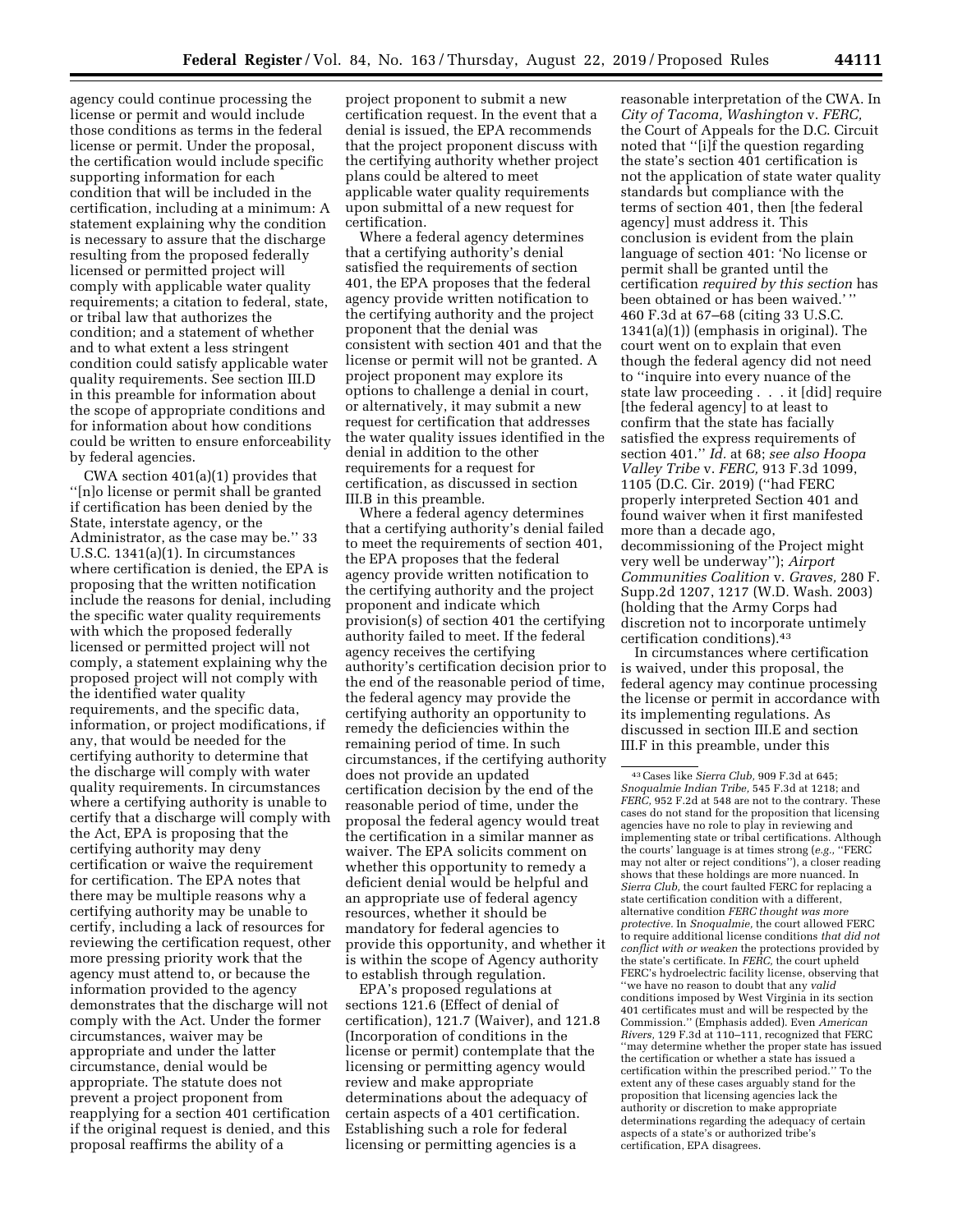agency could continue processing the license or permit and would include those conditions as terms in the federal license or permit. Under the proposal, the certification would include specific supporting information for each condition that will be included in the certification, including at a minimum: A statement explaining why the condition is necessary to assure that the discharge resulting from the proposed federally licensed or permitted project will comply with applicable water quality requirements; a citation to federal, state, or tribal law that authorizes the condition; and a statement of whether and to what extent a less stringent condition could satisfy applicable water quality requirements. See section III.D in this preamble for information about the scope of appropriate conditions and for information about how conditions could be written to ensure enforceability by federal agencies.

CWA section 401(a)(1) provides that ''[n]o license or permit shall be granted if certification has been denied by the State, interstate agency, or the Administrator, as the case may be.'' 33 U.S.C. 1341(a)(1). In circumstances where certification is denied, the EPA is proposing that the written notification include the reasons for denial, including the specific water quality requirements with which the proposed federally licensed or permitted project will not comply, a statement explaining why the proposed project will not comply with the identified water quality requirements, and the specific data, information, or project modifications, if any, that would be needed for the certifying authority to determine that the discharge will comply with water quality requirements. In circumstances where a certifying authority is unable to certify that a discharge will comply with the Act, EPA is proposing that the certifying authority may deny certification or waive the requirement for certification. The EPA notes that there may be multiple reasons why a certifying authority may be unable to certify, including a lack of resources for reviewing the certification request, other more pressing priority work that the agency must attend to, or because the information provided to the agency demonstrates that the discharge will not comply with the Act. Under the former circumstances, waiver may be appropriate and under the latter circumstance, denial would be appropriate. The statute does not prevent a project proponent from reapplying for a section 401 certification if the original request is denied, and this proposal reaffirms the ability of a project proponent to submit a new certification request. In the event that a denial is issued, the EPA recommends that the project proponent discuss with the certifying authority whether project plans could be altered to meet applicable water quality requirements upon submittal of a new request for certification.

Where a federal agency determines that a certifying authority's denial satisfied the requirements of section 401, the EPA proposes that the federal agency provide written notification to the certifying authority and the project proponent that the denial was consistent with section 401 and that the license or permit will not be granted. A project proponent may explore its options to challenge a denial in court, or alternatively, it may submit a new request for certification that addresses the water quality issues identified in the denial in addition to the other requirements for a request for certification, as discussed in section III.B in this preamble.

Where a federal agency determines that a certifying authority's denial failed to meet the requirements of section 401, the EPA proposes that the federal agency provide written notification to the certifying authority and the project proponent and indicate which provision(s) of section 401 the certifying authority failed to meet. If the federal agency receives the certifying authority's certification decision prior to the end of the reasonable period of time, the federal agency may provide the certifying authority an opportunity to remedy the deficiencies within the remaining period of time. In such circumstances, if the certifying authority does not provide an updated certification decision by the end of the reasonable period of time, under the proposal the federal agency would treat the certification in a similar manner as waiver. The EPA solicits comment on whether this opportunity to remedy a deficient denial would be helpful and an appropriate use of federal agency resources, whether it should be mandatory for federal agencies to provide this opportunity, and whether it is within the scope of Agency authority to establish through regulation.

EPA's proposed regulations at sections 121.6 (Effect of denial of certification), 121.7 (Waiver), and 121.8 (Incorporation of conditions in the license or permit) contemplate that the licensing or permitting agency would review and make appropriate determinations about the adequacy of certain aspects of a 401 certification. Establishing such a role for federal licensing or permitting agencies is a reasonable interpretation of the CWA. In *City of Tacoma, Washington* v. *FERC,* the Court of Appeals for the D.C. Circuit noted that ''[i]f the question regarding the state's section 401 certification is not the application of state water quality standards but compliance with the terms of section 401, then [the federal agency] must address it. This conclusion is evident from the plain language of section 401: 'No license or permit shall be granted until the certification *required by this section* has been obtained or has been waived.' '' 460 F.3d at 67–68 (citing 33 U.S.C. 1341(a)(1)) (emphasis in original). The court went on to explain that even though the federal agency did not need to ''inquire into every nuance of the state law proceeding . . . it [did] require [the federal agency] to at least to confirm that the state has facially satisfied the express requirements of section 401.'' *Id.* at 68; *see also Hoopa Valley Tribe* v. *FERC,* 913 F.3d 1099, 1105 (D.C. Cir. 2019) (''had FERC properly interpreted Section 401 and found waiver when it first manifested more than a decade ago, decommissioning of the Project might very well be underway''); *Airport Communities Coalition* v. *Graves,* 280 F. Supp.2d 1207, 1217 (W.D. Wash. 2003) (holding that the Army Corps had discretion not to incorporate untimely certification conditions).[43]

In circumstances where certification is waived, under this proposal, the federal agency may continue processing the license or permit in accordance with its implementing regulations. As discussed in section III.E and section III.F in this preamble, under this

---

[43] Cases like *Sierra Club,* 909 F.3d at 645; *Snoqualmie Indian Tribe,* 545 F.3d at 1218; and *FERC,* 952 F.2d at 548 are not to the contrary. These cases do not stand for the proposition that licensing agencies have no role to play in reviewing and implementing state or tribal certifications. Although the courts' language is at times strong (*e.g.,* ''FERC may not alter or reject conditions''), a closer reading shows that these holdings are more nuanced. In *Sierra Club,* the court faulted FERC for replacing a state certification condition with a different, alternative condition *FERC thought was more protective.* In *Snoqualmie,* the court allowed FERC to require additional license conditions *that did not conflict with or weaken* the protections provided by the state's certificate. In *FERC,* the court upheld FERC's hydroelectric facility license, observing that ''we have no reason to doubt that any *valid* conditions imposed by West Virginia in its section 401 certificates must and will be respected by the Commission.'' (Emphasis added). Even *American Rivers,* 129 F.3d at 110–111, recognized that FERC ''may determine whether the proper state has issued the certification or whether a state has issued a certification within the prescribed period.'' To the extent any of these cases arguably stand for the proposition that licensing agencies lack the authority or discretion to make appropriate determinations regarding the adequacy of certain aspects of a state's or authorized tribe's certification, EPA disagrees.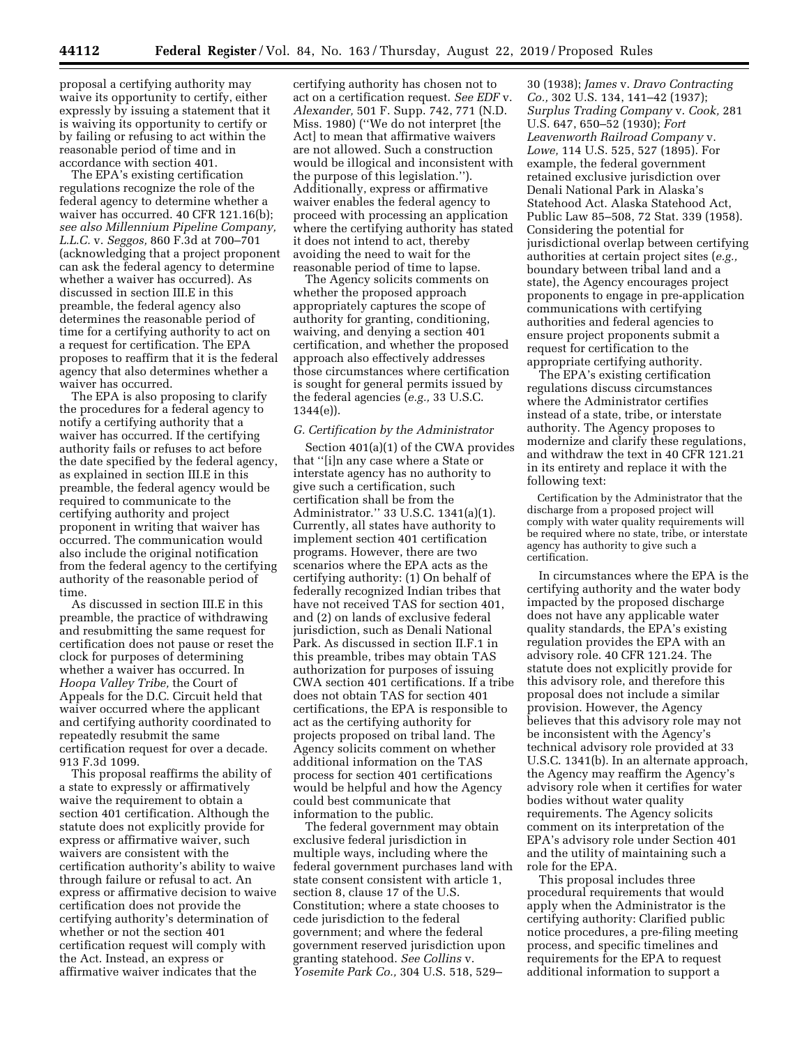proposal a certifying authority may waive its opportunity to certify, either expressly by issuing a statement that it is waiving its opportunity to certify or by failing or refusing to act within the reasonable period of time and in accordance with section 401.

The EPA's existing certification regulations recognize the role of the federal agency to determine whether a waiver has occurred. 40 CFR 121.16(b); *see also Millennium Pipeline Company, L.L.C.* v. *Seggos,* 860 F.3d at 700–701 (acknowledging that a project proponent can ask the federal agency to determine whether a waiver has occurred). As discussed in section III.E in this preamble, the federal agency also determines the reasonable period of time for a certifying authority to act on a request for certification. The EPA proposes to reaffirm that it is the federal agency that also determines whether a waiver has occurred.

The EPA is also proposing to clarify the procedures for a federal agency to notify a certifying authority that a waiver has occurred. If the certifying authority fails or refuses to act before the date specified by the federal agency, as explained in section III.E in this preamble, the federal agency would be required to communicate to the certifying authority and project proponent in writing that waiver has occurred. The communication would also include the original notification from the federal agency to the certifying authority of the reasonable period of time.

As discussed in section III.E in this preamble, the practice of withdrawing and resubmitting the same request for certification does not pause or reset the clock for purposes of determining whether a waiver has occurred. In *Hoopa Valley Tribe,* the Court of Appeals for the D.C. Circuit held that waiver occurred where the applicant and certifying authority coordinated to repeatedly resubmit the same certification request for over a decade. 913 F.3d 1099.

This proposal reaffirms the ability of a state to expressly or affirmatively waive the requirement to obtain a section 401 certification. Although the statute does not explicitly provide for express or affirmative waiver, such waivers are consistent with the certification authority's ability to waive through failure or refusal to act. An express or affirmative decision to waive certification does not provide the certifying authority's determination of whether or not the section 401 certification request will comply with the Act. Instead, an express or affirmative waiver indicates that the certifying authority has chosen not to act on a certification request. *See EDF* v. *Alexander,* 501 F. Supp. 742, 771 (N.D. Miss. 1980) (''We do not interpret [the Act] to mean that affirmative waivers are not allowed. Such a construction would be illogical and inconsistent with the purpose of this legislation.''). Additionally, express or affirmative waiver enables the federal agency to proceed with processing an application where the certifying authority has stated it does not intend to act, thereby avoiding the need to wait for the reasonable period of time to lapse.

The Agency solicits comments on whether the proposed approach appropriately captures the scope of authority for granting, conditioning, waiving, and denying a section 401 certification, and whether the proposed approach also effectively addresses those circumstances where certification is sought for general permits issued by the federal agencies (*e.g.,* 33 U.S.C. 1344(e)).

### *G. Certification by the Administrator*

Section 401(a)(1) of the CWA provides that ''[i]n any case where a State or interstate agency has no authority to give such a certification, such certification shall be from the Administrator.'' 33 U.S.C. 1341(a)(1). Currently, all states have authority to implement section 401 certification programs. However, there are two scenarios where the EPA acts as the certifying authority: (1) On behalf of federally recognized Indian tribes that have not received TAS for section 401, and (2) on lands of exclusive federal jurisdiction, such as Denali National Park. As discussed in section II.F.1 in this preamble, tribes may obtain TAS authorization for purposes of issuing CWA section 401 certifications. If a tribe does not obtain TAS for section 401 certifications, the EPA is responsible to act as the certifying authority for projects proposed on tribal land. The Agency solicits comment on whether additional information on the TAS process for section 401 certifications would be helpful and how the Agency could best communicate that information to the public.

The federal government may obtain exclusive federal jurisdiction in multiple ways, including where the federal government purchases land with state consent consistent with article 1, section 8, clause 17 of the U.S. Constitution; where a state chooses to cede jurisdiction to the federal government; and where the federal government reserved jurisdiction upon granting statehood. *See Collins* v. *Yosemite Park Co.,* 304 U.S. 518, 529–30 (1938); *James* v. *Dravo Contracting Co.,* 302 U.S. 134, 141–42 (1937); *Surplus Trading Company* v. *Cook,* 281 U.S. 647, 650–52 (1930); *Fort Leavenworth Railroad Company* v. *Lowe,* 114 U.S. 525, 527 (1895). For example, the federal government retained exclusive jurisdiction over Denali National Park in Alaska's Statehood Act. Alaska Statehood Act, Public Law 85–508, 72 Stat. 339 (1958). Considering the potential for jurisdictional overlap between certifying authorities at certain project sites (*e.g.,* boundary between tribal land and a state), the Agency encourages project proponents to engage in pre-application communications with certifying authorities and federal agencies to ensure project proponents submit a request for certification to the appropriate certifying authority.

The EPA's existing certification regulations discuss circumstances where the Administrator certifies instead of a state, tribe, or interstate authority. The Agency proposes to modernize and clarify these regulations, and withdraw the text in 40 CFR 121.21 in its entirety and replace it with the following text:

> Certification by the Administrator that the discharge from a proposed project will comply with water quality requirements will be required where no state, tribe, or interstate agency has authority to give such a certification.

In circumstances where the EPA is the certifying authority and the water body impacted by the proposed discharge does not have any applicable water quality standards, the EPA's existing regulation provides the EPA with an advisory role. 40 CFR 121.24. The statute does not explicitly provide for this advisory role, and therefore this proposal does not include a similar provision. However, the Agency believes that this advisory role may not be inconsistent with the Agency's technical advisory role provided at 33 U.S.C. 1341(b). In an alternate approach, the Agency may reaffirm the Agency's advisory role when it certifies for water bodies without water quality requirements. The Agency solicits comment on its interpretation of the EPA's advisory role under Section 401 and the utility of maintaining such a role for the EPA.

This proposal includes three procedural requirements that would apply when the Administrator is the certifying authority: Clarified public notice procedures, a pre-filing meeting process, and specific timelines and requirements for the EPA to request additional information to support a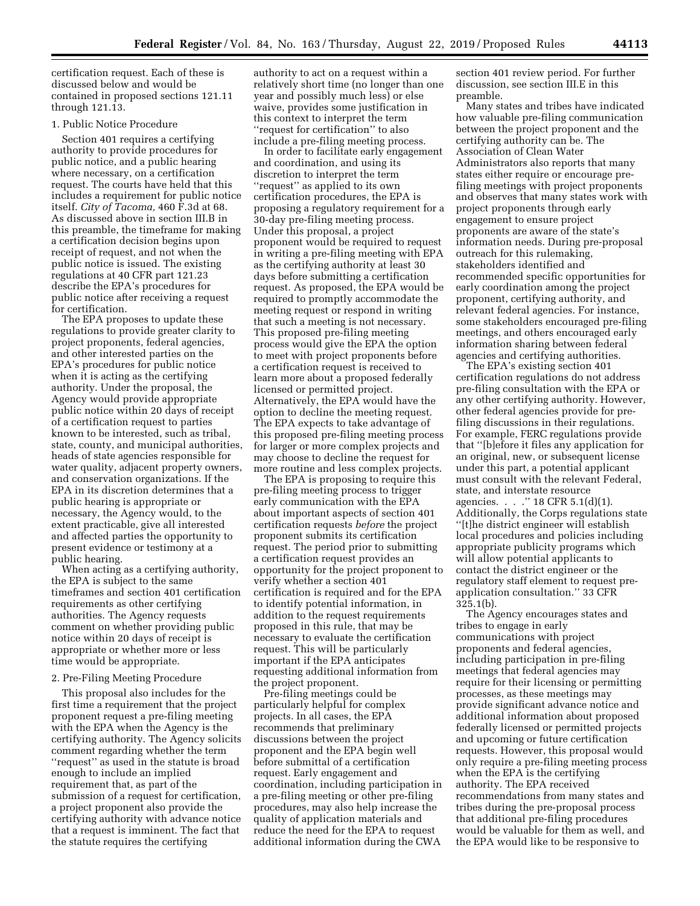certification request. Each of these is discussed below and would be contained in proposed sections 121.11 through 121.13.

1. Public Notice Procedure

Section 401 requires a certifying authority to provide procedures for public notice, and a public hearing where necessary, on a certification request. The courts have held that this includes a requirement for public notice itself. *City of Tacoma,* 460 F.3d at 68. As discussed above in section III.B in this preamble, the timeframe for making a certification decision begins upon receipt of request, and not when the public notice is issued. The existing regulations at 40 CFR part 121.23 describe the EPA's procedures for public notice after receiving a request for certification.

The EPA proposes to update these regulations to provide greater clarity to project proponents, federal agencies, and other interested parties on the EPA's procedures for public notice when it is acting as the certifying authority. Under the proposal, the Agency would provide appropriate public notice within 20 days of receipt of a certification request to parties known to be interested, such as tribal, state, county, and municipal authorities, heads of state agencies responsible for water quality, adjacent property owners, and conservation organizations. If the EPA in its discretion determines that a public hearing is appropriate or necessary, the Agency would, to the extent practicable, give all interested and affected parties the opportunity to present evidence or testimony at a public hearing.

When acting as a certifying authority, the EPA is subject to the same timeframes and section 401 certification requirements as other certifying authorities. The Agency requests comment on whether providing public notice within 20 days of receipt is appropriate or whether more or less time would be appropriate.

2. Pre-Filing Meeting Procedure

This proposal also includes for the first time a requirement that the project proponent request a pre-filing meeting with the EPA when the Agency is the certifying authority. The Agency solicits comment regarding whether the term "request" as used in the statute is broad enough to include an implied requirement that, as part of the submission of a request for certification, a project proponent also provide the certifying authority with advance notice that a request is imminent. The fact that the statute requires the certifying authority to act on a request within a relatively short time (no longer than one year and possibly much less) or else waive, provides some justification in this context to interpret the term "request for certification" to also include a pre-filing meeting process.

In order to facilitate early engagement and coordination, and using its discretion to interpret the term "request" as applied to its own certification procedures, the EPA is proposing a regulatory requirement for a 30-day pre-filing meeting process. Under this proposal, a project proponent would be required to request in writing a pre-filing meeting with EPA as the certifying authority at least 30 days before submitting a certification request. As proposed, the EPA would be required to promptly accommodate the meeting request or respond in writing that such a meeting is not necessary. This proposed pre-filing meeting process would give the EPA the option to meet with project proponents before a certification request is received to learn more about a proposed federally licensed or permitted project. Alternatively, the EPA would have the option to decline the meeting request. The EPA expects to take advantage of this proposed pre-filing meeting process for larger or more complex projects and may choose to decline the request for more routine and less complex projects.

The EPA is proposing to require this pre-filing meeting process to trigger early communication with the EPA about important aspects of section 401 certification requests *before* the project proponent submits its certification request. The period prior to submitting a certification request provides an opportunity for the project proponent to verify whether a section 401 certification is required and for the EPA to identify potential information, in addition to the request requirements proposed in this rule, that may be necessary to evaluate the certification request. This will be particularly important if the EPA anticipates requesting additional information from the project proponent.

Pre-filing meetings could be particularly helpful for complex projects. In all cases, the EPA recommends that preliminary discussions between the project proponent and the EPA begin well before submittal of a certification request. Early engagement and coordination, including participation in a pre-filing meeting or other pre-filing procedures, may also help increase the quality of application materials and reduce the need for the EPA to request additional information during the CWA section 401 review period. For further discussion, see section III.E in this preamble.

Many states and tribes have indicated how valuable pre-filing communication between the project proponent and the certifying authority can be. The Association of Clean Water Administrators also reports that many states either require or encourage pre-filing meetings with project proponents and observes that many states work with project proponents through early engagement to ensure project proponents are aware of the state's information needs. During pre-proposal outreach for this rulemaking, stakeholders identified and recommended specific opportunities for early coordination among the project proponent, certifying authority, and relevant federal agencies. For instance, some stakeholders encouraged pre-filing meetings, and others encouraged early information sharing between federal agencies and certifying authorities.

The EPA's existing section 401 certification regulations do not address pre-filing consultation with the EPA or any other certifying authority. However, other federal agencies provide for pre-filing discussions in their regulations. For example, FERC regulations provide that "[b]efore it files any application for an original, new, or subsequent license under this part, a potential applicant must consult with the relevant Federal, state, and interstate resource agencies. . . ." 18 CFR 5.1(d)(1). Additionally, the Corps regulations state "[t]he district engineer will establish local procedures and policies including appropriate publicity programs which will allow potential applicants to contact the district engineer or the regulatory staff element to request pre-application consultation." 33 CFR 325.1(b).

The Agency encourages states and tribes to engage in early communications with project proponents and federal agencies, including participation in pre-filing meetings that federal agencies may require for their licensing or permitting processes, as these meetings may provide significant advance notice and additional information about proposed federally licensed or permitted projects and upcoming or future certification requests. However, this proposal would only require a pre-filing meeting process when the EPA is the certifying authority. The EPA received recommendations from many states and tribes during the pre-proposal process that additional pre-filing procedures would be valuable for them as well, and the EPA would like to be responsive to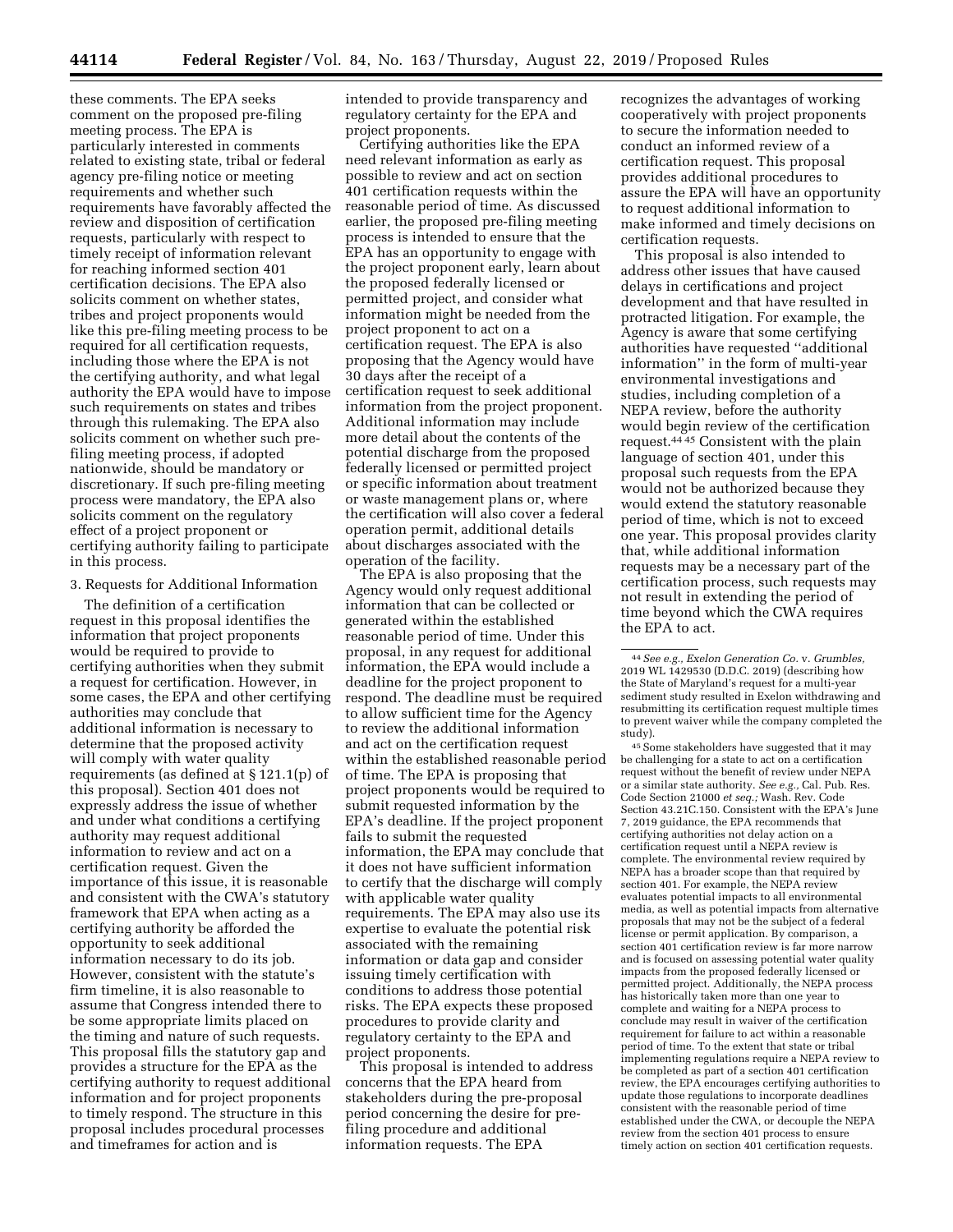these comments. The EPA seeks comment on the proposed pre-filing meeting process. The EPA is particularly interested in comments related to existing state, tribal or federal agency pre-filing notice or meeting requirements and whether such requirements have favorably affected the review and disposition of certification requests, particularly with respect to timely receipt of information relevant for reaching informed section 401 certification decisions. The EPA also solicits comment on whether states, tribes and project proponents would like this pre-filing meeting process to be required for all certification requests, including those where the EPA is not the certifying authority, and what legal authority the EPA would have to impose such requirements on states and tribes through this rulemaking. The EPA also solicits comment on whether such pre-filing meeting process, if adopted nationwide, should be mandatory or discretionary. If such pre-filing meeting process were mandatory, the EPA also solicits comment on the regulatory effect of a project proponent or certifying authority failing to participate in this process.

3. Requests for Additional Information

The definition of a certification request in this proposal identifies the information that project proponents would be required to provide to certifying authorities when they submit a request for certification. However, in some cases, the EPA and other certifying authorities may conclude that additional information is necessary to determine that the proposed activity will comply with water quality requirements (as defined at § 121.1(p) of this proposal). Section 401 does not expressly address the issue of whether and under what conditions a certifying authority may request additional information to review and act on a certification request. Given the importance of this issue, it is reasonable and consistent with the CWA's statutory framework that EPA when acting as a certifying authority be afforded the opportunity to seek additional information necessary to do its job. However, consistent with the statute's firm timeline, it is also reasonable to assume that Congress intended there to be some appropriate limits placed on the timing and nature of such requests. This proposal fills the statutory gap and provides a structure for the EPA as the certifying authority to request additional information and for project proponents to timely respond. The structure in this proposal includes procedural processes and timeframes for action and is intended to provide transparency and regulatory certainty for the EPA and project proponents.

Certifying authorities like the EPA need relevant information as early as possible to review and act on section 401 certification requests within the reasonable period of time. As discussed earlier, the proposed pre-filing meeting process is intended to ensure that the EPA has an opportunity to engage with the project proponent early, learn about the proposed federally licensed or permitted project, and consider what information might be needed from the project proponent to act on a certification request. The EPA is also proposing that the Agency would have 30 days after the receipt of a certification request to seek additional information from the project proponent. Additional information may include more detail about the contents of the potential discharge from the proposed federally licensed or permitted project or specific information about treatment or waste management plans or, where the certification will also cover a federal operation permit, additional details about discharges associated with the operation of the facility.

The EPA is also proposing that the Agency would only request additional information that can be collected or generated within the established reasonable period of time. Under this proposal, in any request for additional information, the EPA would include a deadline for the project proponent to respond. The deadline must be required to allow sufficient time for the Agency to review the additional information and act on the certification request within the established reasonable period of time. The EPA is proposing that project proponents would be required to submit requested information by the EPA's deadline. If the project proponent fails to submit the requested information, the EPA may conclude that it does not have sufficient information to certify that the discharge will comply with applicable water quality requirements. The EPA may also use its expertise to evaluate the potential risk associated with the remaining information or data gap and consider issuing timely certification with conditions to address those potential risks. The EPA expects these proposed procedures to provide clarity and regulatory certainty to the EPA and project proponents.

This proposal is intended to address concerns that the EPA heard from stakeholders during the pre-proposal period concerning the desire for pre-filing procedure and additional information requests. The EPA recognizes the advantages of working cooperatively with project proponents to secure the information needed to conduct an informed review of a certification request. This proposal provides additional procedures to assure the EPA will have an opportunity to request additional information to make informed and timely decisions on certification requests.

This proposal is also intended to address other issues that have caused delays in certifications and project development and that have resulted in protracted litigation. For example, the Agency is aware that some certifying authorities have requested "additional information" in the form of multi-year environmental investigations and studies, including completion of a NEPA review, before the authority would begin review of the certification request.[44] [45] Consistent with the plain language of section 401, under this proposal such requests from the EPA would not be authorized because they would extend the statutory reasonable period of time, which is not to exceed one year. This proposal provides clarity that, while additional information requests may be a necessary part of the certification process, such requests may not result in extending the period of time beyond which the CWA requires the EPA to act.

---

[44] *See e.g., Exelon Generation Co.* v. *Grumbles,* 2019 WL 1429530 (D.D.C. 2019) (describing how the State of Maryland's request for a multi-year sediment study resulted in Exelon withdrawing and resubmitting its certification request multiple times to prevent waiver while the company completed the study).

[45] Some stakeholders have suggested that it may be challenging for a state to act on a certification request without the benefit of review under NEPA or a similar state authority. *See e.g.,* Cal. Pub. Res. Code Section 21000 *et seq.;* Wash. Rev. Code Section 43.21C.150. Consistent with the EPA's June 7, 2019 guidance, the EPA recommends that certifying authorities not delay action on a certification request until a NEPA review is complete. The environmental review required by NEPA has a broader scope than that required by section 401. For example, the NEPA review evaluates potential impacts to all environmental media, as well as potential impacts from alternative proposals that may not be the subject of a federal license or permit application. By comparison, a section 401 certification review is far more narrow and is focused on assessing potential water quality impacts from the proposed federally licensed or permitted project. Additionally, the NEPA process has historically taken more than one year to complete and waiting for a NEPA process to conclude may result in waiver of the certification requirement for failure to act within a reasonable period of time. To the extent that state or tribal implementing regulations require a NEPA review to be completed as part of a section 401 certification review, the EPA encourages certifying authorities to update those regulations to incorporate deadlines consistent with the reasonable period of time established under the CWA, or decouple the NEPA review from the section 401 process to ensure timely action on section 401 certification requests.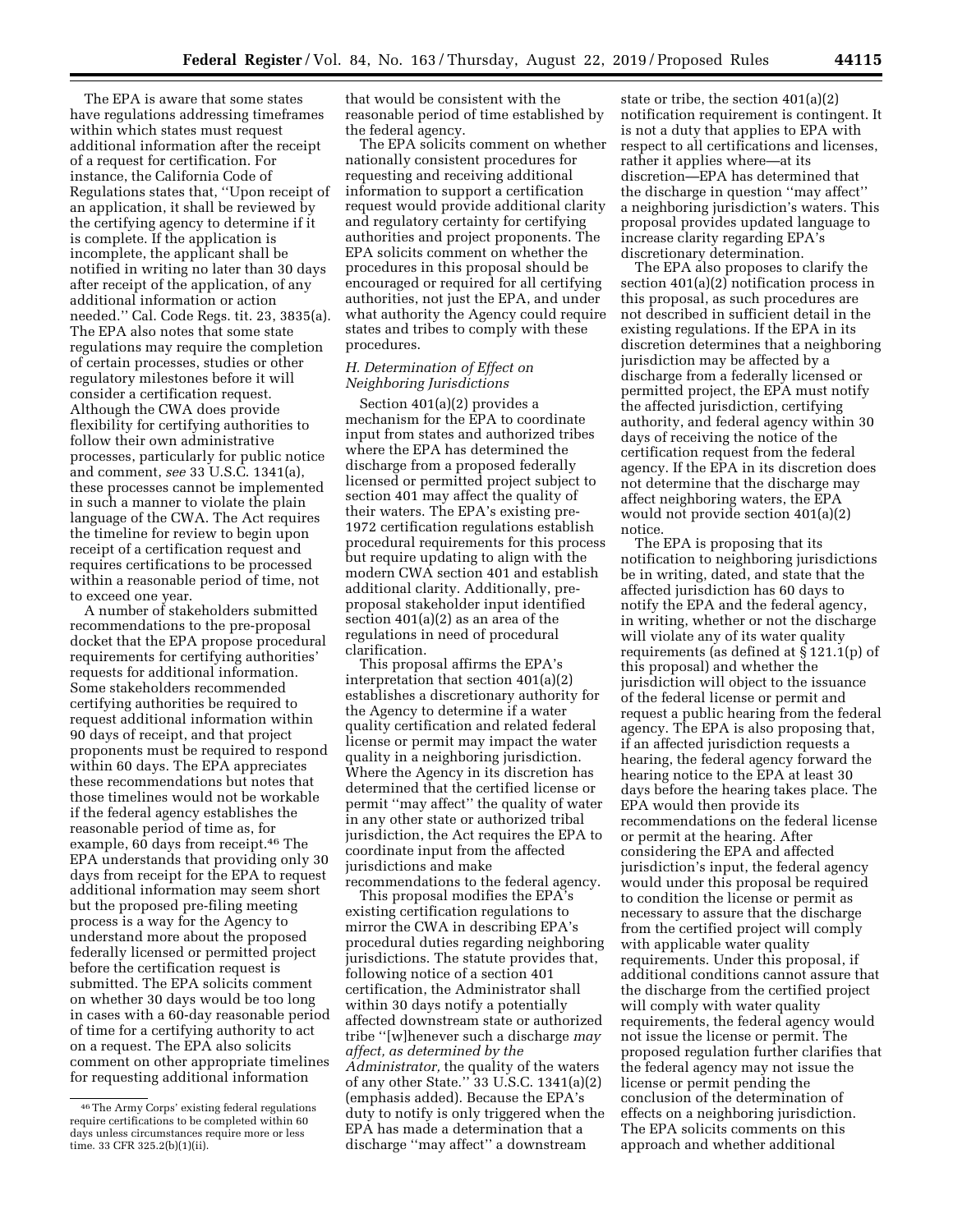The EPA is aware that some states have regulations addressing timeframes within which states must request additional information after the receipt of a request for certification. For instance, the California Code of Regulations states that, ''Upon receipt of an application, it shall be reviewed by the certifying agency to determine if it is complete. If the application is incomplete, the applicant shall be notified in writing no later than 30 days after receipt of the application, of any additional information or action needed.'' Cal. Code Regs. tit. 23, 3835(a). The EPA also notes that some state regulations may require the completion of certain processes, studies or other regulatory milestones before it will consider a certification request. Although the CWA does provide flexibility for certifying authorities to follow their own administrative processes, particularly for public notice and comment, *see* 33 U.S.C. 1341(a), these processes cannot be implemented in such a manner to violate the plain language of the CWA. The Act requires the timeline for review to begin upon receipt of a certification request and requires certifications to be processed within a reasonable period of time, not to exceed one year.

A number of stakeholders submitted recommendations to the pre-proposal docket that the EPA propose procedural requirements for certifying authorities' requests for additional information. Some stakeholders recommended certifying authorities be required to request additional information within 90 days of receipt, and that project proponents must be required to respond within 60 days. The EPA appreciates these recommendations but notes that those timelines would not be workable if the federal agency establishes the reasonable period of time as, for example, 60 days from receipt.[46] The EPA understands that providing only 30 days from receipt for the EPA to request additional information may seem short but the proposed pre-filing meeting process is a way for the Agency to understand more about the proposed federally licensed or permitted project before the certification request is submitted. The EPA solicits comment on whether 30 days would be too long in cases with a 60-day reasonable period of time for a certifying authority to act on a request. The EPA also solicits comment on other appropriate timelines for requesting additional information that would be consistent with the reasonable period of time established by the federal agency.

The EPA solicits comment on whether nationally consistent procedures for requesting and receiving additional information to support a certification request would provide additional clarity and regulatory certainty for certifying authorities and project proponents. The EPA solicits comment on whether the procedures in this proposal should be encouraged or required for all certifying authorities, not just the EPA, and under what authority the Agency could require states and tribes to comply with these procedures.

### *H. Determination of Effect on Neighboring Jurisdictions*

Section 401(a)(2) provides a mechanism for the EPA to coordinate input from states and authorized tribes where the EPA has determined the discharge from a proposed federally licensed or permitted project subject to section 401 may affect the quality of their waters. The EPA's existing pre-1972 certification regulations establish procedural requirements for this process but require updating to align with the modern CWA section 401 and establish additional clarity. Additionally, pre-proposal stakeholder input identified section 401(a)(2) as an area of the regulations in need of procedural clarification.

This proposal affirms the EPA's interpretation that section 401(a)(2) establishes a discretionary authority for the Agency to determine if a water quality certification and related federal license or permit may impact the water quality in a neighboring jurisdiction. Where the Agency in its discretion has determined that the certified license or permit ''may affect'' the quality of water in any other state or authorized tribal jurisdiction, the Act requires the EPA to coordinate input from the affected jurisdictions and make recommendations to the federal agency.

This proposal modifies the EPA's existing certification regulations to mirror the CWA in describing EPA's procedural duties regarding neighboring jurisdictions. The statute provides that, following notice of a section 401 certification, the Administrator shall within 30 days notify a potentially affected downstream state or authorized tribe ''[w]henever such a discharge *may affect, as determined by the Administrator,* the quality of the waters of any other State.'' 33 U.S.C. 1341(a)(2) (emphasis added). Because the EPA's duty to notify is only triggered when the EPA has made a determination that a discharge ''may affect'' a downstream state or tribe, the section 401(a)(2) notification requirement is contingent. It is not a duty that applies to EPA with respect to all certifications and licenses, rather it applies where—at its discretion—EPA has determined that the discharge in question ''may affect'' a neighboring jurisdiction's waters. This proposal provides updated language to increase clarity regarding EPA's discretionary determination.

The EPA also proposes to clarify the section 401(a)(2) notification process in this proposal, as such procedures are not described in sufficient detail in the existing regulations. If the EPA in its discretion determines that a neighboring jurisdiction may be affected by a discharge from a federally licensed or permitted project, the EPA must notify the affected jurisdiction, certifying authority, and federal agency within 30 days of receiving the notice of the certification request from the federal agency. If the EPA in its discretion does not determine that the discharge may affect neighboring waters, the EPA would not provide section 401(a)(2) notice.

The EPA is proposing that its notification to neighboring jurisdictions be in writing, dated, and state that the affected jurisdiction has 60 days to notify the EPA and the federal agency, in writing, whether or not the discharge will violate any of its water quality requirements (as defined at § 121.1(p) of this proposal) and whether the jurisdiction will object to the issuance of the federal license or permit and request a public hearing from the federal agency. The EPA is also proposing that, if an affected jurisdiction requests a hearing, the federal agency forward the hearing notice to the EPA at least 30 days before the hearing takes place. The EPA would then provide its recommendations on the federal license or permit at the hearing. After considering the EPA and affected jurisdiction's input, the federal agency would under this proposal be required to condition the license or permit as necessary to assure that the discharge from the certified project will comply with applicable water quality requirements. Under this proposal, if additional conditions cannot assure that the discharge from the certified project will comply with water quality requirements, the federal agency would not issue the license or permit. The proposed regulation further clarifies that the federal agency may not issue the license or permit pending the conclusion of the determination of effects on a neighboring jurisdiction. The EPA solicits comments on this approach and whether additional

[46] The Army Corps' existing federal regulations require certifications to be completed within 60 days unless circumstances require more or less time. 33 CFR 325.2(b)(1)(ii).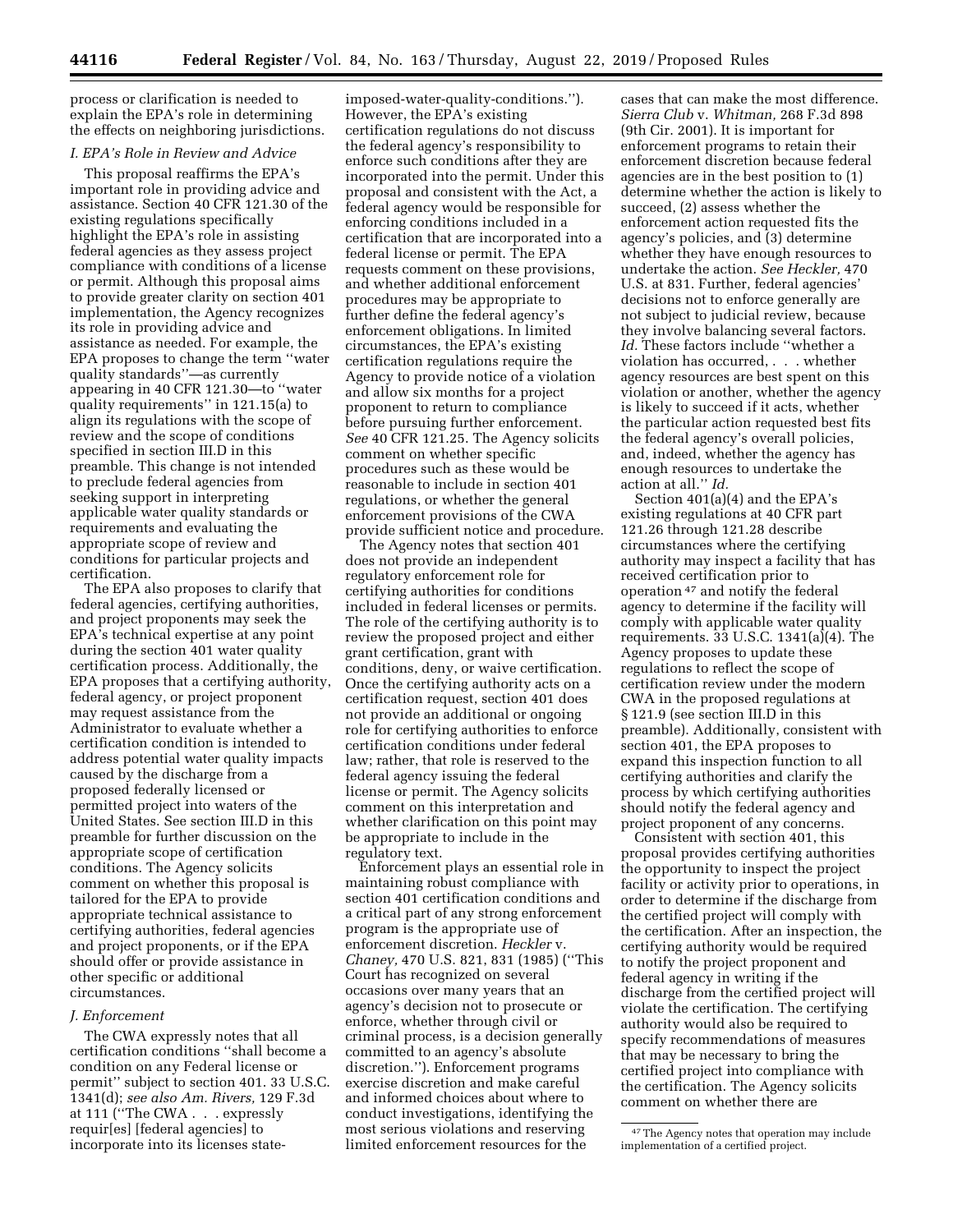process or clarification is needed to explain the EPA's role in determining the effects on neighboring jurisdictions.

### I. EPA's Role in Review and Advice

This proposal reaffirms the EPA's important role in providing advice and assistance. Section 40 CFR 121.30 of the existing regulations specifically highlight the EPA's role in assisting federal agencies as they assess project compliance with conditions of a license or permit. Although this proposal aims to provide greater clarity on section 401 implementation, the Agency recognizes its role in providing advice and assistance as needed. For example, the EPA proposes to change the term "water quality standards"—as currently appearing in 40 CFR 121.30—to "water quality requirements" in 121.15(a) to align its regulations with the scope of review and the scope of conditions specified in section III.D in this preamble. This change is not intended to preclude federal agencies from seeking support in interpreting applicable water quality standards or requirements and evaluating the appropriate scope of review and conditions for particular projects and certification.

The EPA also proposes to clarify that federal agencies, certifying authorities, and project proponents may seek the EPA's technical expertise at any point during the section 401 water quality certification process. Additionally, the EPA proposes that a certifying authority, federal agency, or project proponent may request assistance from the Administrator to evaluate whether a certification condition is intended to address potential water quality impacts caused by the discharge from a proposed federally licensed or permitted project into waters of the United States. See section III.D in this preamble for further discussion on the appropriate scope of certification conditions. The Agency solicits comment on whether this proposal is tailored for the EPA to provide appropriate technical assistance to certifying authorities, federal agencies and project proponents, or if the EPA should offer or provide assistance in other specific or additional circumstances.

### J. Enforcement

The CWA expressly notes that all certification conditions "shall become a condition on any Federal license or permit" subject to section 401. 33 U.S.C. 1341(d); *see also Am. Rivers,* 129 F.3d at 111 ("The CWA . . . expressly requir[es] [federal agencies] to incorporate into its licenses state-imposed-water-quality-conditions."). However, the EPA's existing certification regulations do not discuss the federal agency's responsibility to enforce such conditions after they are incorporated into the permit. Under this proposal and consistent with the Act, a federal agency would be responsible for enforcing conditions included in a certification that are incorporated into a federal license or permit. The EPA requests comment on these provisions, and whether additional enforcement procedures may be appropriate to further define the federal agency's enforcement obligations. In limited circumstances, the EPA's existing certification regulations require the Agency to provide notice of a violation and allow six months for a project proponent to return to compliance before pursuing further enforcement. *See* 40 CFR 121.25. The Agency solicits comment on whether specific procedures such as these would be reasonable to include in section 401 regulations, or whether the general enforcement provisions of the CWA provide sufficient notice and procedure.

The Agency notes that section 401 does not provide an independent regulatory enforcement role for certifying authorities for conditions included in federal licenses or permits. The role of the certifying authority is to review the proposed project and either grant certification, grant with conditions, deny, or waive certification. Once the certifying authority acts on a certification request, section 401 does not provide an additional or ongoing role for certifying authorities to enforce certification conditions under federal law; rather, that role is reserved to the federal agency issuing the federal license or permit. The Agency solicits comment on this interpretation and whether clarification on this point may be appropriate to include in the regulatory text.

Enforcement plays an essential role in maintaining robust compliance with section 401 certification conditions and a critical part of any strong enforcement program is the appropriate use of enforcement discretion. *Heckler* v. *Chaney,* 470 U.S. 821, 831 (1985) ("This Court has recognized on several occasions over many years that an agency's decision not to prosecute or enforce, whether through civil or criminal process, is a decision generally committed to an agency's absolute discretion."). Enforcement programs exercise discretion and make careful and informed choices about where to conduct investigations, identifying the most serious violations and reserving limited enforcement resources for the cases that can make the most difference. *Sierra Club* v. *Whitman,* 268 F.3d 898 (9th Cir. 2001). It is important for enforcement programs to retain their enforcement discretion because federal agencies are in the best position to (1) determine whether the action is likely to succeed, (2) assess whether the enforcement action requested fits the agency's policies, and (3) determine whether they have enough resources to undertake the action. *See Heckler,* 470 U.S. at 831. Further, federal agencies' decisions not to enforce generally are not subject to judicial review, because they involve balancing several factors. *Id.* These factors include "whether a violation has occurred, . . . whether agency resources are best spent on this violation or another, whether the agency is likely to succeed if it acts, whether the particular action requested best fits the federal agency's overall policies, and, indeed, whether the agency has enough resources to undertake the action at all." *Id.*

Section 401(a)(4) and the EPA's existing regulations at 40 CFR part 121.26 through 121.28 describe circumstances where the certifying authority may inspect a facility that has received certification prior to operation[47] and notify the federal agency to determine if the facility will comply with applicable water quality requirements. 33 U.S.C. 1341(a)(4). The Agency proposes to update these regulations to reflect the scope of certification review under the modern CWA in the proposed regulations at § 121.9 (see section III.D in this preamble). Additionally, consistent with section 401, the EPA proposes to expand this inspection function to all certifying authorities and clarify the process by which certifying authorities should notify the federal agency and project proponent of any concerns.

Consistent with section 401, this proposal provides certifying authorities the opportunity to inspect the project facility or activity prior to operations, in order to determine if the discharge from the certified project will comply with the certification. After an inspection, the certifying authority would be required to notify the project proponent and federal agency in writing if the discharge from the certified project will violate the certification. The certifying authority would also be required to specify recommendations of measures that may be necessary to bring the certified project into compliance with the certification. The Agency solicits comment on whether there are

[47] The Agency notes that operation may include implementation of a certified project.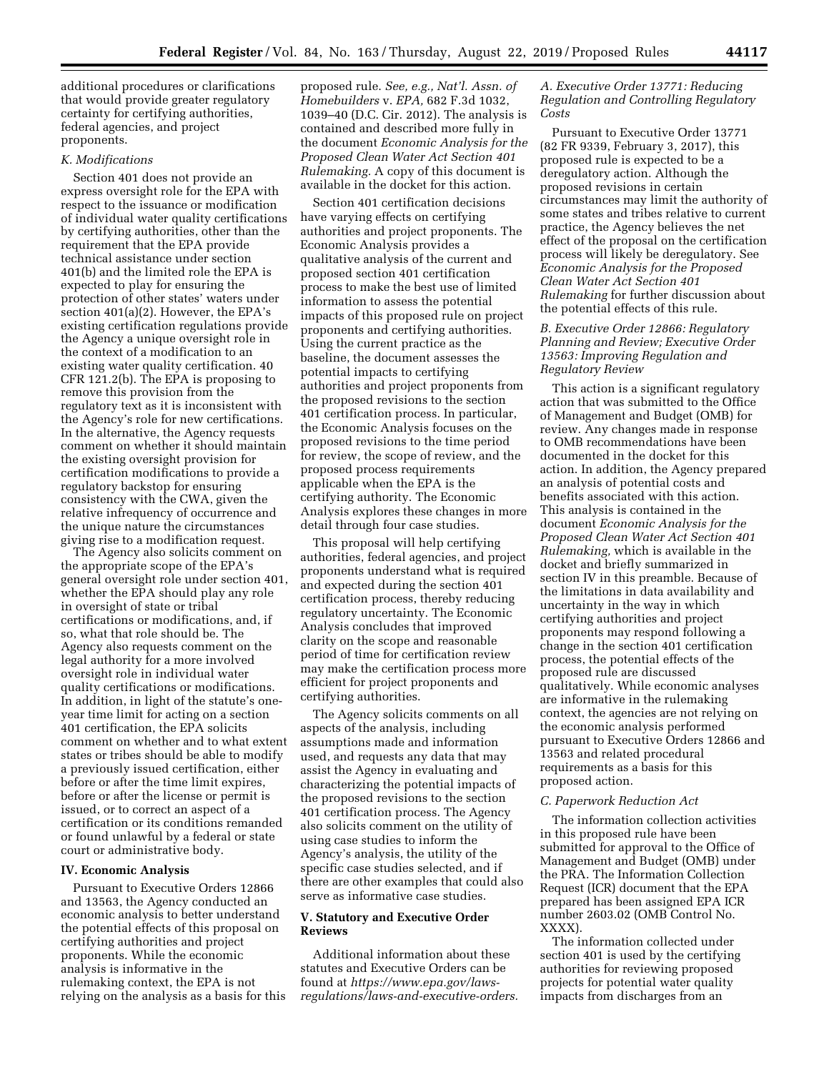additional procedures or clarifications that would provide greater regulatory certainty for certifying authorities, federal agencies, and project proponents.

### K. Modifications

Section 401 does not provide an express oversight role for the EPA with respect to the issuance or modification of individual water quality certifications by certifying authorities, other than the requirement that the EPA provide technical assistance under section 401(b) and the limited role the EPA is expected to play for ensuring the protection of other states' waters under section 401(a)(2). However, the EPA's existing certification regulations provide the Agency a unique oversight role in the context of a modification to an existing water quality certification. 40 CFR 121.2(b). The EPA is proposing to remove this provision from the regulatory text as it is inconsistent with the Agency's role for new certifications. In the alternative, the Agency requests comment on whether it should maintain the existing oversight provision for certification modifications to provide a regulatory backstop for ensuring consistency with the CWA, given the relative infrequency of occurrence and the unique nature the circumstances giving rise to a modification request.

The Agency also solicits comment on the appropriate scope of the EPA's general oversight role under section 401, whether the EPA should play any role in oversight of state or tribal certifications or modifications, and, if so, what that role should be. The Agency also requests comment on the legal authority for a more involved oversight role in individual water quality certifications or modifications. In addition, in light of the statute's one-year time limit for acting on a section 401 certification, the EPA solicits comment on whether and to what extent states or tribes should be able to modify a previously issued certification, either before or after the time limit expires, before or after the license or permit is issued, or to correct an aspect of a certification or its conditions remanded or found unlawful by a federal or state court or administrative body.

## IV. Economic Analysis

Pursuant to Executive Orders 12866 and 13563, the Agency conducted an economic analysis to better understand the potential effects of this proposal on certifying authorities and project proponents. While the economic analysis is informative in the rulemaking context, the EPA is not relying on the analysis as a basis for this proposed rule. *See, e.g., Nat'l. Assn. of Homebuilders* v. *EPA,* 682 F.3d 1032, 1039–40 (D.C. Cir. 2012). The analysis is contained and described more fully in the document *Economic Analysis for the Proposed Clean Water Act Section 401 Rulemaking.* A copy of this document is available in the docket for this action.

Section 401 certification decisions have varying effects on certifying authorities and project proponents. The Economic Analysis provides a qualitative analysis of the current and proposed section 401 certification process to make the best use of limited information to assess the potential impacts of this proposed rule on project proponents and certifying authorities. Using the current practice as the baseline, the document assesses the potential impacts to certifying authorities and project proponents from the proposed revisions to the section 401 certification process. In particular, the Economic Analysis focuses on the proposed revisions to the time period for review, the scope of review, and the proposed process requirements applicable when the EPA is the certifying authority. The Economic Analysis explores these changes in more detail through four case studies.

This proposal will help certifying authorities, federal agencies, and project proponents understand what is required and expected during the section 401 certification process, thereby reducing regulatory uncertainty. The Economic Analysis concludes that improved clarity on the scope and reasonable period of time for certification review may make the certification process more efficient for project proponents and certifying authorities.

The Agency solicits comments on all aspects of the analysis, including assumptions made and information used, and requests any data that may assist the Agency in evaluating and characterizing the potential impacts of the proposed revisions to the section 401 certification process. The Agency also solicits comment on the utility of using case studies to inform the Agency's analysis, the utility of the specific case studies selected, and if there are other examples that could also serve as informative case studies.

## V. Statutory and Executive Order Reviews

Additional information about these statutes and Executive Orders can be found at *https://www.epa.gov/laws-regulations/laws-and-executive-orders.*

### A. Executive Order 13771: Reducing Regulation and Controlling Regulatory Costs

Pursuant to Executive Order 13771 (82 FR 9339, February 3, 2017), this proposed rule is expected to be a deregulatory action. Although the proposed revisions in certain circumstances may limit the authority of some states and tribes relative to current practice, the Agency believes the net effect of the proposal on the certification process will likely be deregulatory. See *Economic Analysis for the Proposed Clean Water Act Section 401 Rulemaking* for further discussion about the potential effects of this rule.

### B. Executive Order 12866: Regulatory Planning and Review; Executive Order 13563: Improving Regulation and Regulatory Review

This action is a significant regulatory action that was submitted to the Office of Management and Budget (OMB) for review. Any changes made in response to OMB recommendations have been documented in the docket for this action. In addition, the Agency prepared an analysis of potential costs and benefits associated with this action. This analysis is contained in the document *Economic Analysis for the Proposed Clean Water Act Section 401 Rulemaking,* which is available in the docket and briefly summarized in section IV in this preamble. Because of the limitations in data availability and uncertainty in the way in which certifying authorities and project proponents may respond following a change in the section 401 certification process, the potential effects of the proposed rule are discussed qualitatively. While economic analyses are informative in the rulemaking context, the agencies are not relying on the economic analysis performed pursuant to Executive Orders 12866 and 13563 and related procedural requirements as a basis for this proposed action.

### C. Paperwork Reduction Act

The information collection activities in this proposed rule have been submitted for approval to the Office of Management and Budget (OMB) under the PRA. The Information Collection Request (ICR) document that the EPA prepared has been assigned EPA ICR number 2603.02 (OMB Control No. XXXX).

The information collected under section 401 is used by the certifying authorities for reviewing proposed projects for potential water quality impacts from discharges from an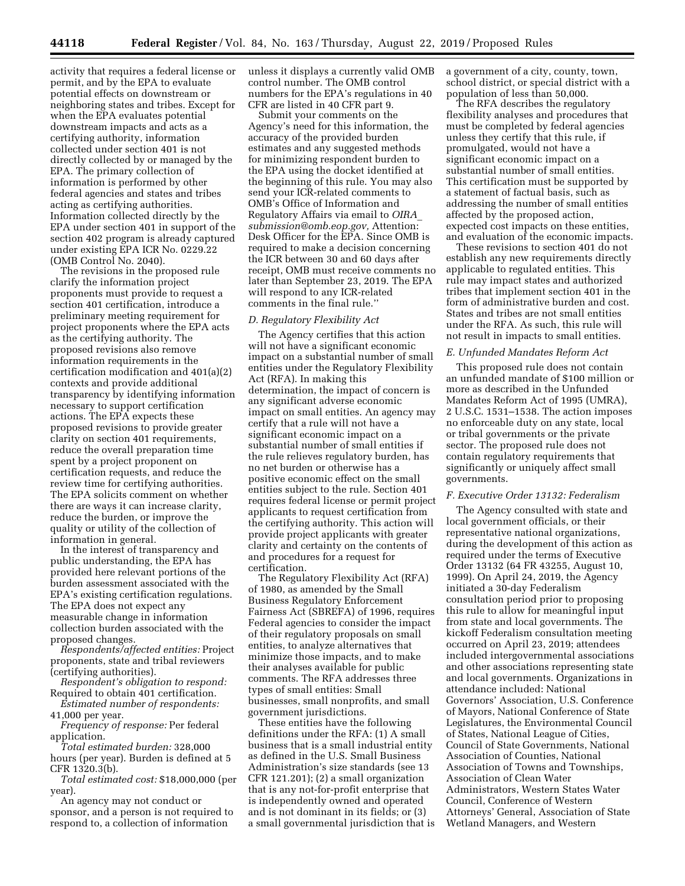activity that requires a federal license or permit, and by the EPA to evaluate potential effects on downstream or neighboring states and tribes. Except for when the EPA evaluates potential downstream impacts and acts as a certifying authority, information collected under section 401 is not directly collected by or managed by the EPA. The primary collection of information is performed by other federal agencies and states and tribes acting as certifying authorities. Information collected directly by the EPA under section 401 in support of the section 402 program is already captured under existing EPA ICR No. 0229.22 (OMB Control No. 2040).

The revisions in the proposed rule clarify the information project proponents must provide to request a section 401 certification, introduce a preliminary meeting requirement for project proponents where the EPA acts as the certifying authority. The proposed revisions also remove information requirements in the certification modification and 401(a)(2) contexts and provide additional transparency by identifying information necessary to support certification actions. The EPA expects these proposed revisions to provide greater clarity on section 401 requirements, reduce the overall preparation time spent by a project proponent on certification requests, and reduce the review time for certifying authorities. The EPA solicits comment on whether there are ways it can increase clarity, reduce the burden, or improve the quality or utility of the collection of information in general.

In the interest of transparency and public understanding, the EPA has provided here relevant portions of the burden assessment associated with the EPA's existing certification regulations. The EPA does not expect any measurable change in information collection burden associated with the proposed changes.

*Respondents/affected entities:* Project proponents, state and tribal reviewers (certifying authorities).

*Respondent's obligation to respond:* Required to obtain 401 certification.

*Estimated number of respondents:* 41,000 per year.

*Frequency of response:* Per federal application.

*Total estimated burden:* 328,000 hours (per year). Burden is defined at 5 CFR 1320.3(b).

*Total estimated cost:* $18,000,000 (per year).

An agency may not conduct or sponsor, and a person is not required to respond to, a collection of information unless it displays a currently valid OMB control number. The OMB control numbers for the EPA's regulations in 40 CFR are listed in 40 CFR part 9.

Submit your comments on the Agency's need for this information, the accuracy of the provided burden estimates and any suggested methods for minimizing respondent burden to the EPA using the docket identified at the beginning of this rule. You may also send your ICR-related comments to OMB's Office of Information and Regulatory Affairs via email to *OIRA_submission@omb.eop.gov,* Attention: Desk Officer for the EPA. Since OMB is required to make a decision concerning the ICR between 30 and 60 days after receipt, OMB must receive comments no later than September 23, 2019. The EPA will respond to any ICR-related comments in the final rule.''

### *D. Regulatory Flexibility Act*

The Agency certifies that this action will not have a significant economic impact on a substantial number of small entities under the Regulatory Flexibility Act (RFA). In making this determination, the impact of concern is any significant adverse economic impact on small entities. An agency may certify that a rule will not have a significant economic impact on a substantial number of small entities if the rule relieves regulatory burden, has no net burden or otherwise has a positive economic effect on the small entities subject to the rule. Section 401 requires federal license or permit project applicants to request certification from the certifying authority. This action will provide project applicants with greater clarity and certainty on the contents of and procedures for a request for certification.

The Regulatory Flexibility Act (RFA) of 1980, as amended by the Small Business Regulatory Enforcement Fairness Act (SBREFA) of 1996, requires Federal agencies to consider the impact of their regulatory proposals on small entities, to analyze alternatives that minimize those impacts, and to make their analyses available for public comments. The RFA addresses three types of small entities: Small businesses, small nonprofits, and small government jurisdictions.

These entities have the following definitions under the RFA: (1) A small business that is a small industrial entity as defined in the U.S. Small Business Administration's size standards (see 13 CFR 121.201); (2) a small organization that is any not-for-profit enterprise that is independently owned and operated and is not dominant in its fields; or (3) a small governmental jurisdiction that is a government of a city, county, town, school district, or special district with a population of less than 50,000.

The RFA describes the regulatory flexibility analyses and procedures that must be completed by federal agencies unless they certify that this rule, if promulgated, would not have a significant economic impact on a substantial number of small entities. This certification must be supported by a statement of factual basis, such as addressing the number of small entities affected by the proposed action, expected cost impacts on these entities, and evaluation of the economic impacts.

These revisions to section 401 do not establish any new requirements directly applicable to regulated entities. This rule may impact states and authorized tribes that implement section 401 in the form of administrative burden and cost. States and tribes are not small entities under the RFA. As such, this rule will not result in impacts to small entities.

### *E. Unfunded Mandates Reform Act*

This proposed rule does not contain an unfunded mandate of $100 million or more as described in the Unfunded Mandates Reform Act of 1995 (UMRA), 2 U.S.C. 1531–1538. The action imposes no enforceable duty on any state, local or tribal governments or the private sector. The proposed rule does not contain regulatory requirements that significantly or uniquely affect small governments.

### *F. Executive Order 13132: Federalism*

The Agency consulted with state and local government officials, or their representative national organizations, during the development of this action as required under the terms of Executive Order 13132 (64 FR 43255, August 10, 1999). On April 24, 2019, the Agency initiated a 30-day Federalism consultation period prior to proposing this rule to allow for meaningful input from state and local governments. The kickoff Federalism consultation meeting occurred on April 23, 2019; attendees included intergovernmental associations and other associations representing state and local governments. Organizations in attendance included: National Governors' Association, U.S. Conference of Mayors, National Conference of State Legislatures, the Environmental Council of States, National League of Cities, Council of State Governments, National Association of Counties, National Association of Towns and Townships, Association of Clean Water Administrators, Western States Water Council, Conference of Western Attorneys' General, Association of State Wetland Managers, and Western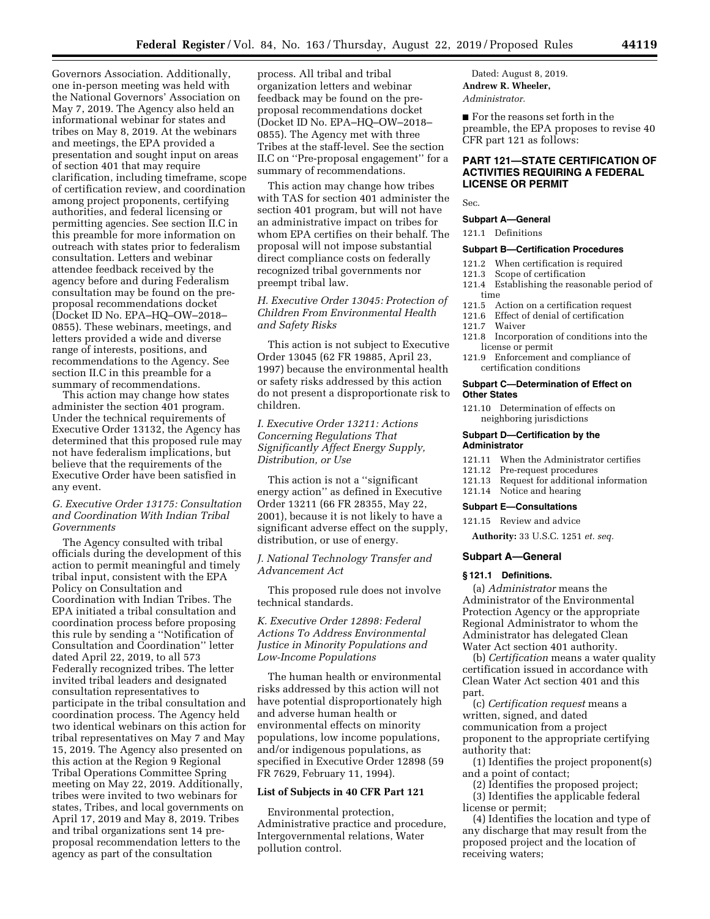Governors Association. Additionally, one in-person meeting was held with the National Governors' Association on May 7, 2019. The Agency also held an informational webinar for states and tribes on May 8, 2019. At the webinars and meetings, the EPA provided a presentation and sought input on areas of section 401 that may require clarification, including timeframe, scope of certification review, and coordination among project proponents, certifying authorities, and federal licensing or permitting agencies. See section II.C in this preamble for more information on outreach with states prior to federalism consultation. Letters and webinar attendee feedback received by the agency before and during Federalism consultation may be found on the pre-proposal recommendations docket (Docket ID No. EPA–HQ–OW–2018–0855). These webinars, meetings, and letters provided a wide and diverse range of interests, positions, and recommendations to the Agency. See section II.C in this preamble for a summary of recommendations.

This action may change how states administer the section 401 program. Under the technical requirements of Executive Order 13132, the Agency has determined that this proposed rule may not have federalism implications, but believe that the requirements of the Executive Order have been satisfied in any event.

### *G. Executive Order 13175: Consultation and Coordination With Indian Tribal Governments*

The Agency consulted with tribal officials during the development of this action to permit meaningful and timely tribal input, consistent with the EPA Policy on Consultation and Coordination with Indian Tribes. The EPA initiated a tribal consultation and coordination process before proposing this rule by sending a ''Notification of Consultation and Coordination'' letter dated April 22, 2019, to all 573 Federally recognized tribes. The letter invited tribal leaders and designated consultation representatives to participate in the tribal consultation and coordination process. The Agency held two identical webinars on this action for tribal representatives on May 7 and May 15, 2019. The Agency also presented on this action at the Region 9 Regional Tribal Operations Committee Spring meeting on May 22, 2019. Additionally, tribes were invited to two webinars for states, Tribes, and local governments on April 17, 2019 and May 8, 2019. Tribes and tribal organizations sent 14 pre-proposal recommendation letters to the agency as part of the consultation process. All tribal and tribal organization letters and webinar feedback may be found on the pre-proposal recommendations docket (Docket ID No. EPA–HQ–OW–2018–0855). The Agency met with three Tribes at the staff-level. See the section II.C on ''Pre-proposal engagement'' for a summary of recommendations.

This action may change how tribes with TAS for section 401 administer the section 401 program, but will not have an administrative impact on tribes for whom EPA certifies on their behalf. The proposal will not impose substantial direct compliance costs on federally recognized tribal governments nor preempt tribal law.

### *H. Executive Order 13045: Protection of Children From Environmental Health and Safety Risks*

This action is not subject to Executive Order 13045 (62 FR 19885, April 23, 1997) because the environmental health or safety risks addressed by this action do not present a disproportionate risk to children.

### *I. Executive Order 13211: Actions Concerning Regulations That Significantly Affect Energy Supply, Distribution, or Use*

This action is not a ''significant energy action'' as defined in Executive Order 13211 (66 FR 28355, May 22, 2001), because it is not likely to have a significant adverse effect on the supply, distribution, or use of energy.

### *J. National Technology Transfer and Advancement Act*

This proposed rule does not involve technical standards.

### *K. Executive Order 12898: Federal Actions To Address Environmental Justice in Minority Populations and Low-Income Populations*

The human health or environmental risks addressed by this action will not have potential disproportionately high and adverse human health or environmental effects on minority populations, low income populations, and/or indigenous populations, as specified in Executive Order 12898 (59 FR 7629, February 11, 1994).

## List of Subjects in 40 CFR Part 121

Environmental protection, Administrative practice and procedure, Intergovernmental relations, Water pollution control.

Dated: August 8, 2019.

**Andrew R. Wheeler,**

*Administrator.*

■ For the reasons set forth in the preamble, the EPA proposes to revise 40 CFR part 121 as follows:

## PART 121—STATE CERTIFICATION OF ACTIVITIES REQUIRING A FEDERAL LICENSE OR PERMIT

Sec.

**Subpart A—General**

121.1 Definitions

**Subpart B—Certification Procedures**

121.2 When certification is required
121.3 Scope of certification
121.4 Establishing the reasonable period of time
121.5 Action on a certification request
121.6 Effect of denial of certification
121.7 Waiver
121.8 Incorporation of conditions into the license or permit
121.9 Enforcement and compliance of certification conditions

**Subpart C—Determination of Effect on Other States**

121.10 Determination of effects on neighboring jurisdictions

**Subpart D—Certification by the Administrator**

121.11 When the Administrator certifies
121.12 Pre-request procedures
121.13 Request for additional information
121.14 Notice and hearing

**Subpart E—Consultations**

121.15 Review and advice

**Authority:** 33 U.S.C. 1251 *et. seq.*

### Subpart A—General

#### § 121.1 Definitions.

(a) *Administrator* means the Administrator of the Environmental Protection Agency or the appropriate Regional Administrator to whom the Administrator has delegated Clean Water Act section 401 authority.

(b) *Certification* means a water quality certification issued in accordance with Clean Water Act section 401 and this part.

(c) *Certification request* means a written, signed, and dated communication from a project proponent to the appropriate certifying authority that:

(1) Identifies the project proponent(s) and a point of contact;

(2) Identifies the proposed project;

(3) Identifies the applicable federal license or permit;

(4) Identifies the location and type of any discharge that may result from the proposed project and the location of receiving waters;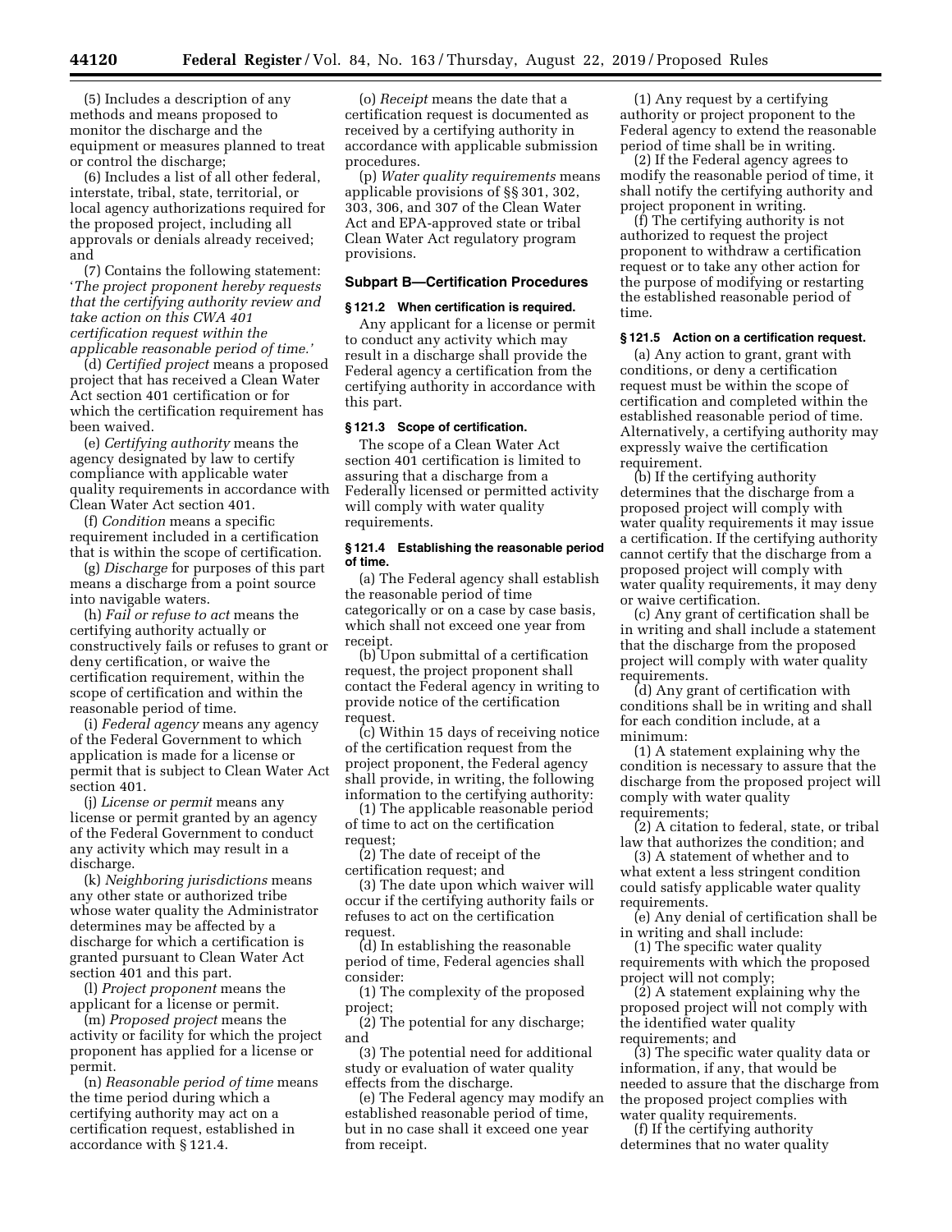(5) Includes a description of any methods and means proposed to monitor the discharge and the equipment or measures planned to treat or control the discharge;

(6) Includes a list of all other federal, interstate, tribal, state, territorial, or local agency authorizations required for the proposed project, including all approvals or denials already received; and

(7) Contains the following statement: '*The project proponent hereby requests that the certifying authority review and take action on this CWA 401 certification request within the applicable reasonable period of time.*'

(d) *Certified project* means a proposed project that has received a Clean Water Act section 401 certification or for which the certification requirement has been waived.

(e) *Certifying authority* means the agency designated by law to certify compliance with applicable water quality requirements in accordance with Clean Water Act section 401.

(f) *Condition* means a specific requirement included in a certification that is within the scope of certification.

(g) *Discharge* for purposes of this part means a discharge from a point source into navigable waters.

(h) *Fail or refuse to act* means the certifying authority actually or constructively fails or refuses to grant or deny certification, or waive the certification requirement, within the scope of certification and within the reasonable period of time.

(i) *Federal agency* means any agency of the Federal Government to which application is made for a license or permit that is subject to Clean Water Act section 401.

(j) *License or permit* means any license or permit granted by an agency of the Federal Government to conduct any activity which may result in a discharge.

(k) *Neighboring jurisdictions* means any other state or authorized tribe whose water quality the Administrator determines may be affected by a discharge for which a certification is granted pursuant to Clean Water Act section 401 and this part.

(l) *Project proponent* means the applicant for a license or permit.

(m) *Proposed project* means the activity or facility for which the project proponent has applied for a license or permit.

(n) *Reasonable period of time* means the time period during which a certifying authority may act on a certification request, established in accordance with § 121.4.

(o) *Receipt* means the date that a certification request is documented as received by a certifying authority in accordance with applicable submission procedures.

(p) *Water quality requirements* means applicable provisions of §§ 301, 302, 303, 306, and 307 of the Clean Water Act and EPA-approved state or tribal Clean Water Act regulatory program provisions.

## Subpart B—Certification Procedures

### § 121.2 When certification is required.

Any applicant for a license or permit to conduct any activity which may result in a discharge shall provide the Federal agency a certification from the certifying authority in accordance with this part.

### § 121.3 Scope of certification.

The scope of a Clean Water Act section 401 certification is limited to assuring that a discharge from a Federally licensed or permitted activity will comply with water quality requirements.

### § 121.4 Establishing the reasonable period of time.

(a) The Federal agency shall establish the reasonable period of time categorically or on a case by case basis, which shall not exceed one year from receipt.

(b) Upon submittal of a certification request, the project proponent shall contact the Federal agency in writing to provide notice of the certification request.

(c) Within 15 days of receiving notice of the certification request from the project proponent, the Federal agency shall provide, in writing, the following information to the certifying authority:

(1) The applicable reasonable period of time to act on the certification request;

(2) The date of receipt of the certification request; and

(3) The date upon which waiver will occur if the certifying authority fails or refuses to act on the certification request.

(d) In establishing the reasonable period of time, Federal agencies shall consider:

(1) The complexity of the proposed project;

(2) The potential for any discharge; and

(3) The potential need for additional study or evaluation of water quality effects from the discharge.

(e) The Federal agency may modify an established reasonable period of time, but in no case shall it exceed one year from receipt.

(1) Any request by a certifying authority or project proponent to the Federal agency to extend the reasonable period of time shall be in writing.

(2) If the Federal agency agrees to modify the reasonable period of time, it shall notify the certifying authority and project proponent in writing.

(f) The certifying authority is not authorized to request the project proponent to withdraw a certification request or to take any other action for the purpose of modifying or restarting the established reasonable period of time.

### § 121.5 Action on a certification request.

(a) Any action to grant, grant with conditions, or deny a certification request must be within the scope of certification and completed within the established reasonable period of time. Alternatively, a certifying authority may expressly waive the certification requirement.

(b) If the certifying authority determines that the discharge from a proposed project will comply with water quality requirements it may issue a certification. If the certifying authority cannot certify that the discharge from a proposed project will comply with water quality requirements, it may deny or waive certification.

(c) Any grant of certification shall be in writing and shall include a statement that the discharge from the proposed project will comply with water quality requirements.

(d) Any grant of certification with conditions shall be in writing and shall for each condition include, at a minimum:

(1) A statement explaining why the condition is necessary to assure that the discharge from the proposed project will comply with water quality requirements;

(2) A citation to federal, state, or tribal law that authorizes the condition; and

(3) A statement of whether and to what extent a less stringent condition could satisfy applicable water quality requirements.

(e) Any denial of certification shall be in writing and shall include:

(1) The specific water quality requirements with which the proposed project will not comply;

(2) A statement explaining why the proposed project will not comply with the identified water quality requirements; and

(3) The specific water quality data or information, if any, that would be needed to assure that the discharge from the proposed project complies with water quality requirements.

(f) If the certifying authority determines that no water quality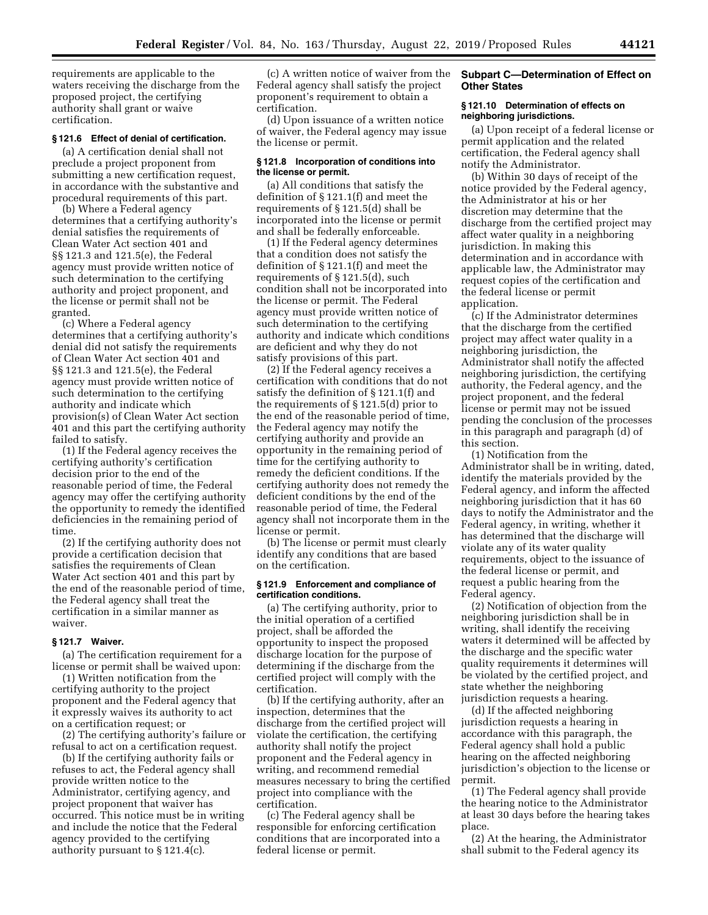requirements are applicable to the waters receiving the discharge from the proposed project, the certifying authority shall grant or waive certification.

**§ 121.6 Effect of denial of certification.**

(a) A certification denial shall not preclude a project proponent from submitting a new certification request, in accordance with the substantive and procedural requirements of this part.

(b) Where a Federal agency determines that a certifying authority's denial satisfies the requirements of Clean Water Act section 401 and §§ 121.3 and 121.5(e), the Federal agency must provide written notice of such determination to the certifying authority and project proponent, and the license or permit shall not be granted.

(c) Where a Federal agency determines that a certifying authority's denial did not satisfy the requirements of Clean Water Act section 401 and §§ 121.3 and 121.5(e), the Federal agency must provide written notice of such determination to the certifying authority and indicate which provision(s) of Clean Water Act section 401 and this part the certifying authority failed to satisfy.

(1) If the Federal agency receives the certifying authority's certification decision prior to the end of the reasonable period of time, the Federal agency may offer the certifying authority the opportunity to remedy the identified deficiencies in the remaining period of time.

(2) If the certifying authority does not provide a certification decision that satisfies the requirements of Clean Water Act section 401 and this part by the end of the reasonable period of time, the Federal agency shall treat the certification in a similar manner as waiver.

**§ 121.7 Waiver.**

(a) The certification requirement for a license or permit shall be waived upon:

(1) Written notification from the certifying authority to the project proponent and the Federal agency that it expressly waives its authority to act on a certification request; or

(2) The certifying authority's failure or refusal to act on a certification request.

(b) If the certifying authority fails or refuses to act, the Federal agency shall provide written notice to the Administrator, certifying agency, and project proponent that waiver has occurred. This notice must be in writing and include the notice that the Federal agency provided to the certifying authority pursuant to § 121.4(c).

(c) A written notice of waiver from the Federal agency shall satisfy the project proponent's requirement to obtain a certification.

(d) Upon issuance of a written notice of waiver, the Federal agency may issue the license or permit.

**§ 121.8 Incorporation of conditions into the license or permit.**

(a) All conditions that satisfy the definition of § 121.1(f) and meet the requirements of § 121.5(d) shall be incorporated into the license or permit and shall be federally enforceable.

(1) If the Federal agency determines that a condition does not satisfy the definition of § 121.1(f) and meet the requirements of § 121.5(d), such condition shall not be incorporated into the license or permit. The Federal agency must provide written notice of such determination to the certifying authority and indicate which conditions are deficient and why they do not satisfy provisions of this part.

(2) If the Federal agency receives a certification with conditions that do not satisfy the definition of § 121.1(f) and the requirements of § 121.5(d) prior to the end of the reasonable period of time, the Federal agency may notify the certifying authority and provide an opportunity in the remaining period of time for the certifying authority to remedy the deficient conditions. If the certifying authority does not remedy the deficient conditions by the end of the reasonable period of time, the Federal agency shall not incorporate them in the license or permit.

(b) The license or permit must clearly identify any conditions that are based on the certification.

**§ 121.9 Enforcement and compliance of certification conditions.**

(a) The certifying authority, prior to the initial operation of a certified project, shall be afforded the opportunity to inspect the proposed discharge location for the purpose of determining if the discharge from the certified project will comply with the certification.

(b) If the certifying authority, after an inspection, determines that the discharge from the certified project will violate the certification, the certifying authority shall notify the project proponent and the Federal agency in writing, and recommend remedial measures necessary to bring the certified project into compliance with the certification.

(c) The Federal agency shall be responsible for enforcing certification conditions that are incorporated into a federal license or permit.

## Subpart C—Determination of Effect on Other States

**§ 121.10 Determination of effects on neighboring jurisdictions.**

(a) Upon receipt of a federal license or permit application and the related certification, the Federal agency shall notify the Administrator.

(b) Within 30 days of receipt of the notice provided by the Federal agency, the Administrator at his or her discretion may determine that the discharge from the certified project may affect water quality in a neighboring jurisdiction. In making this determination and in accordance with applicable law, the Administrator may request copies of the certification and the federal license or permit application.

(c) If the Administrator determines that the discharge from the certified project may affect water quality in a neighboring jurisdiction, the Administrator shall notify the affected neighboring jurisdiction, the certifying authority, the Federal agency, and the project proponent, and the federal license or permit may not be issued pending the conclusion of the processes in this paragraph and paragraph (d) of this section.

(1) Notification from the Administrator shall be in writing, dated, identify the materials provided by the Federal agency, and inform the affected neighboring jurisdiction that it has 60 days to notify the Administrator and the Federal agency, in writing, whether it has determined that the discharge will violate any of its water quality requirements, object to the issuance of the federal license or permit, and request a public hearing from the Federal agency.

(2) Notification of objection from the neighboring jurisdiction shall be in writing, shall identify the receiving waters it determined will be affected by the discharge and the specific water quality requirements it determines will be violated by the certified project, and state whether the neighboring jurisdiction requests a hearing.

(d) If the affected neighboring jurisdiction requests a hearing in accordance with this paragraph, the Federal agency shall hold a public hearing on the affected neighboring jurisdiction's objection to the license or permit.

(1) The Federal agency shall provide the hearing notice to the Administrator at least 30 days before the hearing takes place.

(2) At the hearing, the Administrator shall submit to the Federal agency its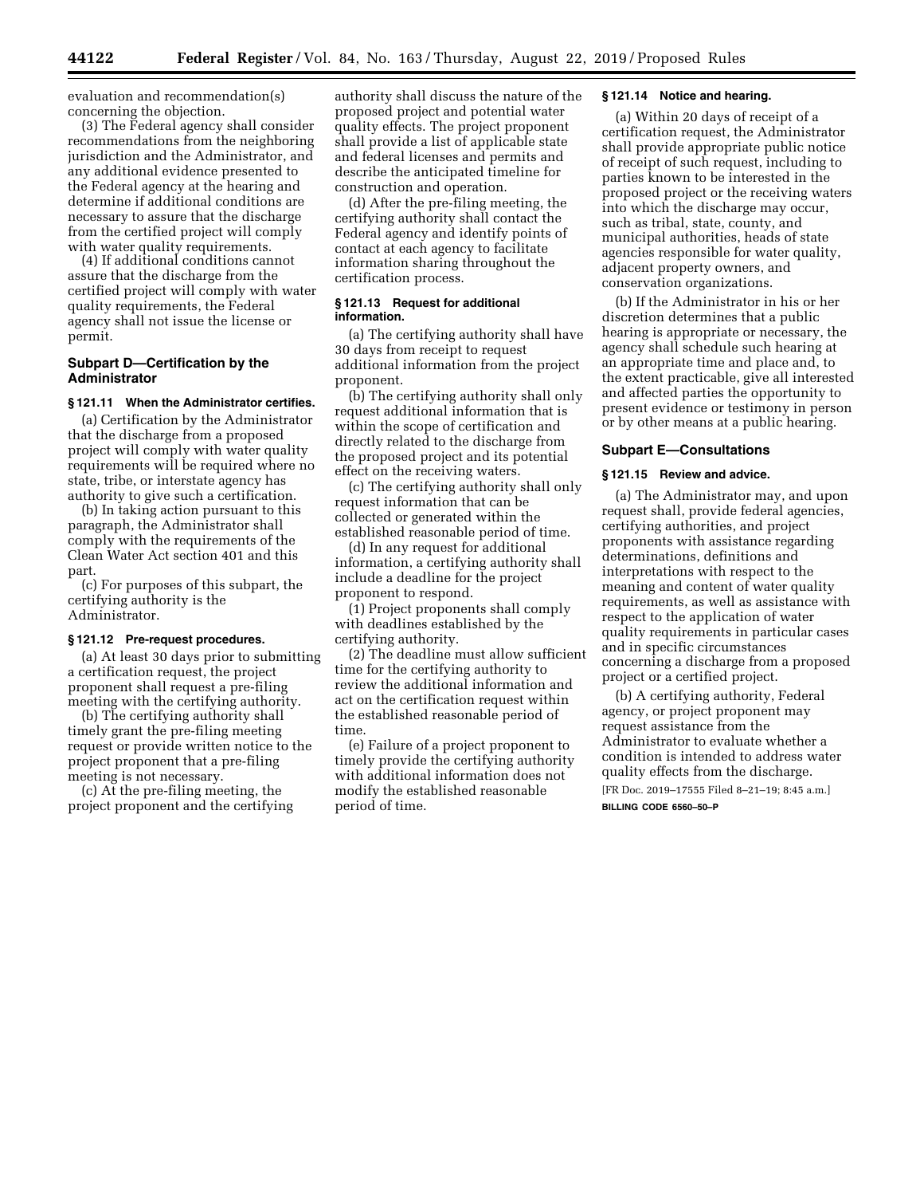evaluation and recommendation(s) concerning the objection.

(3) The Federal agency shall consider recommendations from the neighboring jurisdiction and the Administrator, and any additional evidence presented to the Federal agency at the hearing and determine if additional conditions are necessary to assure that the discharge from the certified project will comply with water quality requirements.

(4) If additional conditions cannot assure that the discharge from the certified project will comply with water quality requirements, the Federal agency shall not issue the license or permit.

## Subpart D—Certification by the Administrator

### § 121.11 When the Administrator certifies.

(a) Certification by the Administrator that the discharge from a proposed project will comply with water quality requirements will be required where no state, tribe, or interstate agency has authority to give such a certification.

(b) In taking action pursuant to this paragraph, the Administrator shall comply with the requirements of the Clean Water Act section 401 and this part.

(c) For purposes of this subpart, the certifying authority is the Administrator.

### § 121.12 Pre-request procedures.

(a) At least 30 days prior to submitting a certification request, the project proponent shall request a pre-filing meeting with the certifying authority.

(b) The certifying authority shall timely grant the pre-filing meeting request or provide written notice to the project proponent that a pre-filing meeting is not necessary.

(c) At the pre-filing meeting, the project proponent and the certifying authority shall discuss the nature of the proposed project and potential water quality effects. The project proponent shall provide a list of applicable state and federal licenses and permits and describe the anticipated timeline for construction and operation.

(d) After the pre-filing meeting, the certifying authority shall contact the Federal agency and identify points of contact at each agency to facilitate information sharing throughout the certification process.

### § 121.13 Request for additional information.

(a) The certifying authority shall have 30 days from receipt to request additional information from the project proponent.

(b) The certifying authority shall only request additional information that is within the scope of certification and directly related to the discharge from the proposed project and its potential effect on the receiving waters.

(c) The certifying authority shall only request information that can be collected or generated within the established reasonable period of time.

(d) In any request for additional information, a certifying authority shall include a deadline for the project proponent to respond.

(1) Project proponents shall comply with deadlines established by the certifying authority.

(2) The deadline must allow sufficient time for the certifying authority to review the additional information and act on the certification request within the established reasonable period of time.

(e) Failure of a project proponent to timely provide the certifying authority with additional information does not modify the established reasonable period of time.

### § 121.14 Notice and hearing.

(a) Within 20 days of receipt of a certification request, the Administrator shall provide appropriate public notice of receipt of such request, including to parties known to be interested in the proposed project or the receiving waters into which the discharge may occur, such as tribal, state, county, and municipal authorities, heads of state agencies responsible for water quality, adjacent property owners, and conservation organizations.

(b) If the Administrator in his or her discretion determines that a public hearing is appropriate or necessary, the agency shall schedule such hearing at an appropriate time and place and, to the extent practicable, give all interested and affected parties the opportunity to present evidence or testimony in person or by other means at a public hearing.

## Subpart E—Consultations

### § 121.15 Review and advice.

(a) The Administrator may, and upon request shall, provide federal agencies, certifying authorities, and project proponents with assistance regarding determinations, definitions and interpretations with respect to the meaning and content of water quality requirements, as well as assistance with respect to the application of water quality requirements in particular cases and in specific circumstances concerning a discharge from a proposed project or a certified project.

(b) A certifying authority, Federal agency, or project proponent may request assistance from the Administrator to evaluate whether a condition is intended to address water quality effects from the discharge.

[FR Doc. 2019–17555 Filed 8–21–19; 8:45 a.m.]

**BILLING CODE 6560–50–P**